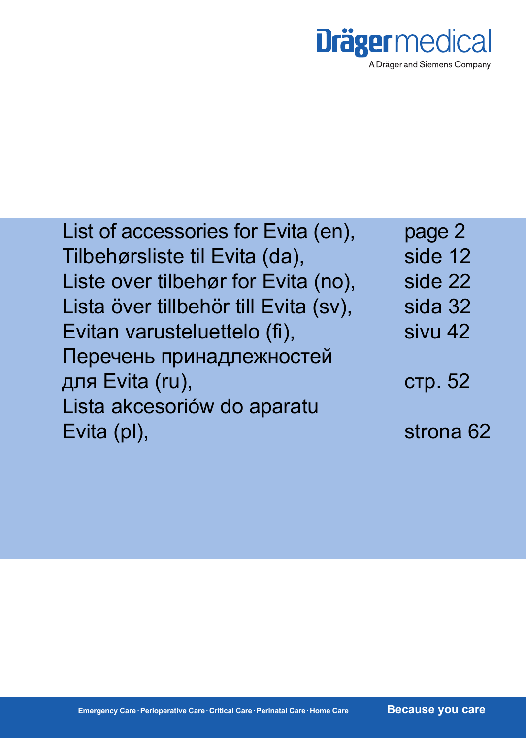**Dräger medical**
A Dräger and Siemens Company

| | |
|---|---|
| List of accessories for Evita (en), | page 2 |
| Tilbehørsliste til Evita (da), | side 12 |
| Liste over tilbehør for Evita (no), | side 22 |
| Lista över tillbehör till Evita (sv), | sida 32 |
| Evitan varusteluettelo (fi), | sivu 42 |
| Перечень принадлежностей для Evita (ru), | стр. 52 |
| Lista akcesoriów do aparatu Evita (pl), | strona 62 |

Emergency Care · Perioperative Care · Critical Care · Perinatal Care · Home Care

**Because you care**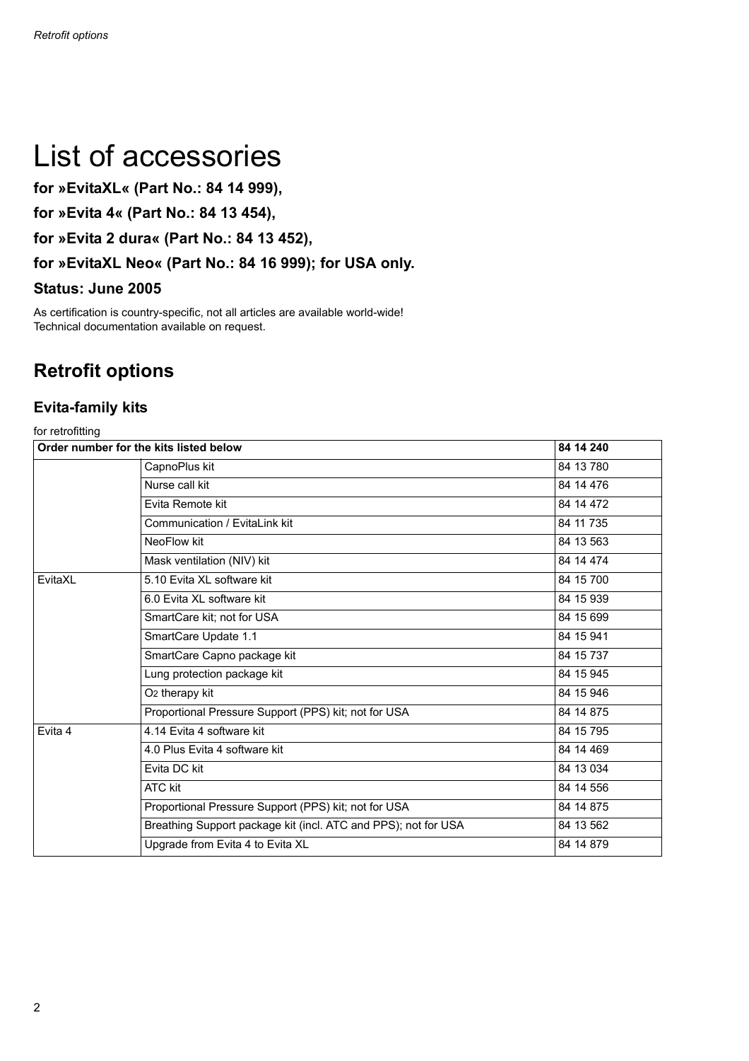# List of accessories

**for »EvitaXL« (Part No.: 84 14 999),**

**for »Evita 4« (Part No.: 84 13 454),**

**for »Evita 2 dura« (Part No.: 84 13 452),**

**for »EvitaXL Neo« (Part No.: 84 16 999); for USA only.**

### Status: June 2005

As certification is country-specific, not all articles are available world-wide!
Technical documentation available on request.

## Retrofit options

### Evita-family kits

for retrofitting

| Order number for the kits listed below | | 84 14 240 |
|---|---|---|
| | CapnoPlus kit | 84 13 780 |
| | Nurse call kit | 84 14 476 |
| | Evita Remote kit | 84 14 472 |
| | Communication / EvitaLink kit | 84 11 735 |
| | NeoFlow kit | 84 13 563 |
| | Mask ventilation (NIV) kit | 84 14 474 |
| EvitaXL | 5.10 Evita XL software kit | 84 15 700 |
| | 6.0 Evita XL software kit | 84 15 939 |
| | SmartCare kit; not for USA | 84 15 699 |
| | SmartCare Update 1.1 | 84 15 941 |
| | SmartCare Capno package kit | 84 15 737 |
| | Lung protection package kit | 84 15 945 |
| | $O_2$ therapy kit | 84 15 946 |
| | Proportional Pressure Support (PPS) kit; not for USA | 84 14 875 |
| Evita 4 | 4.14 Evita 4 software kit | 84 15 795 |
| | 4.0 Plus Evita 4 software kit | 84 14 469 |
| | Evita DC kit | 84 13 034 |
| | ATC kit | 84 14 556 |
| | Proportional Pressure Support (PPS) kit; not for USA | 84 14 875 |
| | Breathing Support package kit (incl. ATC and PPS); not for USA | 84 13 562 |
| | Upgrade from Evita 4 to Evita XL | 84 14 879 |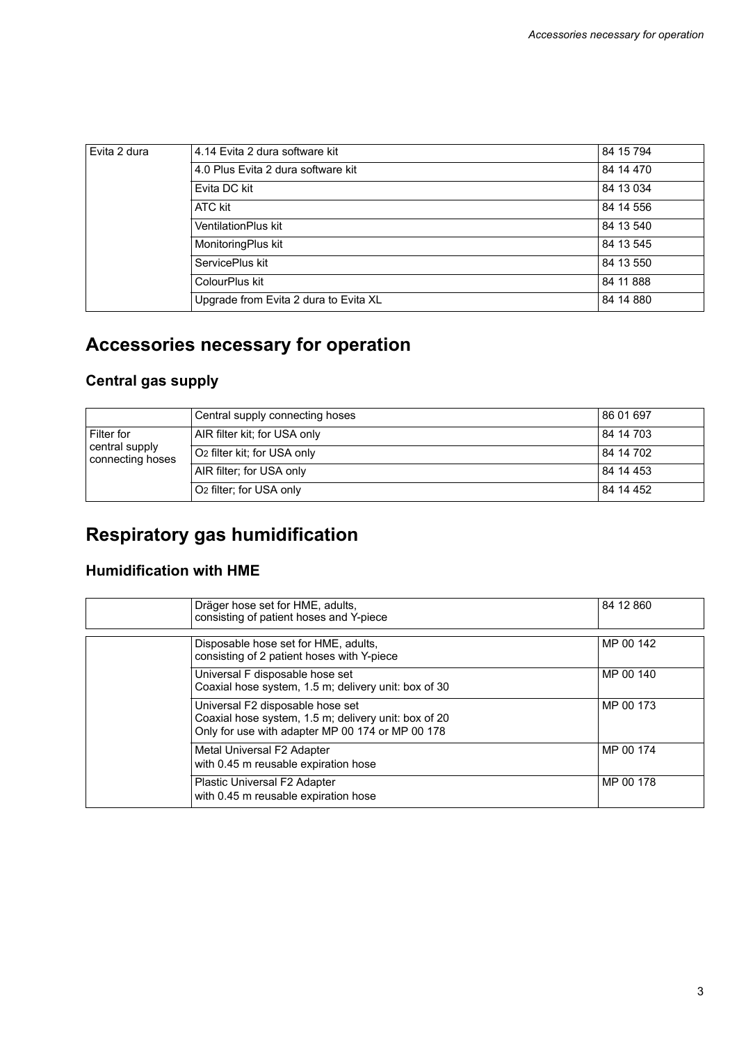| | | |
|---|---|---|
| Evita 2 dura | 4.14 Evita 2 dura software kit | 84 15 794 |
| | 4.0 Plus Evita 2 dura software kit | 84 14 470 |
| | Evita DC kit | 84 13 034 |
| | ATC kit | 84 14 556 |
| | VentilationPlus kit | 84 13 540 |
| | MonitoringPlus kit | 84 13 545 |
| | ServicePlus kit | 84 13 550 |
| | ColourPlus kit | 84 11 888 |
| | Upgrade from Evita 2 dura to Evita XL | 84 14 880 |

# Accessories necessary for operation

## Central gas supply

| | | |
|---|---|---|
| | Central supply connecting hoses | 86 01 697 |
| Filter for central supply connecting hoses | AIR filter kit; for USA only | 84 14 703 |
| | $O_2$ filter kit; for USA only | 84 14 702 |
| | AIR filter; for USA only | 84 14 453 |
| | $O_2$ filter; for USA only | 84 14 452 |

# Respiratory gas humidification

## Humidification with HME

| | | |
|---|---|---|
| | Dräger hose set for HME, adults, consisting of patient hoses and Y-piece | 84 12 860 |

| | | |
|---|---|---|
| | Disposable hose set for HME, adults, consisting of 2 patient hoses with Y-piece | MP 00 142 |
| | Universal F disposable hose set Coaxial hose system, 1.5 m; delivery unit: box of 30 | MP 00 140 |
| | Universal F2 disposable hose set Coaxial hose system, 1.5 m; delivery unit: box of 20 Only for use with adapter MP 00 174 or MP 00 178 | MP 00 173 |
| | Metal Universal F2 Adapter with 0.45 m reusable expiration hose | MP 00 174 |
| | Plastic Universal F2 Adapter with 0.45 m reusable expiration hose | MP 00 178 |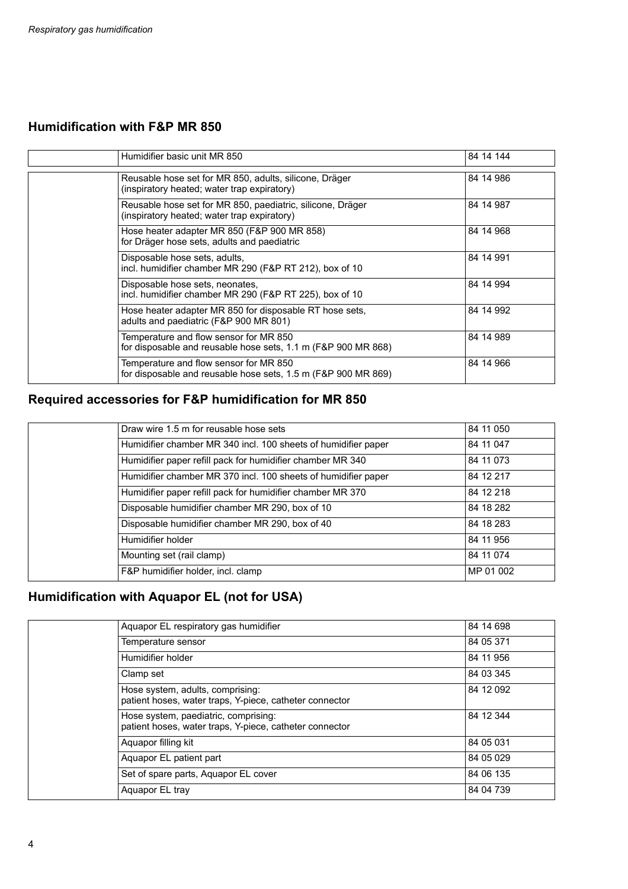## Humidification with F&P MR 850

| | | |
|---|---|---|
| | Humidifier basic unit MR 850 | 84 14 144 |
| | Reusable hose set for MR 850, adults, silicone, Dräger (inspiratory heated; water trap expiratory) | 84 14 986 |
| | Reusable hose set for MR 850, paediatric, silicone, Dräger (inspiratory heated; water trap expiratory) | 84 14 987 |
| | Hose heater adapter MR 850 (F&P 900 MR 858) for Dräger hose sets, adults and paediatric | 84 14 968 |
| | Disposable hose sets, adults, incl. humidifier chamber MR 290 (F&P RT 212), box of 10 | 84 14 991 |
| | Disposable hose sets, neonates, incl. humidifier chamber MR 290 (F&P RT 225), box of 10 | 84 14 994 |
| | Hose heater adapter MR 850 for disposable RT hose sets, adults and paediatric (F&P 900 MR 801) | 84 14 992 |
| | Temperature and flow sensor for MR 850 for disposable and reusable hose sets, 1.1 m (F&P 900 MR 868) | 84 14 989 |
| | Temperature and flow sensor for MR 850 for disposable and reusable hose sets, 1.5 m (F&P 900 MR 869) | 84 14 966 |

## Required accessories for F&P humidification for MR 850

| | | |
|---|---|---|
| | Draw wire 1.5 m for reusable hose sets | 84 11 050 |
| | Humidifier chamber MR 340 incl. 100 sheets of humidifier paper | 84 11 047 |
| | Humidifier paper refill pack for humidifier chamber MR 340 | 84 11 073 |
| | Humidifier chamber MR 370 incl. 100 sheets of humidifier paper | 84 12 217 |
| | Humidifier paper refill pack for humidifier chamber MR 370 | 84 12 218 |
| | Disposable humidifier chamber MR 290, box of 10 | 84 18 282 |
| | Disposable humidifier chamber MR 290, box of 40 | 84 18 283 |
| | Humidifier holder | 84 11 956 |
| | Mounting set (rail clamp) | 84 11 074 |
| | F&P humidifier holder, incl. clamp | MP 01 002 |

## Humidification with Aquapor EL (not for USA)

| | | |
|---|---|---|
| | Aquapor EL respiratory gas humidifier | 84 14 698 |
| | Temperature sensor | 84 05 371 |
| | Humidifier holder | 84 11 956 |
| | Clamp set | 84 03 345 |
| | Hose system, adults, comprising: patient hoses, water traps, Y-piece, catheter connector | 84 12 092 |
| | Hose system, paediatric, comprising: patient hoses, water traps, Y-piece, catheter connector | 84 12 344 |
| | Aquapor filling kit | 84 05 031 |
| | Aquapor EL patient part | 84 05 029 |
| | Set of spare parts, Aquapor EL cover | 84 06 135 |
| | Aquapor EL tray | 84 04 739 |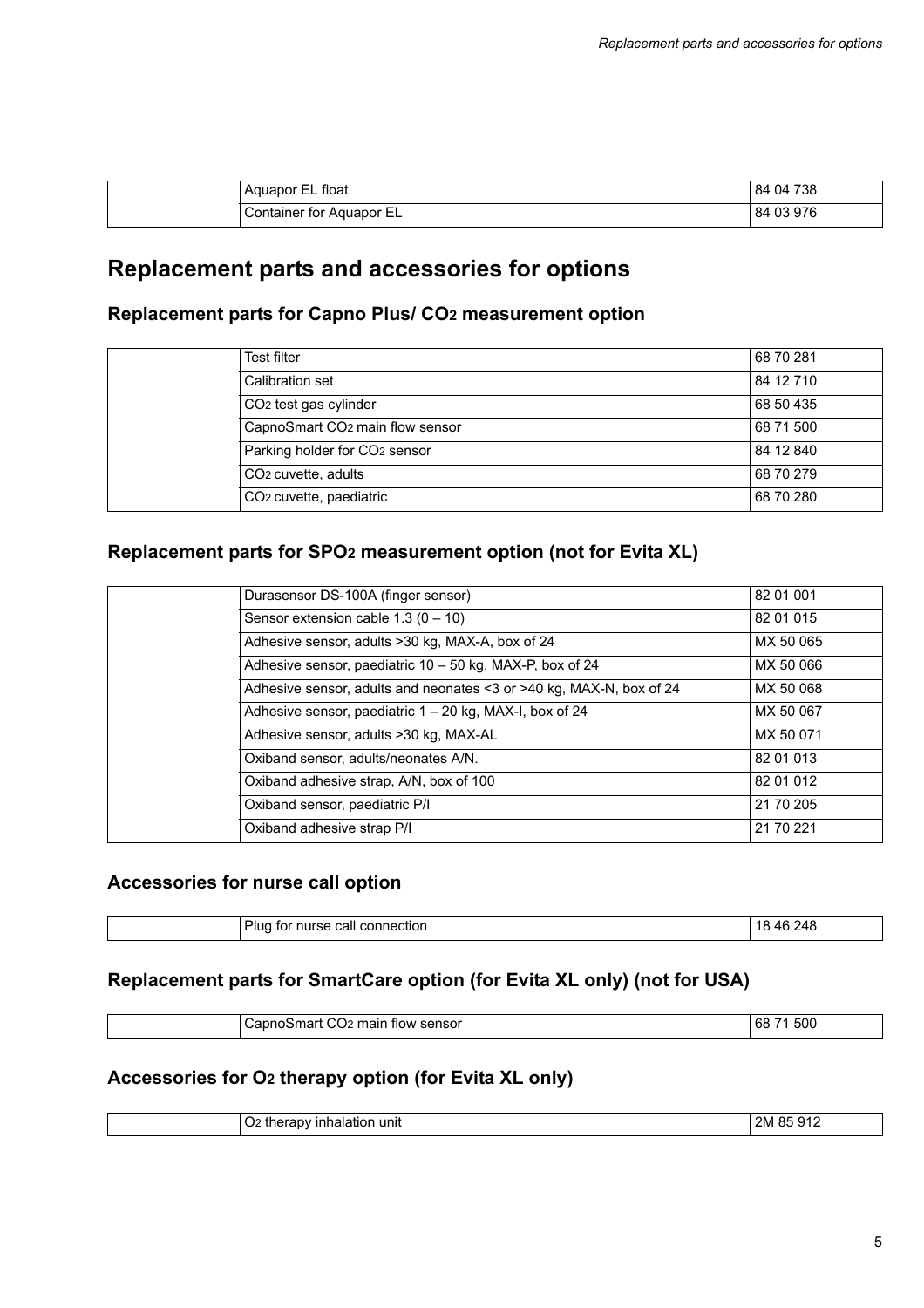| | | |
|---|---|---|
| | Aquapor EL float | 84 04 738 |
| | Container for Aquapor EL | 84 03 976 |

## Replacement parts and accessories for options

### Replacement parts for Capno Plus/ $CO_2$ measurement option

| | | |
|---|---|---|
| | Test filter | 68 70 281 |
| | Calibration set | 84 12 710 |
| | $CO_2$ test gas cylinder | 68 50 435 |
| | CapnoSmart $CO_2$ main flow sensor | 68 71 500 |
| | Parking holder for $CO_2$ sensor | 84 12 840 |
| | $CO_2$ cuvette, adults | 68 70 279 |
| | $CO_2$ cuvette, paediatric | 68 70 280 |

### Replacement parts for $SPO_2$ measurement option (not for Evita XL)

| | | |
|---|---|---|
| | Durasensor DS-100A (finger sensor) | 82 01 001 |
| | Sensor extension cable 1.3 (0 – 10) | 82 01 015 |
| | Adhesive sensor, adults >30 kg, MAX-A, box of 24 | MX 50 065 |
| | Adhesive sensor, paediatric 10 – 50 kg, MAX-P, box of 24 | MX 50 066 |
| | Adhesive sensor, adults and neonates <3 or >40 kg, MAX-N, box of 24 | MX 50 068 |
| | Adhesive sensor, paediatric 1 – 20 kg, MAX-I, box of 24 | MX 50 067 |
| | Adhesive sensor, adults >30 kg, MAX-AL | MX 50 071 |
| | Oxiband sensor, adults/neonates A/N. | 82 01 013 |
| | Oxiband adhesive strap, A/N, box of 100 | 82 01 012 |
| | Oxiband sensor, paediatric P/I | 21 70 205 |
| | Oxiband adhesive strap P/I | 21 70 221 |

### Accessories for nurse call option

| | | |
|---|---|---|
| | Plug for nurse call connection | 18 46 248 |

### Replacement parts for SmartCare option (for Evita XL only) (not for USA)

| | | |
|---|---|---|
| | CapnoSmart $CO_2$ main flow sensor | 68 71 500 |

### Accessories for $O_2$ therapy option (for Evita XL only)

| | | |
|---|---|---|
| | $O_2$ therapy inhalation unit | 2M 85 912 |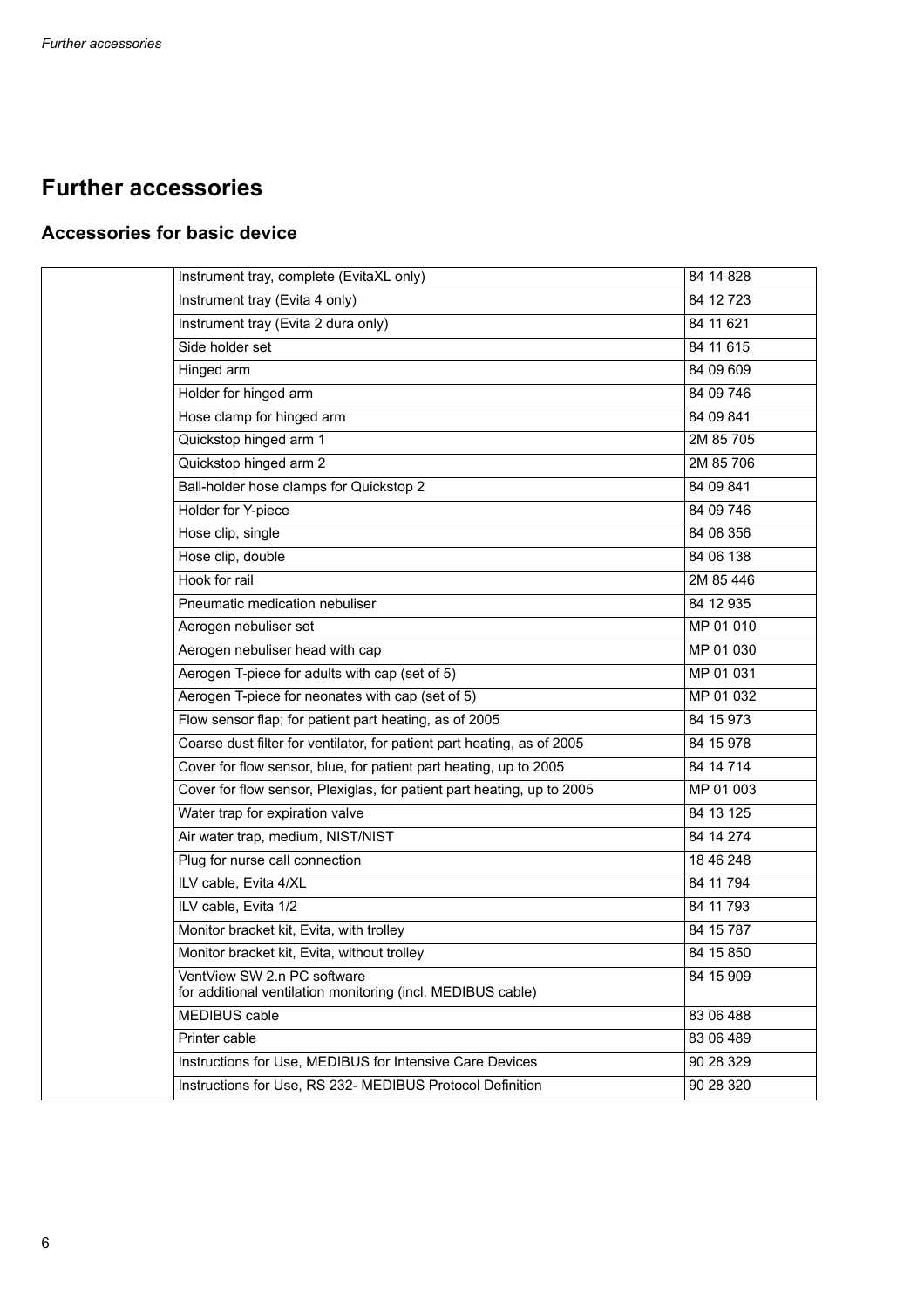# Further accessories

## Accessories for basic device

| | | |
|---|---|---|
| | Instrument tray, complete (EvitaXL only) | 84 14 828 |
| | Instrument tray (Evita 4 only) | 84 12 723 |
| | Instrument tray (Evita 2 dura only) | 84 11 621 |
| | Side holder set | 84 11 615 |
| | Hinged arm | 84 09 609 |
| | Holder for hinged arm | 84 09 746 |
| | Hose clamp for hinged arm | 84 09 841 |
| | Quickstop hinged arm 1 | 2M 85 705 |
| | Quickstop hinged arm 2 | 2M 85 706 |
| | Ball-holder hose clamps for Quickstop 2 | 84 09 841 |
| | Holder for Y-piece | 84 09 746 |
| | Hose clip, single | 84 08 356 |
| | Hose clip, double | 84 06 138 |
| | Hook for rail | 2M 85 446 |
| | Pneumatic medication nebuliser | 84 12 935 |
| | Aerogen nebuliser set | MP 01 010 |
| | Aerogen nebuliser head with cap | MP 01 030 |
| | Aerogen T-piece for adults with cap (set of 5) | MP 01 031 |
| | Aerogen T-piece for neonates with cap (set of 5) | MP 01 032 |
| | Flow sensor flap; for patient part heating, as of 2005 | 84 15 973 |
| | Coarse dust filter for ventilator, for patient part heating, as of 2005 | 84 15 978 |
| | Cover for flow sensor, blue, for patient part heating, up to 2005 | 84 14 714 |
| | Cover for flow sensor, Plexiglas, for patient part heating, up to 2005 | MP 01 003 |
| | Water trap for expiration valve | 84 13 125 |
| | Air water trap, medium, NIST/NIST | 84 14 274 |
| | Plug for nurse call connection | 18 46 248 |
| | ILV cable, Evita 4/XL | 84 11 794 |
| | ILV cable, Evita 1/2 | 84 11 793 |
| | Monitor bracket kit, Evita, with trolley | 84 15 787 |
| | Monitor bracket kit, Evita, without trolley | 84 15 850 |
| | VentView SW 2.n PC software for additional ventilation monitoring (incl. MEDIBUS cable) | 84 15 909 |
| | MEDIBUS cable | 83 06 488 |
| | Printer cable | 83 06 489 |
| | Instructions for Use, MEDIBUS for Intensive Care Devices | 90 28 329 |
| | Instructions for Use, RS 232- MEDIBUS Protocol Definition | 90 28 320 |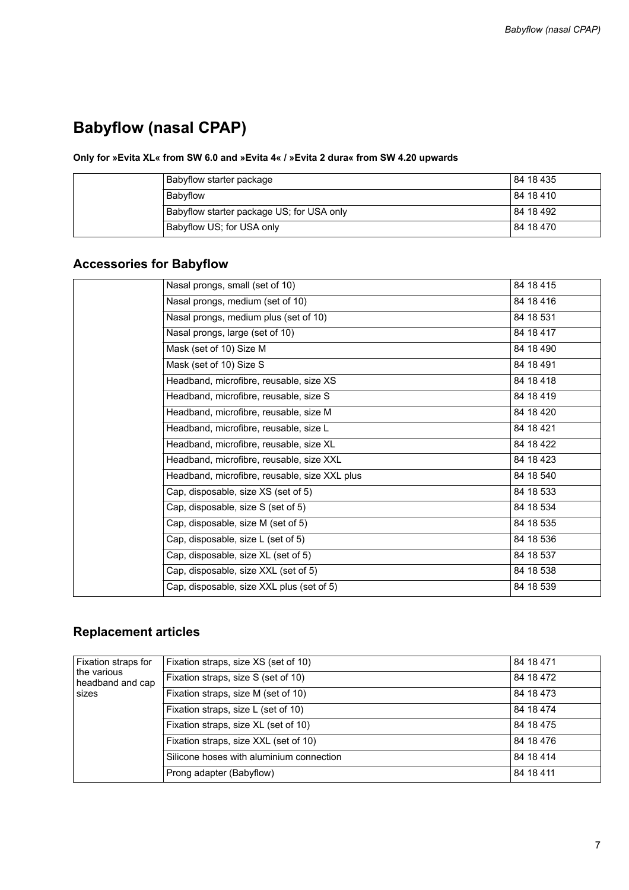# Babyflow (nasal CPAP)

**Only for »Evita XL« from SW 6.0 and »Evita 4« / »Evita 2 dura« from SW 4.20 upwards**

| | | |
|---|---|---|
| | Babyflow starter package | 84 18 435 |
| | Babyflow | 84 18 410 |
| | Babyflow starter package US; for USA only | 84 18 492 |
| | Babyflow US; for USA only | 84 18 470 |

## Accessories for Babyflow

| | | |
|---|---|---|
| | Nasal prongs, small (set of 10) | 84 18 415 |
| | Nasal prongs, medium (set of 10) | 84 18 416 |
| | Nasal prongs, medium plus (set of 10) | 84 18 531 |
| | Nasal prongs, large (set of 10) | 84 18 417 |
| | Mask (set of 10) Size M | 84 18 490 |
| | Mask (set of 10) Size S | 84 18 491 |
| | Headband, microfibre, reusable, size XS | 84 18 418 |
| | Headband, microfibre, reusable, size S | 84 18 419 |
| | Headband, microfibre, reusable, size M | 84 18 420 |
| | Headband, microfibre, reusable, size L | 84 18 421 |
| | Headband, microfibre, reusable, size XL | 84 18 422 |
| | Headband, microfibre, reusable, size XXL | 84 18 423 |
| | Headband, microfibre, reusable, size XXL plus | 84 18 540 |
| | Cap, disposable, size XS (set of 5) | 84 18 533 |
| | Cap, disposable, size S (set of 5) | 84 18 534 |
| | Cap, disposable, size M (set of 5) | 84 18 535 |
| | Cap, disposable, size L (set of 5) | 84 18 536 |
| | Cap, disposable, size XL (set of 5) | 84 18 537 |
| | Cap, disposable, size XXL (set of 5) | 84 18 538 |
| | Cap, disposable, size XXL plus (set of 5) | 84 18 539 |

## Replacement articles

| | | |
|---|---|---|
| Fixation straps for the various headband and cap sizes | Fixation straps, size XS (set of 10) | 84 18 471 |
| | Fixation straps, size S (set of 10) | 84 18 472 |
| | Fixation straps, size M (set of 10) | 84 18 473 |
| | Fixation straps, size L (set of 10) | 84 18 474 |
| | Fixation straps, size XL (set of 10) | 84 18 475 |
| | Fixation straps, size XXL (set of 10) | 84 18 476 |
| | Silicone hoses with aluminium connection | 84 18 414 |
| | Prong adapter (Babyflow) | 84 18 411 |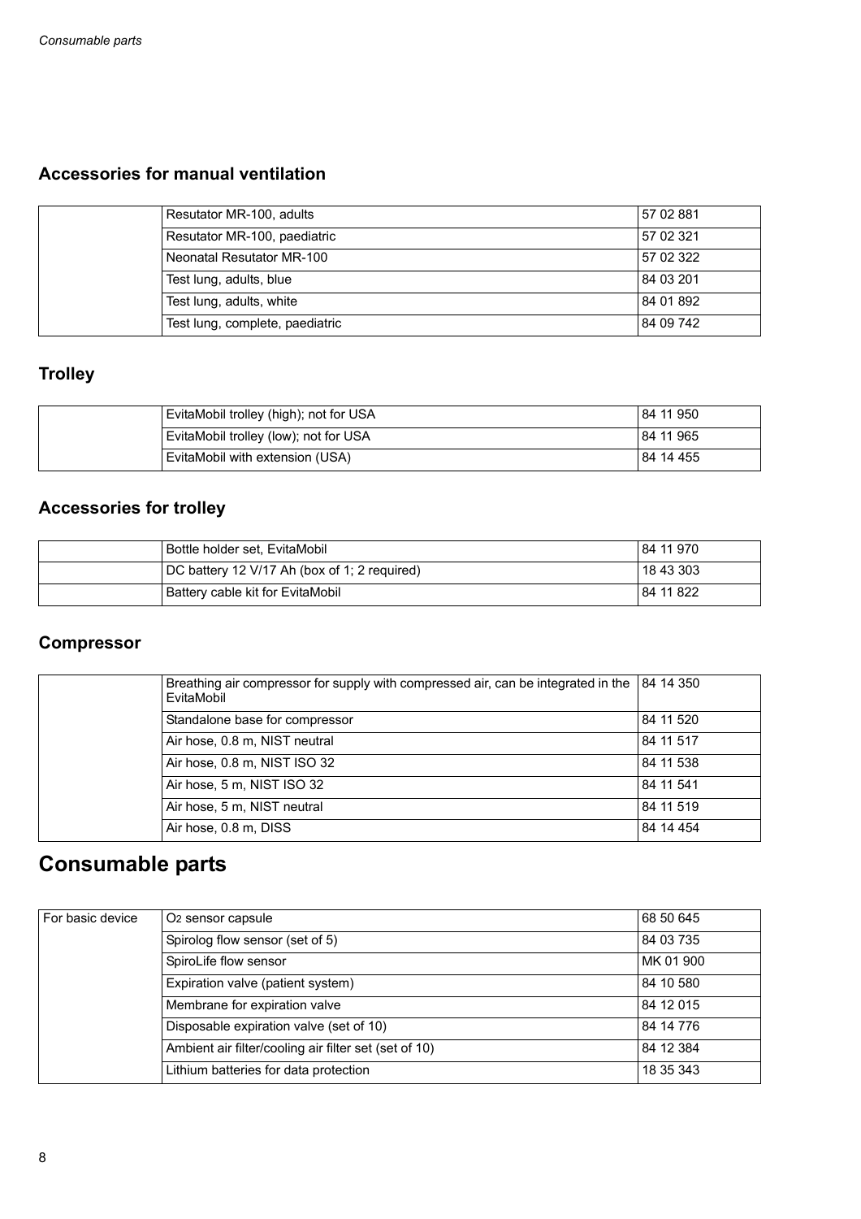### Accessories for manual ventilation

| | | |
|---|---|---|
| | Resutator MR-100, adults | 57 02 881 |
| | Resutator MR-100, paediatric | 57 02 321 |
| | Neonatal Resutator MR-100 | 57 02 322 |
| | Test lung, adults, blue | 84 03 201 |
| | Test lung, adults, white | 84 01 892 |
| | Test lung, complete, paediatric | 84 09 742 |

### Trolley

| | | |
|---|---|---|
| | EvitaMobil trolley (high); not for USA | 84 11 950 |
| | EvitaMobil trolley (low); not for USA | 84 11 965 |
| | EvitaMobil with extension (USA) | 84 14 455 |

### Accessories for trolley

| | | |
|---|---|---|
| | Bottle holder set, EvitaMobil | 84 11 970 |
| | DC battery 12 V/17 Ah (box of 1; 2 required) | 18 43 303 |
| | Battery cable kit for EvitaMobil | 84 11 822 |

### Compressor

| | | |
|---|---|---|
| | Breathing air compressor for supply with compressed air, can be integrated in the EvitaMobil | 84 14 350 |
| | Standalone base for compressor | 84 11 520 |
| | Air hose, 0.8 m, NIST neutral | 84 11 517 |
| | Air hose, 0.8 m, NIST ISO 32 | 84 11 538 |
| | Air hose, 5 m, NIST ISO 32 | 84 11 541 |
| | Air hose, 5 m, NIST neutral | 84 11 519 |
| | Air hose, 0.8 m, DISS | 84 14 454 |

## Consumable parts

| | | |
|---|---|---|
| For basic device | $O_2$ sensor capsule | 68 50 645 |
| | Spirolog flow sensor (set of 5) | 84 03 735 |
| | SpiroLife flow sensor | MK 01 900 |
| | Expiration valve (patient system) | 84 10 580 |
| | Membrane for expiration valve | 84 12 015 |
| | Disposable expiration valve (set of 10) | 84 14 776 |
| | Ambient air filter/cooling air filter set (set of 10) | 84 12 384 |
| | Lithium batteries for data protection | 18 35 343 |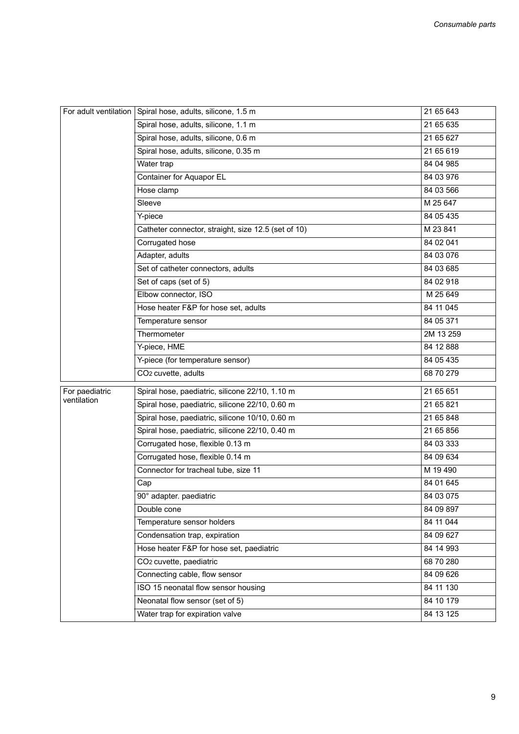| | | |
|---|---|---|
| For adult ventilation | Spiral hose, adults, silicone, 1.5 m | 21 65 643 |
| | Spiral hose, adults, silicone, 1.1 m | 21 65 635 |
| | Spiral hose, adults, silicone, 0.6 m | 21 65 627 |
| | Spiral hose, adults, silicone, 0.35 m | 21 65 619 |
| | Water trap | 84 04 985 |
| | Container for Aquapor EL | 84 03 976 |
| | Hose clamp | 84 03 566 |
| | Sleeve | M 25 647 |
| | Y-piece | 84 05 435 |
| | Catheter connector, straight, size 12.5 (set of 10) | M 23 841 |
| | Corrugated hose | 84 02 041 |
| | Adapter, adults | 84 03 076 |
| | Set of catheter connectors, adults | 84 03 685 |
| | Set of caps (set of 5) | 84 02 918 |
| | Elbow connector, ISO | M 25 649 |
| | Hose heater F&P for hose set, adults | 84 11 045 |
| | Temperature sensor | 84 05 371 |
| | Thermometer | 2M 13 259 |
| | Y-piece, HME | 84 12 888 |
| | Y-piece (for temperature sensor) | 84 05 435 |
| | $CO_2$ cuvette, adults | 68 70 279 |
| For paediatric ventilation | Spiral hose, paediatric, silicone 22/10, 1.10 m | 21 65 651 |
| | Spiral hose, paediatric, silicone 22/10, 0.60 m | 21 65 821 |
| | Spiral hose, paediatric, silicone 10/10, 0.60 m | 21 65 848 |
| | Spiral hose, paediatric, silicone 22/10, 0.40 m | 21 65 856 |
| | Corrugated hose, flexible 0.13 m | 84 03 333 |
| | Corrugated hose, flexible 0.14 m | 84 09 634 |
| | Connector for tracheal tube, size 11 | M 19 490 |
| | Cap | 84 01 645 |
| | 90° adapter. paediatric | 84 03 075 |
| | Double cone | 84 09 897 |
| | Temperature sensor holders | 84 11 044 |
| | Condensation trap, expiration | 84 09 627 |
| | Hose heater F&P for hose set, paediatric | 84 14 993 |
| | $CO_2$ cuvette, paediatric | 68 70 280 |
| | Connecting cable, flow sensor | 84 09 626 |
| | ISO 15 neonatal flow sensor housing | 84 11 130 |
| | Neonatal flow sensor (set of 5) | 84 10 179 |
| | Water trap for expiration valve | 84 13 125 |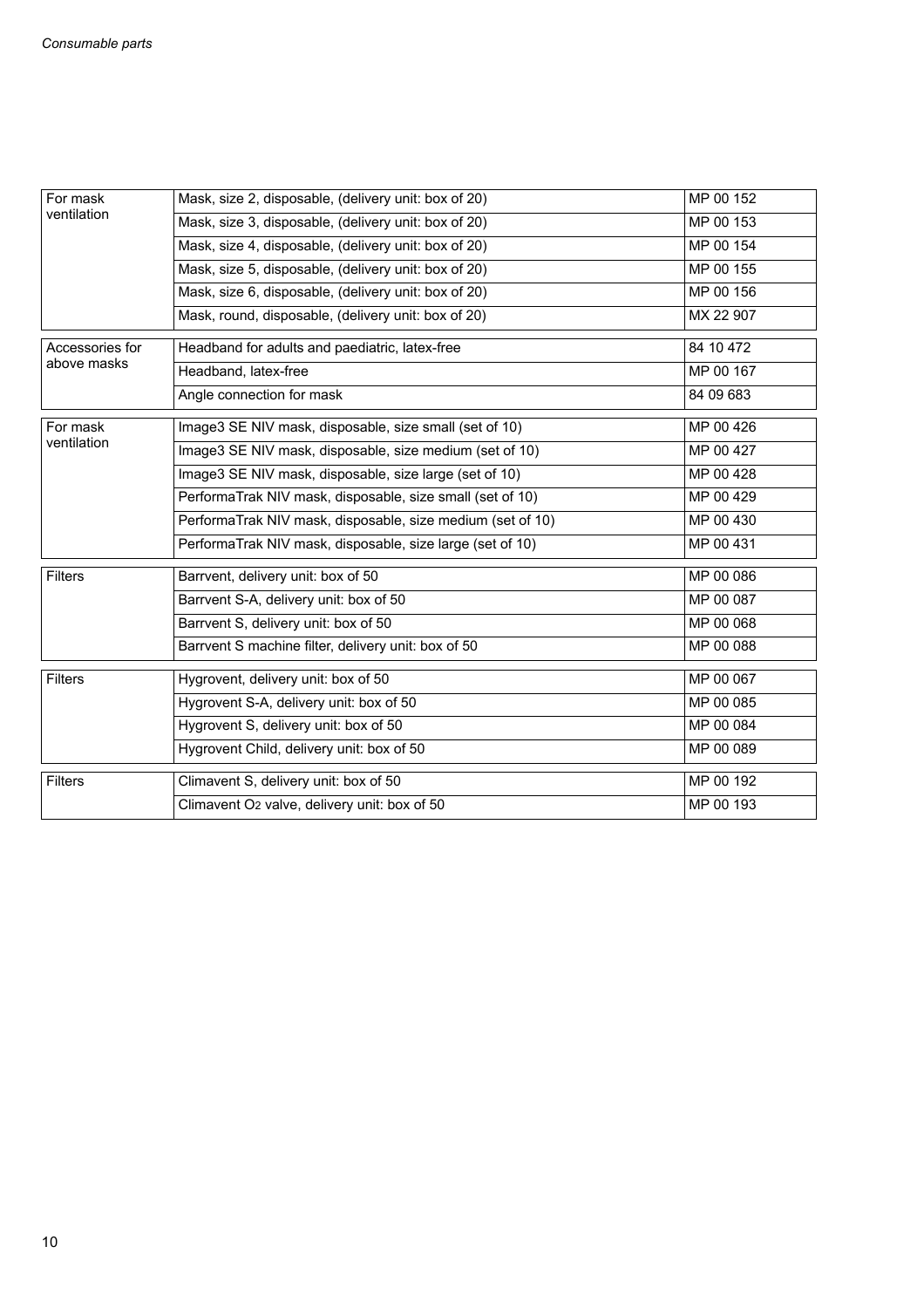| | | |
|---|---|---|
| For mask ventilation | Mask, size 2, disposable, (delivery unit: box of 20) | MP 00 152 |
| | Mask, size 3, disposable, (delivery unit: box of 20) | MP 00 153 |
| | Mask, size 4, disposable, (delivery unit: box of 20) | MP 00 154 |
| | Mask, size 5, disposable, (delivery unit: box of 20) | MP 00 155 |
| | Mask, size 6, disposable, (delivery unit: box of 20) | MP 00 156 |
| | Mask, round, disposable, (delivery unit: box of 20) | MX 22 907 |

| | | |
|---|---|---|
| Accessories for above masks | Headband for adults and paediatric, latex-free | 84 10 472 |
| | Headband, latex-free | MP 00 167 |
| | Angle connection for mask | 84 09 683 |

| | | |
|---|---|---|
| For mask ventilation | Image3 SE NIV mask, disposable, size small (set of 10) | MP 00 426 |
| | Image3 SE NIV mask, disposable, size medium (set of 10) | MP 00 427 |
| | Image3 SE NIV mask, disposable, size large (set of 10) | MP 00 428 |
| | PerformaTrak NIV mask, disposable, size small (set of 10) | MP 00 429 |
| | PerformaTrak NIV mask, disposable, size medium (set of 10) | MP 00 430 |
| | PerformaTrak NIV mask, disposable, size large (set of 10) | MP 00 431 |

| | | |
|---|---|---|
| Filters | Barrvent, delivery unit: box of 50 | MP 00 086 |
| | Barrvent S-A, delivery unit: box of 50 | MP 00 087 |
| | Barrvent S, delivery unit: box of 50 | MP 00 068 |
| | Barrvent S machine filter, delivery unit: box of 50 | MP 00 088 |

| | | |
|---|---|---|
| Filters | Hygrovent, delivery unit: box of 50 | MP 00 067 |
| | Hygrovent S-A, delivery unit: box of 50 | MP 00 085 |
| | Hygrovent S, delivery unit: box of 50 | MP 00 084 |
| | Hygrovent Child, delivery unit: box of 50 | MP 00 089 |

| | | |
|---|---|---|
| Filters | Climavent S, delivery unit: box of 50 | MP 00 192 |
| | Climavent $O_2$ valve, delivery unit: box of 50 | MP 00 193 |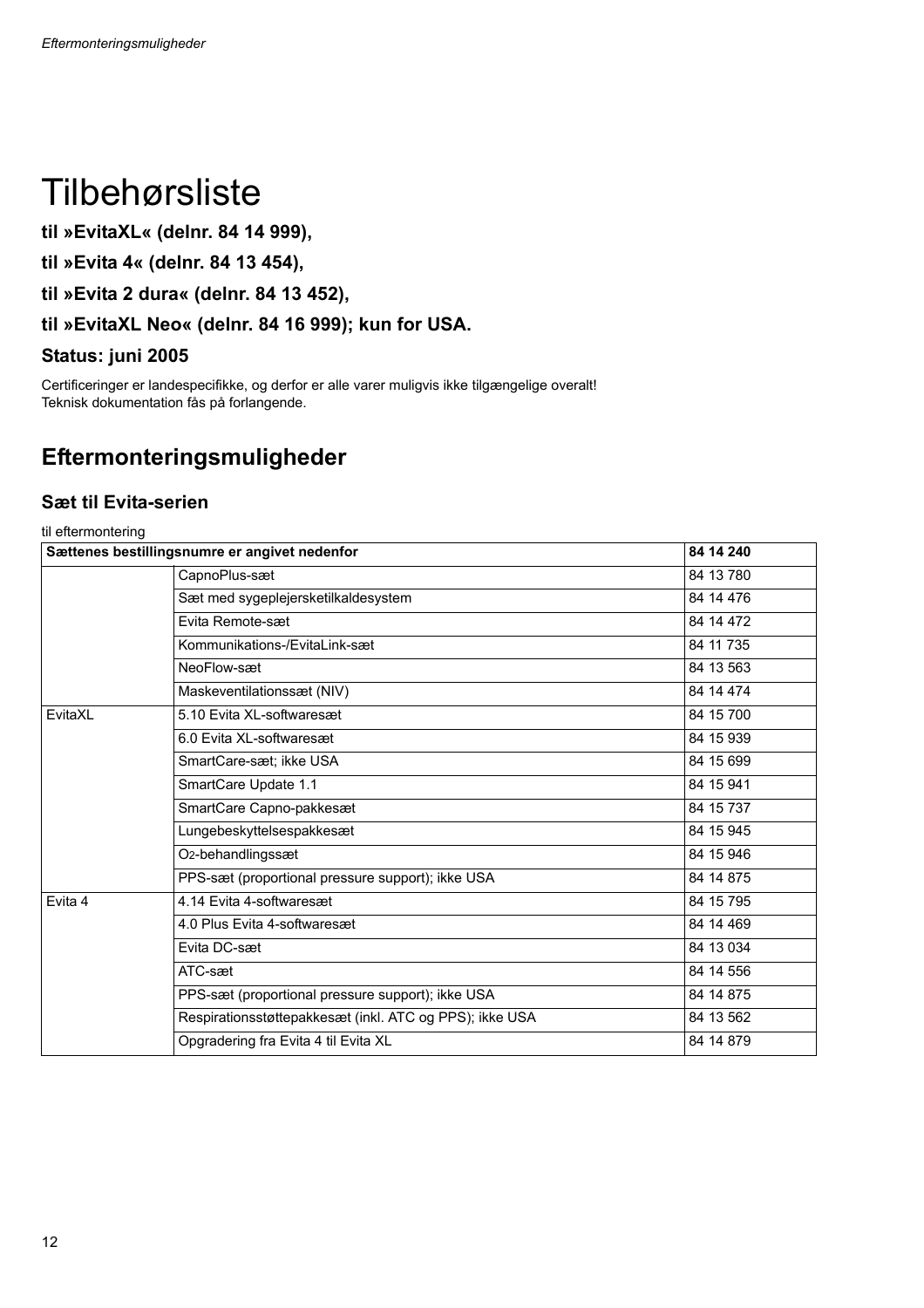# Tilbehørsliste

**til »EvitaXL« (delnr. 84 14 999),**

**til »Evita 4« (delnr. 84 13 454),**

**til »Evita 2 dura« (delnr. 84 13 452),**

**til »EvitaXL Neo« (delnr. 84 16 999); kun for USA.**

**Status: juni 2005**

Certificeringer er landespecifikke, og derfor er alle varer muligvis ikke tilgængelige overalt!
Teknisk dokumentation fås på forlangende.

## Eftermonteringsmuligheder

### Sæt til Evita-serien

til eftermontering

| Sættenes bestillingsnumre er angivet nedenfor | | 84 14 240 |
|---|---|---|
| | CapnoPlus-sæt | 84 13 780 |
| | Sæt med sygeplejersketilkaldesystem | 84 14 476 |
| | Evita Remote-sæt | 84 14 472 |
| | Kommunikations-/EvitaLink-sæt | 84 11 735 |
| | NeoFlow-sæt | 84 13 563 |
| | Maskeventilationssæt (NIV) | 84 14 474 |
| EvitaXL | 5.10 Evita XL-softwaresæt | 84 15 700 |
| | 6.0 Evita XL-softwaresæt | 84 15 939 |
| | SmartCare-sæt; ikke USA | 84 15 699 |
| | SmartCare Update 1.1 | 84 15 941 |
| | SmartCare Capno-pakkesæt | 84 15 737 |
| | Lungebeskyttelsespakkesæt | 84 15 945 |
| | $O_2$-behandlingssæt | 84 15 946 |
| | PPS-sæt (proportional pressure support); ikke USA | 84 14 875 |
| Evita 4 | 4.14 Evita 4-softwaresæt | 84 15 795 |
| | 4.0 Plus Evita 4-softwaresæt | 84 14 469 |
| | Evita DC-sæt | 84 13 034 |
| | ATC-sæt | 84 14 556 |
| | PPS-sæt (proportional pressure support); ikke USA | 84 14 875 |
| | Respirationsstøttepakkesæt (inkl. ATC og PPS); ikke USA | 84 13 562 |
| | Opgradering fra Evita 4 til Evita XL | 84 14 879 |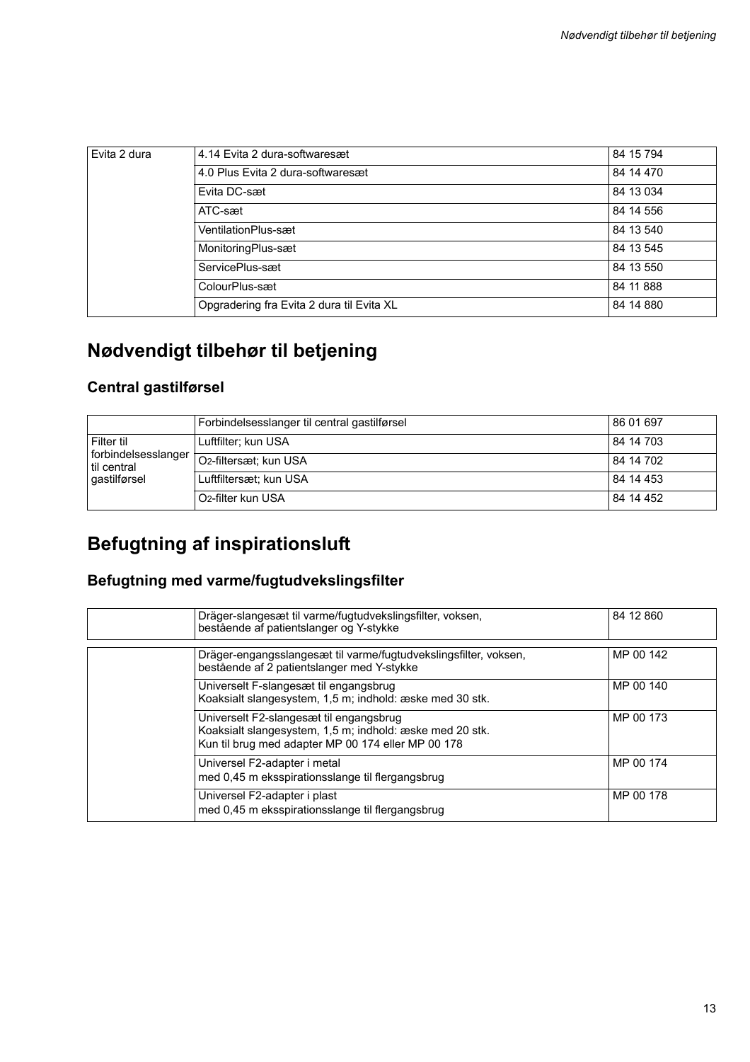| Evita 2 dura | 4.14 Evita 2 dura-softwaresæt | 84 15 794 |
|---|---|---|
| | 4.0 Plus Evita 2 dura-softwaresæt | 84 14 470 |
| | Evita DC-sæt | 84 13 034 |
| | ATC-sæt | 84 14 556 |
| | VentilationPlus-sæt | 84 13 540 |
| | MonitoringPlus-sæt | 84 13 545 |
| | ServicePlus-sæt | 84 13 550 |
| | ColourPlus-sæt | 84 11 888 |
| | Opgradering fra Evita 2 dura til Evita XL | 84 14 880 |

# Nødvendigt tilbehør til betjening

## Central gastilførsel

| | Forbindelsesslanger til central gastilførsel | 86 01 697 |
|---|---|---|
| Filter til forbindelsesslanger til central gastilførsel | Luftfilter; kun USA | 84 14 703 |
| | $O_2$-filtersæt; kun USA | 84 14 702 |
| | Luftfiltersæt; kun USA | 84 14 453 |
| | $O_2$-filter kun USA | 84 14 452 |

# Befugtning af inspirationsluft

## Befugtning med varme/fugtudvekslingsfilter

| | Dräger-slangesæt til varme/fugtudvekslingsfilter, voksen, bestående af patientslanger og Y-stykke | 84 12 860 |
|---|---|---|

| | Dräger-engangsslangesæt til varme/fugtudvekslingsfilter, voksen, bestående af 2 patientslanger med Y-stykke | MP 00 142 |
|---|---|---|
| | Universelt F-slangesæt til engangsbrug<br>Koaksialt slangesystem, 1,5 m; indhold: æske med 30 stk. | MP 00 140 |
| | Universelt F2-slangesæt til engangsbrug<br>Koaksialt slangesystem, 1,5 m; indhold: æske med 20 stk.<br>Kun til brug med adapter MP 00 174 eller MP 00 178 | MP 00 173 |
| | Universel F2-adapter i metal<br>med 0,45 m eksspirationsslange til flergangsbrug | MP 00 174 |
| | Universel F2-adapter i plast<br>med 0,45 m eksspirationsslange til flergangsbrug | MP 00 178 |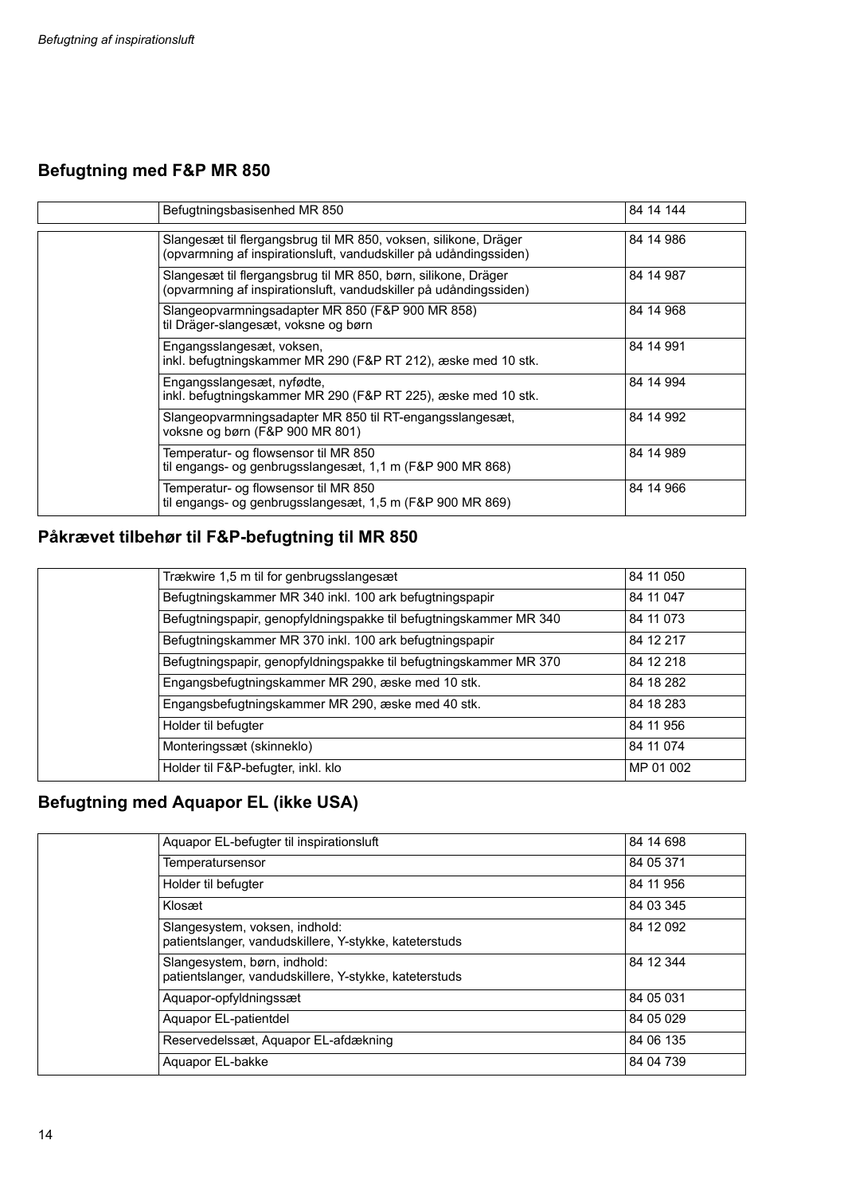## Befugtning med F&P MR 850

| | | |
|---|---|---|
| | Befugtningsbasisenhed MR 850 | 84 14 144 |

| | | |
|---|---|---|
| | Slangesæt til flergangsbrug til MR 850, voksen, silikone, Dräger (opvarmning af inspirationsluft, vandudskiller på udåndingssiden) | 84 14 986 |
| | Slangesæt til flergangsbrug til MR 850, børn, silikone, Dräger (opvarmning af inspirationsluft, vandudskiller på udåndingssiden) | 84 14 987 |
| | Slangeopvarmningsadapter MR 850 (F&P 900 MR 858) til Dräger-slangesæt, voksne og børn | 84 14 968 |
| | Engangsslangesæt, voksen, inkl. befugtningskammer MR 290 (F&P RT 212), æske med 10 stk. | 84 14 991 |
| | Engangsslangesæt, nyfødte, inkl. befugtningskammer MR 290 (F&P RT 225), æske med 10 stk. | 84 14 994 |
| | Slangeopvarmningsadapter MR 850 til RT-engangsslangesæt, voksne og børn (F&P 900 MR 801) | 84 14 992 |
| | Temperatur- og flowsensor til MR 850 til engangs- og genbrugsslangesæt, 1,1 m (F&P 900 MR 868) | 84 14 989 |
| | Temperatur- og flowsensor til MR 850 til engangs- og genbrugsslangesæt, 1,5 m (F&P 900 MR 869) | 84 14 966 |

## Påkrævet tilbehør til F&P-befugtning til MR 850

| | | |
|---|---|---|
| | Trækwire 1,5 m til for genbrugsslangesæt | 84 11 050 |
| | Befugtningskammer MR 340 inkl. 100 ark befugtningspapir | 84 11 047 |
| | Befugtningspapir, genopfyldningspakke til befugtningskammer MR 340 | 84 11 073 |
| | Befugtningskammer MR 370 inkl. 100 ark befugtningspapir | 84 12 217 |
| | Befugtningspapir, genopfyldningspakke til befugtningskammer MR 370 | 84 12 218 |
| | Engangsbefugtningskammer MR 290, æske med 10 stk. | 84 18 282 |
| | Engangsbefugtningskammer MR 290, æske med 40 stk. | 84 18 283 |
| | Holder til befugter | 84 11 956 |
| | Monteringssæt (skinneklo) | 84 11 074 |
| | Holder til F&P-befugter, inkl. klo | MP 01 002 |

## Befugtning med Aquapor EL (ikke USA)

| | | |
|---|---|---|
| | Aquapor EL-befugter til inspirationsluft | 84 14 698 |
| | Temperatursensor | 84 05 371 |
| | Holder til befugter | 84 11 956 |
| | Klosæt | 84 03 345 |
| | Slangesystem, voksen, indhold: patientslanger, vandudskillere, Y-stykke, kateterstuds | 84 12 092 |
| | Slangesystem, børn, indhold: patientslanger, vandudskillere, Y-stykke, kateterstuds | 84 12 344 |
| | Aquapor-opfyldningssæt | 84 05 031 |
| | Aquapor EL-patientdel | 84 05 029 |
| | Reservedelssæt, Aquapor EL-afdækning | 84 06 135 |
| | Aquapor EL-bakke | 84 04 739 |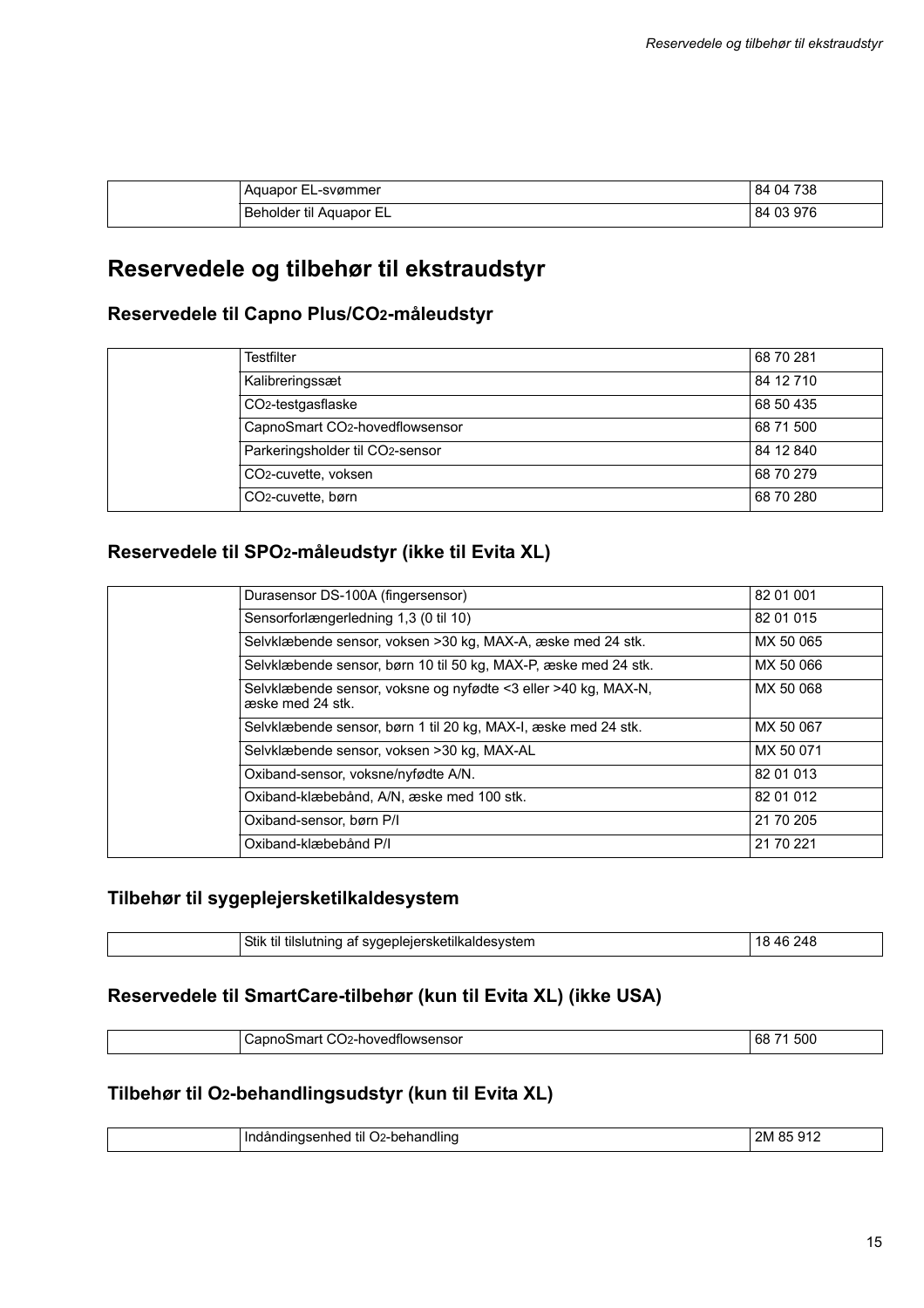| | | |
|---|---|---|
| | Aquapor EL-svømmer | 84 04 738 |
| | Beholder til Aquapor EL | 84 03 976 |

# Reservedele og tilbehør til ekstraudstyr

## Reservedele til Capno Plus/$CO_2$-måleudstyr

| | | |
|---|---|---|
| | Testfilter | 68 70 281 |
| | Kalibreringssæt | 84 12 710 |
| | $CO_2$-testgasflaske | 68 50 435 |
| | CapnoSmart $CO_2$-hovedflowsensor | 68 71 500 |
| | Parkeringsholder til $CO_2$-sensor | 84 12 840 |
| | $CO_2$-cuvette, voksen | 68 70 279 |
| | $CO_2$-cuvette, børn | 68 70 280 |

## Reservedele til $SPO_2$-måleudstyr (ikke til Evita XL)

| | | |
|---|---|---|
| | Durasensor DS-100A (fingersensor) | 82 01 001 |
| | Sensorforlængerledning 1,3 (0 til 10) | 82 01 015 |
| | Selvklæbende sensor, voksen >30 kg, MAX-A, æske med 24 stk. | MX 50 065 |
| | Selvklæbende sensor, børn 10 til 50 kg, MAX-P, æske med 24 stk. | MX 50 066 |
| | Selvklæbende sensor, voksne og nyfødte <3 eller >40 kg, MAX-N, æske med 24 stk. | MX 50 068 |
| | Selvklæbende sensor, børn 1 til 20 kg, MAX-I, æske med 24 stk. | MX 50 067 |
| | Selvklæbende sensor, voksen >30 kg, MAX-AL | MX 50 071 |
| | Oxiband-sensor, voksne/nyfødte A/N. | 82 01 013 |
| | Oxiband-klæbebånd, A/N, æske med 100 stk. | 82 01 012 |
| | Oxiband-sensor, børn P/I | 21 70 205 |
| | Oxiband-klæbebånd P/I | 21 70 221 |

## Tilbehør til sygeplejersketilkaldesystem

| | | |
|---|---|---|
| | Stik til tilslutning af sygeplejersketilkaldesystem | 18 46 248 |

## Reservedele til SmartCare-tilbehør (kun til Evita XL) (ikke USA)

| | | |
|---|---|---|
| | CapnoSmart $CO_2$-hovedflowsensor | 68 71 500 |

## Tilbehør til $O_2$-behandlingsudstyr (kun til Evita XL)

| | | |
|---|---|---|
| | Indåndingsenhed til $O_2$-behandling | 2M 85 912 |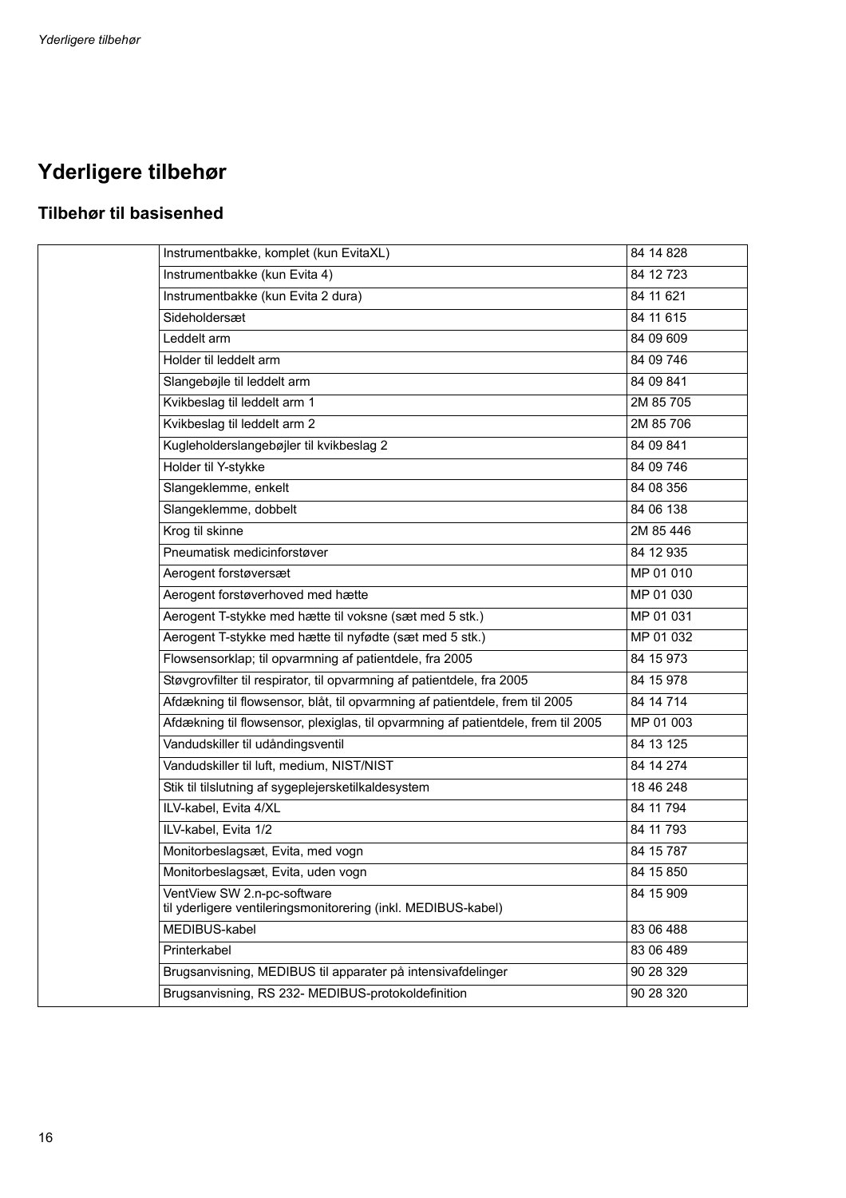# Yderligere tilbehør

## Tilbehør til basisenhed

| | | |
|---|---|---|
| | Instrumentbakke, komplet (kun EvitaXL) | 84 14 828 |
| | Instrumentbakke (kun Evita 4) | 84 12 723 |
| | Instrumentbakke (kun Evita 2 dura) | 84 11 621 |
| | Sideholdersæt | 84 11 615 |
| | Leddelt arm | 84 09 609 |
| | Holder til leddelt arm | 84 09 746 |
| | Slangebøjle til leddelt arm | 84 09 841 |
| | Kvikbeslag til leddelt arm 1 | 2M 85 705 |
| | Kvikbeslag til leddelt arm 2 | 2M 85 706 |
| | Kugleholderslangebøjler til kvikbeslag 2 | 84 09 841 |
| | Holder til Y-stykke | 84 09 746 |
| | Slangeklemme, enkelt | 84 08 356 |
| | Slangeklemme, dobbelt | 84 06 138 |
| | Krog til skinne | 2M 85 446 |
| | Pneumatisk medicinforstøver | 84 12 935 |
| | Aerogent forstøversæt | MP 01 010 |
| | Aerogent forstøverhoved med hætte | MP 01 030 |
| | Aerogent T-stykke med hætte til voksne (sæt med 5 stk.) | MP 01 031 |
| | Aerogent T-stykke med hætte til nyfødte (sæt med 5 stk.) | MP 01 032 |
| | Flowsensorklap; til opvarmning af patientdele, fra 2005 | 84 15 973 |
| | Støvgrovfilter til respirator, til opvarmning af patientdele, fra 2005 | 84 15 978 |
| | Afdækning til flowsensor, blåt, til opvarmning af patientdele, frem til 2005 | 84 14 714 |
| | Afdækning til flowsensor, plexiglas, til opvarmning af patientdele, frem til 2005 | MP 01 003 |
| | Vandudskiller til udåndingsventil | 84 13 125 |
| | Vandudskiller til luft, medium, NIST/NIST | 84 14 274 |
| | Stik til tilslutning af sygeplejersketilkaldesystem | 18 46 248 |
| | ILV-kabel, Evita 4/XL | 84 11 794 |
| | ILV-kabel, Evita 1/2 | 84 11 793 |
| | Monitorbeslagsæt, Evita, med vogn | 84 15 787 |
| | Monitorbeslagsæt, Evita, uden vogn | 84 15 850 |
| | VentView SW 2.n-pc-software<br>til yderligere ventileringsmonitorering (inkl. MEDIBUS-kabel) | 84 15 909 |
| | MEDIBUS-kabel | 83 06 488 |
| | Printerkabel | 83 06 489 |
| | Brugsanvisning, MEDIBUS til apparater på intensivafdelinger | 90 28 329 |
| | Brugsanvisning, RS 232- MEDIBUS-protokoldefinition | 90 28 320 |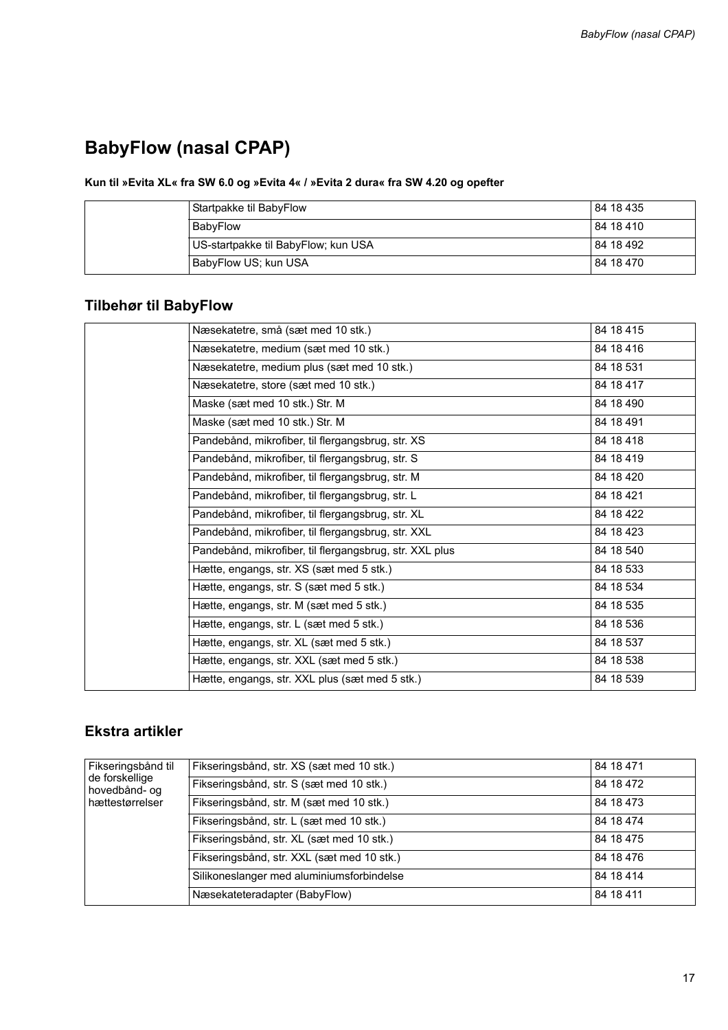# BabyFlow (nasal CPAP)

**Kun til »Evita XL« fra SW 6.0 og »Evita 4« / »Evita 2 dura« fra SW 4.20 og opefter**

| | | |
|---|---|---|
| | Startpakke til BabyFlow | 84 18 435 |
| | BabyFlow | 84 18 410 |
| | US-startpakke til BabyFlow; kun USA | 84 18 492 |
| | BabyFlow US; kun USA | 84 18 470 |

## Tilbehør til BabyFlow

| | | |
|---|---|---|
| | Næsekatetre, små (sæt med 10 stk.) | 84 18 415 |
| | Næsekatetre, medium (sæt med 10 stk.) | 84 18 416 |
| | Næsekatetre, medium plus (sæt med 10 stk.) | 84 18 531 |
| | Næsekatetre, store (sæt med 10 stk.) | 84 18 417 |
| | Maske (sæt med 10 stk.) Str. M | 84 18 490 |
| | Maske (sæt med 10 stk.) Str. M | 84 18 491 |
| | Pandebånd, mikrofiber, til flergangsbrug, str. XS | 84 18 418 |
| | Pandebånd, mikrofiber, til flergangsbrug, str. S | 84 18 419 |
| | Pandebånd, mikrofiber, til flergangsbrug, str. M | 84 18 420 |
| | Pandebånd, mikrofiber, til flergangsbrug, str. L | 84 18 421 |
| | Pandebånd, mikrofiber, til flergangsbrug, str. XL | 84 18 422 |
| | Pandebånd, mikrofiber, til flergangsbrug, str. XXL | 84 18 423 |
| | Pandebånd, mikrofiber, til flergangsbrug, str. XXL plus | 84 18 540 |
| | Hætte, engangs, str. XS (sæt med 5 stk.) | 84 18 533 |
| | Hætte, engangs, str. S (sæt med 5 stk.) | 84 18 534 |
| | Hætte, engangs, str. M (sæt med 5 stk.) | 84 18 535 |
| | Hætte, engangs, str. L (sæt med 5 stk.) | 84 18 536 |
| | Hætte, engangs, str. XL (sæt med 5 stk.) | 84 18 537 |
| | Hætte, engangs, str. XXL (sæt med 5 stk.) | 84 18 538 |
| | Hætte, engangs, str. XXL plus (sæt med 5 stk.) | 84 18 539 |

## Ekstra artikler

| | | |
|---|---|---|
| Fikseringsbånd til de forskellige hovedbånd- og hættestørrelser | Fikseringsbånd, str. XS (sæt med 10 stk.) | 84 18 471 |
| | Fikseringsbånd, str. S (sæt med 10 stk.) | 84 18 472 |
| | Fikseringsbånd, str. M (sæt med 10 stk.) | 84 18 473 |
| | Fikseringsbånd, str. L (sæt med 10 stk.) | 84 18 474 |
| | Fikseringsbånd, str. XL (sæt med 10 stk.) | 84 18 475 |
| | Fikseringsbånd, str. XXL (sæt med 10 stk.) | 84 18 476 |
| | Silikoneslanger med aluminiumsforbindelse | 84 18 414 |
| | Næsekateteradapter (BabyFlow) | 84 18 411 |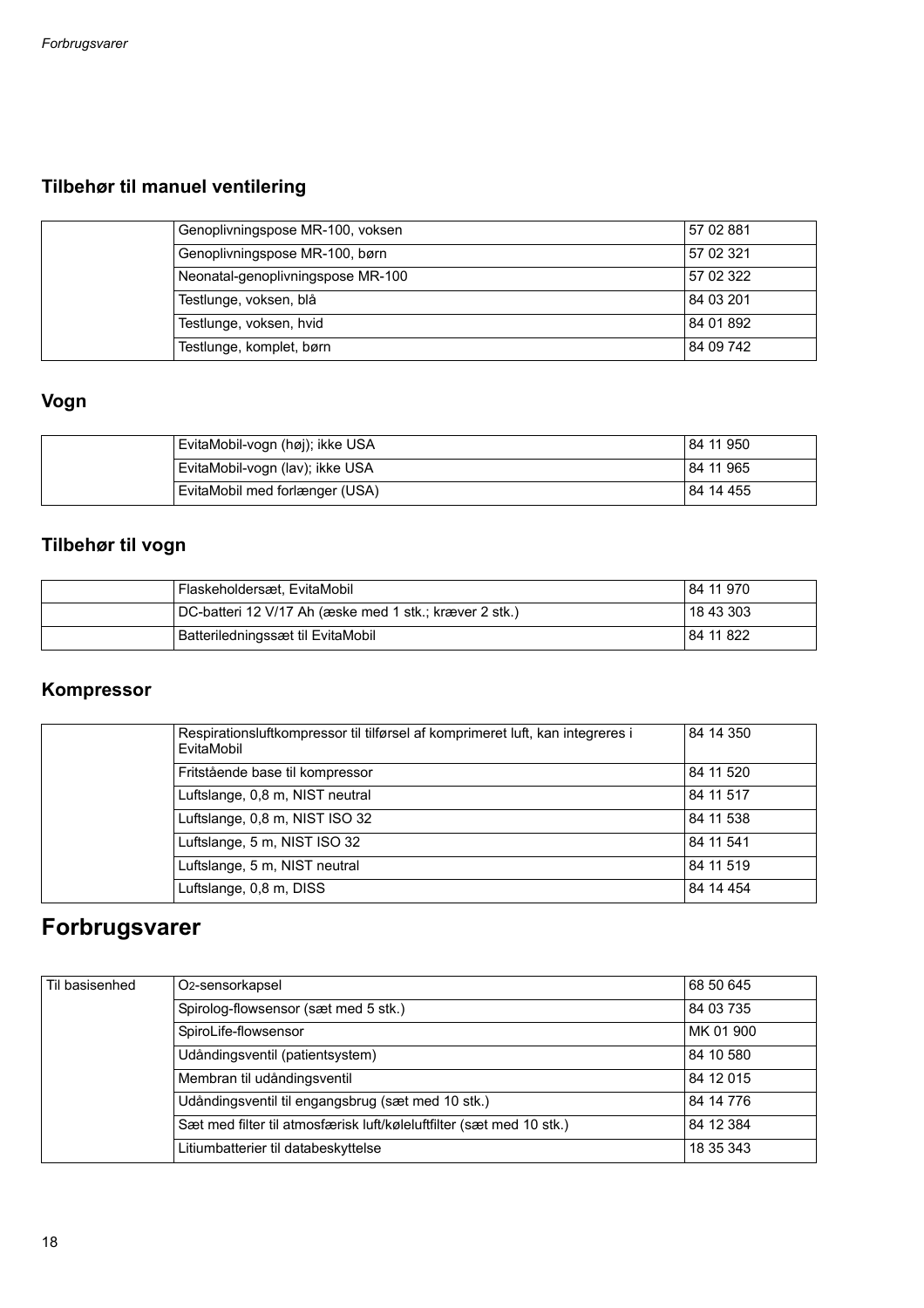### Tilbehør til manuel ventilering

| | | |
|---|---|---|
| | Genoplivningspose MR-100, voksen | 57 02 881 |
| | Genoplivningspose MR-100, børn | 57 02 321 |
| | Neonatal-genoplivningspose MR-100 | 57 02 322 |
| | Testlunge, voksen, blå | 84 03 201 |
| | Testlunge, voksen, hvid | 84 01 892 |
| | Testlunge, komplet, børn | 84 09 742 |

### Vogn

| | | |
|---|---|---|
| | EvitaMobil-vogn (høj); ikke USA | 84 11 950 |
| | EvitaMobil-vogn (lav); ikke USA | 84 11 965 |
| | EvitaMobil med forlænger (USA) | 84 14 455 |

### Tilbehør til vogn

| | | |
|---|---|---|
| | Flaskeholdersæt, EvitaMobil | 84 11 970 |
| | DC-batteri 12 V/17 Ah (æske med 1 stk.; kræver 2 stk.) | 18 43 303 |
| | Batteriledningssæt til EvitaMobil | 84 11 822 |

### Kompressor

| | | |
|---|---|---|
| | Respirationsluftkompressor til tilførsel af komprimeret luft, kan integreres i EvitaMobil | 84 14 350 |
| | Fritstående base til kompressor | 84 11 520 |
| | Luftslange, 0,8 m, NIST neutral | 84 11 517 |
| | Luftslange, 0,8 m, NIST ISO 32 | 84 11 538 |
| | Luftslange, 5 m, NIST ISO 32 | 84 11 541 |
| | Luftslange, 5 m, NIST neutral | 84 11 519 |
| | Luftslange, 0,8 m, DISS | 84 14 454 |

## Forbrugsvarer

| | | |
|---|---|---|
| Til basisenhed | $O_2$-sensorkapsel | 68 50 645 |
| | Spirolog-flowsensor (sæt med 5 stk.) | 84 03 735 |
| | SpiroLife-flowsensor | MK 01 900 |
| | Udåndingsventil (patientsystem) | 84 10 580 |
| | Membran til udåndingsventil | 84 12 015 |
| | Udåndingsventil til engangsbrug (sæt med 10 stk.) | 84 14 776 |
| | Sæt med filter til atmosfærisk luft/køleluftfilter (sæt med 10 stk.) | 84 12 384 |
| | Litiumbatterier til databeskyttelse | 18 35 343 |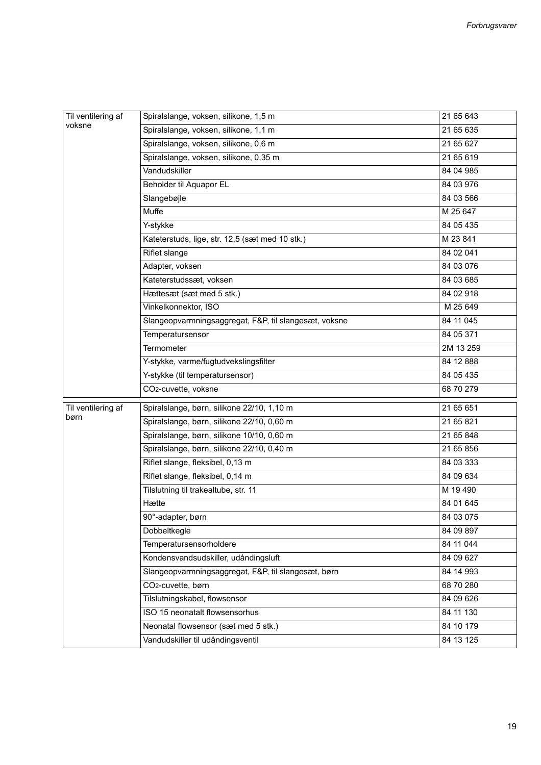| Til ventilering af voksne | Spiralslange, voksen, silikone, 1,5 m | 21 65 643 |
|---|---|---|
| | Spiralslange, voksen, silikone, 1,1 m | 21 65 635 |
| | Spiralslange, voksen, silikone, 0,6 m | 21 65 627 |
| | Spiralslange, voksen, silikone, 0,35 m | 21 65 619 |
| | Vandudskiller | 84 04 985 |
| | Beholder til Aquapor EL | 84 03 976 |
| | Slangebøjle | 84 03 566 |
| | Muffe | M 25 647 |
| | Y-stykke | 84 05 435 |
| | Kateterstuds, lige, str. 12,5 (sæt med 10 stk.) | M 23 841 |
| | Riflet slange | 84 02 041 |
| | Adapter, voksen | 84 03 076 |
| | Kateterstudssæt, voksen | 84 03 685 |
| | Hættesæt (sæt med 5 stk.) | 84 02 918 |
| | Vinkelkonnektor, ISO | M 25 649 |
| | Slangeopvarmningsaggregat, F&P, til slangesæt, voksne | 84 11 045 |
| | Temperatursensor | 84 05 371 |
| | Termometer | 2M 13 259 |
| | Y-stykke, varme/fugtudvekslingsfilter | 84 12 888 |
| | Y-stykke (til temperatursensor) | 84 05 435 |
| | $CO_2$-cuvette, voksne | 68 70 279 |

| Til ventilering af børn | Spiralslange, børn, silikone 22/10, 1,10 m | 21 65 651 |
|---|---|---|
| | Spiralslange, børn, silikone 22/10, 0,60 m | 21 65 821 |
| | Spiralslange, børn, silikone 10/10, 0,60 m | 21 65 848 |
| | Spiralslange, børn, silikone 22/10, 0,40 m | 21 65 856 |
| | Riflet slange, fleksibel, 0,13 m | 84 03 333 |
| | Riflet slange, fleksibel, 0,14 m | 84 09 634 |
| | Tilslutning til trakealtube, str. 11 | M 19 490 |
| | Hætte | 84 01 645 |
| | 90°-adapter, børn | 84 03 075 |
| | Dobbeltkegle | 84 09 897 |
| | Temperatursensorholdere | 84 11 044 |
| | Kondensvandsudskiller, udåndingsluft | 84 09 627 |
| | Slangeopvarmningsaggregat, F&P, til slangesæt, børn | 84 14 993 |
| | $CO_2$-cuvette, børn | 68 70 280 |
| | Tilslutningskabel, flowsensor | 84 09 626 |
| | ISO 15 neonatalt flowsensorhus | 84 11 130 |
| | Neonatal flowsensor (sæt med 5 stk.) | 84 10 179 |
| | Vandudskiller til udåndingsventil | 84 13 125 |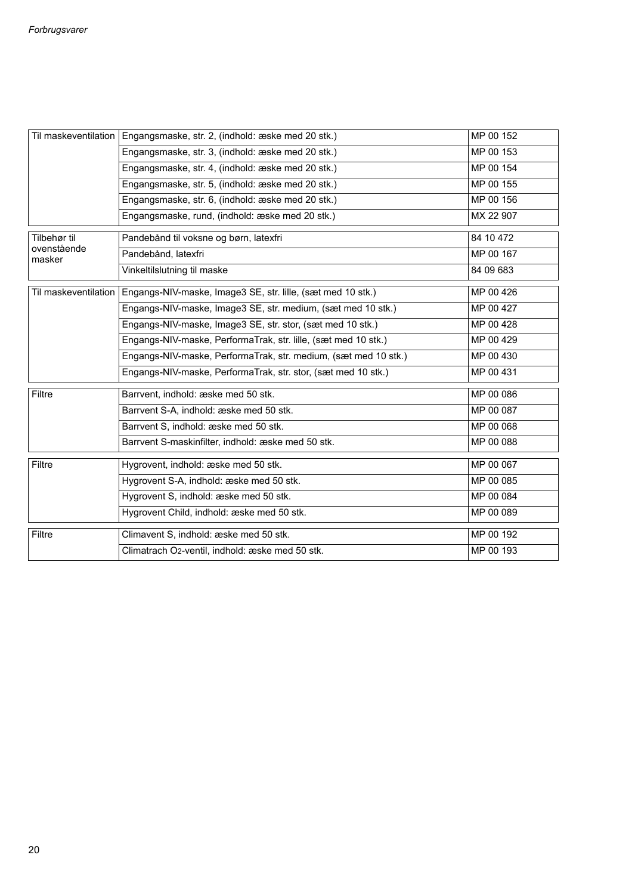| | | |
|---|---|---|
| Til maskeventilation | Engangsmaske, str. 2, (indhold: æske med 20 stk.) | MP 00 152 |
| | Engangsmaske, str. 3, (indhold: æske med 20 stk.) | MP 00 153 |
| | Engangsmaske, str. 4, (indhold: æske med 20 stk.) | MP 00 154 |
| | Engangsmaske, str. 5, (indhold: æske med 20 stk.) | MP 00 155 |
| | Engangsmaske, str. 6, (indhold: æske med 20 stk.) | MP 00 156 |
| | Engangsmaske, rund, (indhold: æske med 20 stk.) | MX 22 907 |

| | | |
|---|---|---|
| Tilbehør til ovenstående masker | Pandebånd til voksne og børn, latexfri | 84 10 472 |
| | Pandebånd, latexfri | MP 00 167 |
| | Vinkeltilslutning til maske | 84 09 683 |

| | | |
|---|---|---|
| Til maskeventilation | Engangs-NIV-maske, Image3 SE, str. lille, (sæt med 10 stk.) | MP 00 426 |
| | Engangs-NIV-maske, Image3 SE, str. medium, (sæt med 10 stk.) | MP 00 427 |
| | Engangs-NIV-maske, Image3 SE, str. stor, (sæt med 10 stk.) | MP 00 428 |
| | Engangs-NIV-maske, PerformaTrak, str. lille, (sæt med 10 stk.) | MP 00 429 |
| | Engangs-NIV-maske, PerformaTrak, str. medium, (sæt med 10 stk.) | MP 00 430 |
| | Engangs-NIV-maske, PerformaTrak, str. stor, (sæt med 10 stk.) | MP 00 431 |

| | | |
|---|---|---|
| Filtre | Barrvent, indhold: æske med 50 stk. | MP 00 086 |
| | Barrvent S-A, indhold: æske med 50 stk. | MP 00 087 |
| | Barrvent S, indhold: æske med 50 stk. | MP 00 068 |
| | Barrvent S-maskinfilter, indhold: æske med 50 stk. | MP 00 088 |

| | | |
|---|---|---|
| Filtre | Hygrovent, indhold: æske med 50 stk. | MP 00 067 |
| | Hygrovent S-A, indhold: æske med 50 stk. | MP 00 085 |
| | Hygrovent S, indhold: æske med 50 stk. | MP 00 084 |
| | Hygrovent Child, indhold: æske med 50 stk. | MP 00 089 |

| | | |
|---|---|---|
| Filtre | Climavent S, indhold: æske med 50 stk. | MP 00 192 |
| | Climatrach $O_2$-ventil, indhold: æske med 50 stk. | MP 00 193 |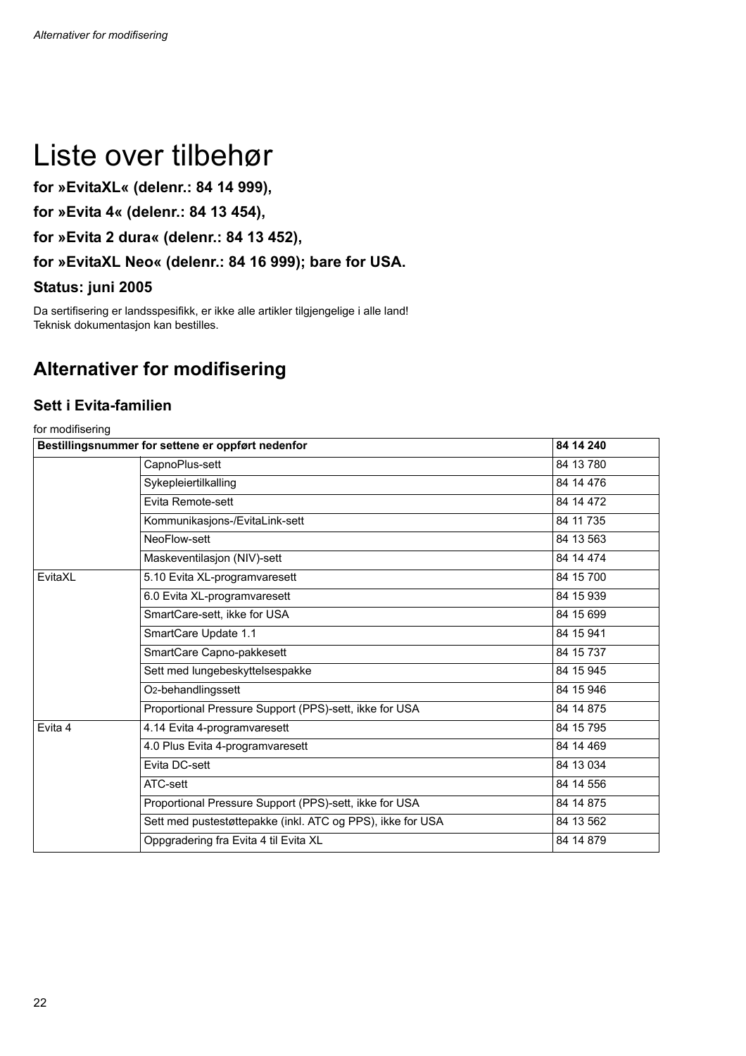# Liste over tilbehør

**for »EvitaXL« (delenr.: 84 14 999),**

**for »Evita 4« (delenr.: 84 13 454),**

**for »Evita 2 dura« (delenr.: 84 13 452),**

**for »EvitaXL Neo« (delenr.: 84 16 999); bare for USA.**

**Status: juni 2005**

Da sertifisering er landsspesifikk, er ikke alle artikler tilgjengelige i alle land!
Teknisk dokumentasjon kan bestilles.

## Alternativer for modifisering

### Sett i Evita-familien

for modifisering

| **Bestillingsnummer for settene er oppført nedenfor** | | **84 14 240** |
|---|---|---|
| | CapnoPlus-sett | 84 13 780 |
| | Sykepleiertilkalling | 84 14 476 |
| | Evita Remote-sett | 84 14 472 |
| | Kommunikasjons-/EvitaLink-sett | 84 11 735 |
| | NeoFlow-sett | 84 13 563 |
| | Maskeventilasjon (NIV)-sett | 84 14 474 |
| EvitaXL | 5.10 Evita XL-programvaresett | 84 15 700 |
| | 6.0 Evita XL-programvaresett | 84 15 939 |
| | SmartCare-sett, ikke for USA | 84 15 699 |
| | SmartCare Update 1.1 | 84 15 941 |
| | SmartCare Capno-pakkesett | 84 15 737 |
| | Sett med lungebeskyttelsespakke | 84 15 945 |
| | $O_2$-behandlingssett | 84 15 946 |
| | Proportional Pressure Support (PPS)-sett, ikke for USA | 84 14 875 |
| Evita 4 | 4.14 Evita 4-programvaresett | 84 15 795 |
| | 4.0 Plus Evita 4-programvaresett | 84 14 469 |
| | Evita DC-sett | 84 13 034 |
| | ATC-sett | 84 14 556 |
| | Proportional Pressure Support (PPS)-sett, ikke for USA | 84 14 875 |
| | Sett med pustestøttepakke (inkl. ATC og PPS), ikke for USA | 84 13 562 |
| | Oppgradering fra Evita 4 til Evita XL | 84 14 879 |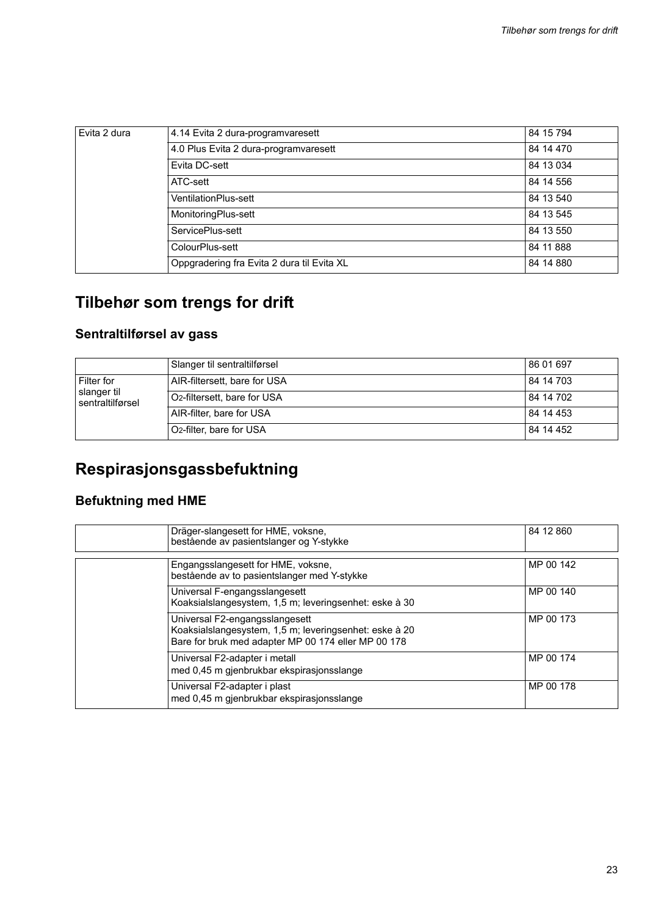| Evita 2 dura | 4.14 Evita 2 dura-programvaresett | 84 15 794 |
|---|---|---|
| | 4.0 Plus Evita 2 dura-programvaresett | 84 14 470 |
| | Evita DC-sett | 84 13 034 |
| | ATC-sett | 84 14 556 |
| | VentilationPlus-sett | 84 13 540 |
| | MonitoringPlus-sett | 84 13 545 |
| | ServicePlus-sett | 84 13 550 |
| | ColourPlus-sett | 84 11 888 |
| | Oppgradering fra Evita 2 dura til Evita XL | 84 14 880 |

# Tilbehør som trengs for drift

## Sentraltilførsel av gass

| | Slanger til sentraltilførsel | 86 01 697 |
|---|---|---|
| Filter for slanger til sentraltilførsel | AIR-filtersett, bare for USA | 84 14 703 |
| | $O_2$-filtersett, bare for USA | 84 14 702 |
| | AIR-filter, bare for USA | 84 14 453 |
| | $O_2$-filter, bare for USA | 84 14 452 |

# Respirasjonsgassbefuktning

## Befuktning med HME

| | Dräger-slangesett for HME, voksne, bestående av pasientslanger og Y-stykke | 84 12 860 |
|---|---|---|

| | Engangsslangesett for HME, voksne, bestående av to pasientslanger med Y-stykke | MP 00 142 |
|---|---|---|
| | Universal F-engangsslangesett Koaksialslangesystem, 1,5 m; leveringsenhet: eske à 30 | MP 00 140 |
| | Universal F2-engangsslangesett Koaksialslangesystem, 1,5 m; leveringsenhet: eske à 20 Bare for bruk med adapter MP 00 174 eller MP 00 178 | MP 00 173 |
| | Universal F2-adapter i metall med 0,45 m gjenbrukbar ekspirasjonsslange | MP 00 174 |
| | Universal F2-adapter i plast med 0,45 m gjenbrukbar ekspirasjonsslange | MP 00 178 |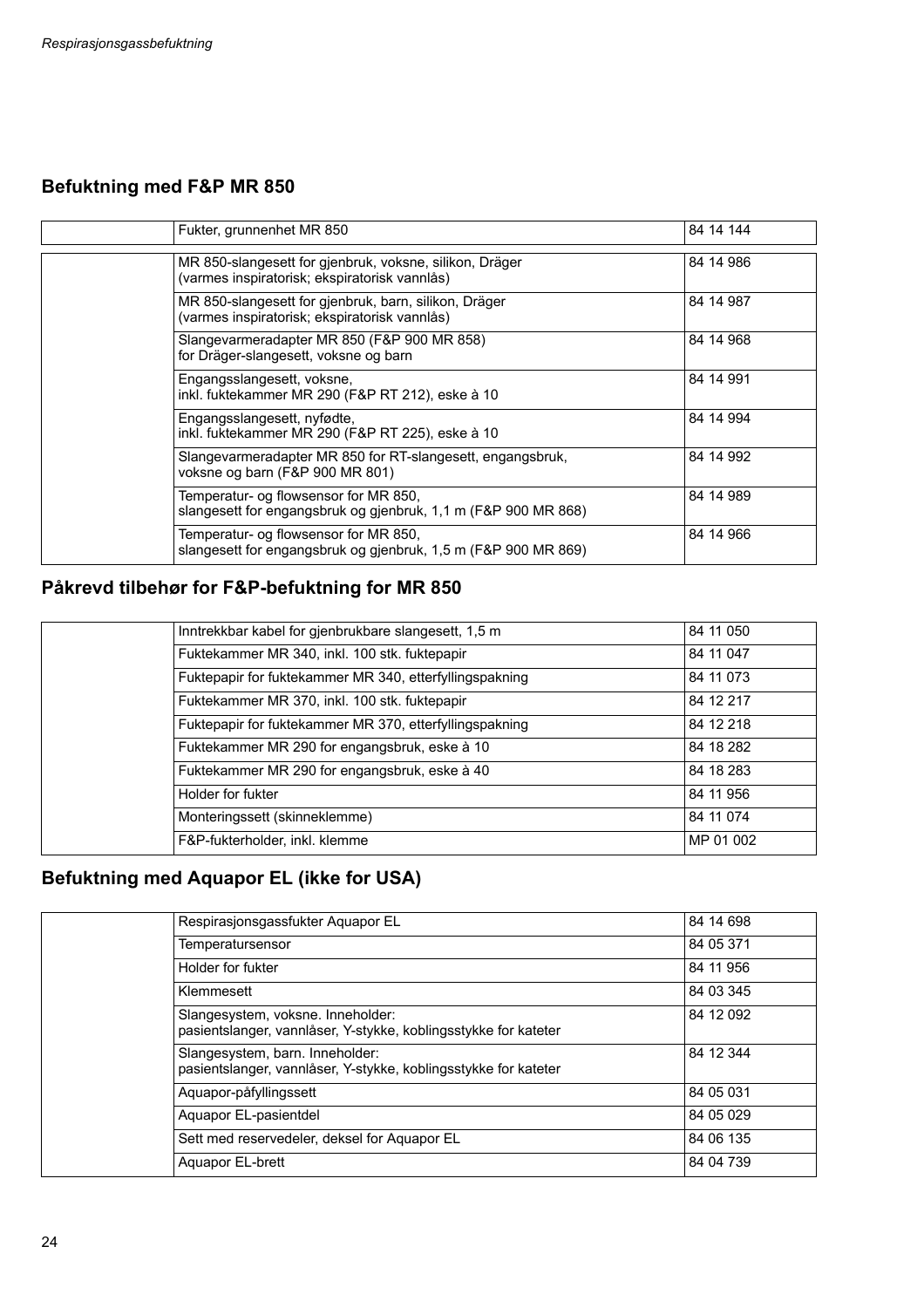## Befuktning med F&P MR 850

| | | |
|---|---|---|
| | Fukter, grunnenhet MR 850 | 84 14 144 |
| | MR 850-slangesett for gjenbruk, voksne, silikon, Dräger (varmes inspiratorisk; ekspiratorisk vannlås) | 84 14 986 |
| | MR 850-slangesett for gjenbruk, barn, silikon, Dräger (varmes inspiratorisk; ekspiratorisk vannlås) | 84 14 987 |
| | Slangevarmeradapter MR 850 (F&P 900 MR 858) for Dräger-slangesett, voksne og barn | 84 14 968 |
| | Engangsslangesett, voksne, inkl. fuktekammer MR 290 (F&P RT 212), eske à 10 | 84 14 991 |
| | Engangsslangesett, nyfødte, inkl. fuktekammer MR 290 (F&P RT 225), eske à 10 | 84 14 994 |
| | Slangevarmeradapter MR 850 for RT-slangesett, engangsbruk, voksne og barn (F&P 900 MR 801) | 84 14 992 |
| | Temperatur- og flowsensor for MR 850, slangesett for engangsbruk og gjenbruk, 1,1 m (F&P 900 MR 868) | 84 14 989 |
| | Temperatur- og flowsensor for MR 850, slangesett for engangsbruk og gjenbruk, 1,5 m (F&P 900 MR 869) | 84 14 966 |

## Påkrevd tilbehør for F&P-befuktning for MR 850

| | | |
|---|---|---|
| | Inntrekkbar kabel for gjenbrukbare slangesett, 1,5 m | 84 11 050 |
| | Fuktekammer MR 340, inkl. 100 stk. fuktepapir | 84 11 047 |
| | Fuktepapir for fuktekammer MR 340, etterfyllingspakning | 84 11 073 |
| | Fuktekammer MR 370, inkl. 100 stk. fuktepapir | 84 12 217 |
| | Fuktepapir for fuktekammer MR 370, etterfyllingspakning | 84 12 218 |
| | Fuktekammer MR 290 for engangsbruk, eske à 10 | 84 18 282 |
| | Fuktekammer MR 290 for engangsbruk, eske à 40 | 84 18 283 |
| | Holder for fukter | 84 11 956 |
| | Monteringssett (skinneklemme) | 84 11 074 |
| | F&P-fukterholder, inkl. klemme | MP 01 002 |

## Befuktning med Aquapor EL (ikke for USA)

| | | |
|---|---|---|
| | Respirasjonsgassfukter Aquapor EL | 84 14 698 |
| | Temperatursensor | 84 05 371 |
| | Holder for fukter | 84 11 956 |
| | Klemmesett | 84 03 345 |
| | Slangesystem, voksne. Inneholder: pasientslanger, vannlåser, Y-stykke, koblingsstykke for kateter | 84 12 092 |
| | Slangesystem, barn. Inneholder: pasientslanger, vannlåser, Y-stykke, koblingsstykke for kateter | 84 12 344 |
| | Aquapor-påfyllingssett | 84 05 031 |
| | Aquapor EL-pasientdel | 84 05 029 |
| | Sett med reservedeler, deksel for Aquapor EL | 84 06 135 |
| | Aquapor EL-brett | 84 04 739 |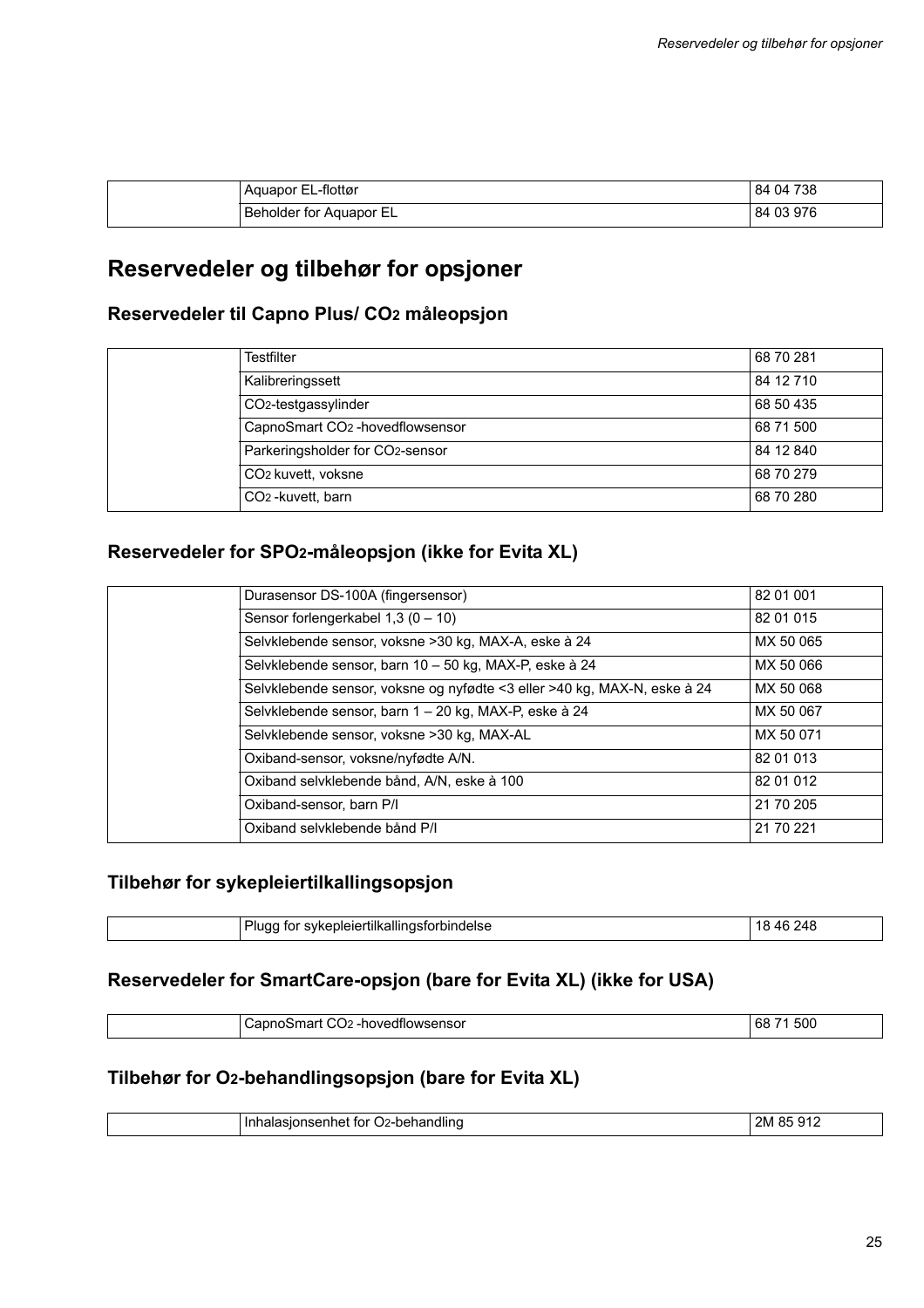|  | Aquapor EL-flottør | 84 04 738 |
|---|---|---|
|  | Beholder for Aquapor EL | 84 03 976 |

## Reservedeler og tilbehør for opsjoner

### Reservedeler til Capno Plus/ $CO_2$ måleopsjon

|  | Testfilter | 68 70 281 |
|---|---|---|
|  | Kalibreringssett | 84 12 710 |
|  | $CO_2$-testgassylinder | 68 50 435 |
|  | CapnoSmart $CO_2$ -hovedflowsensor | 68 71 500 |
|  | Parkeringsholder for $CO_2$-sensor | 84 12 840 |
|  | $CO_2$ kuvett, voksne | 68 70 279 |
|  | $CO_2$ -kuvett, barn | 68 70 280 |

### Reservedeler for $SPO_2$-måleopsjon (ikke for Evita XL)

|  | Durasensor DS-100A (fingersensor) | 82 01 001 |
|---|---|---|
|  | Sensor forlengerkabel 1,3 (0 – 10) | 82 01 015 |
|  | Selvklebende sensor, voksne >30 kg, MAX-A, eske à 24 | MX 50 065 |
|  | Selvklebende sensor, barn 10 – 50 kg, MAX-P, eske à 24 | MX 50 066 |
|  | Selvklebende sensor, voksne og nyfødte <3 eller >40 kg, MAX-N, eske à 24 | MX 50 068 |
|  | Selvklebende sensor, barn 1 – 20 kg, MAX-P, eske à 24 | MX 50 067 |
|  | Selvklebende sensor, voksne >30 kg, MAX-AL | MX 50 071 |
|  | Oxiband-sensor, voksne/nyfødte A/N. | 82 01 013 |
|  | Oxiband selvklebende bånd, A/N, eske à 100 | 82 01 012 |
|  | Oxiband-sensor, barn P/I | 21 70 205 |
|  | Oxiband selvklebende bånd P/I | 21 70 221 |

### Tilbehør for sykepleiertilkallingsopsjon

|  | Plugg for sykepleiertilkallingsforbindelse | 18 46 248 |
|---|---|---|

### Reservedeler for SmartCare-opsjon (bare for Evita XL) (ikke for USA)

|  | CapnoSmart $CO_2$ -hovedflowsensor | 68 71 500 |
|---|---|---|

### Tilbehør for $O_2$-behandlingsopsjon (bare for Evita XL)

|  | Inhalasjonsenhet for $O_2$-behandling | 2M 85 912 |
|---|---|---|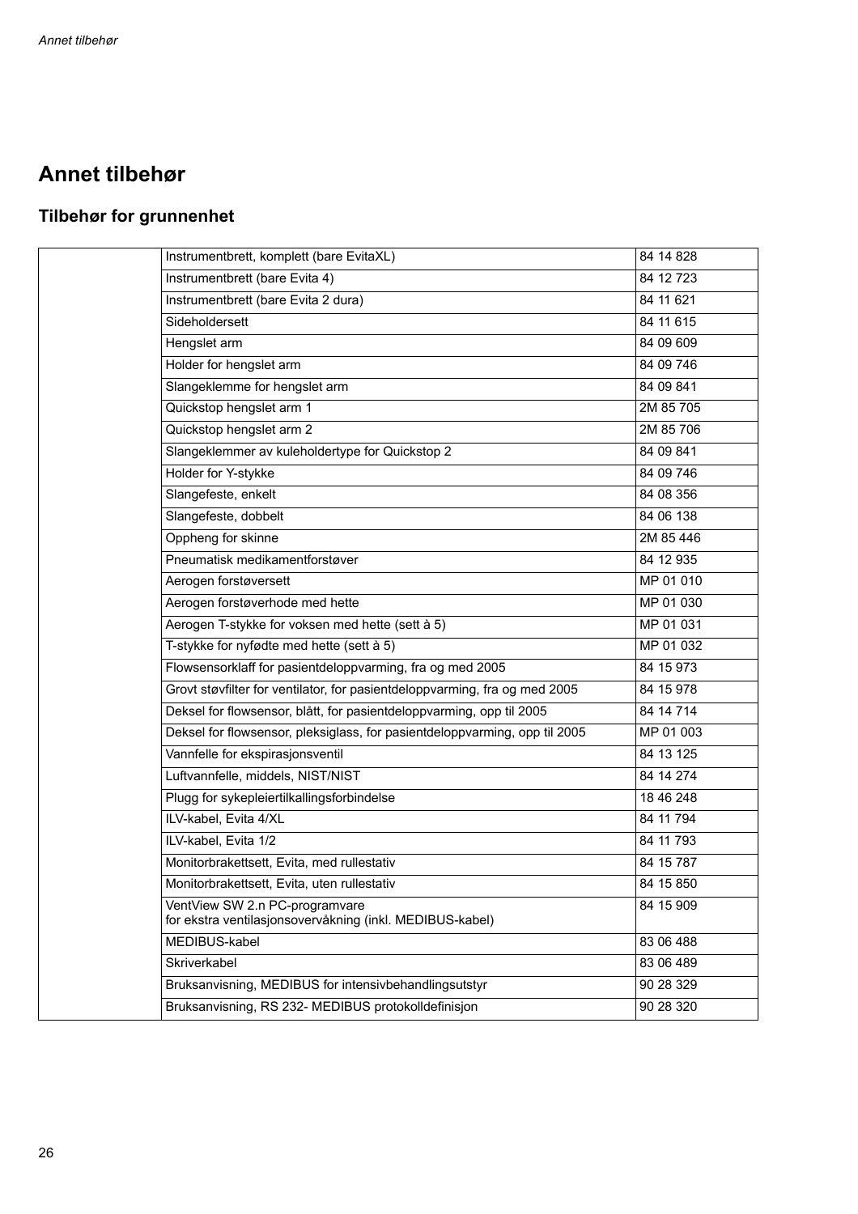# Annet tilbehør

## Tilbehør for grunnenhet

| | | |
|---|---|---|
| | Instrumentbrett, komplett (bare EvitaXL) | 84 14 828 |
| | Instrumentbrett (bare Evita 4) | 84 12 723 |
| | Instrumentbrett (bare Evita 2 dura) | 84 11 621 |
| | Sideholdersett | 84 11 615 |
| | Hengslet arm | 84 09 609 |
| | Holder for hengslet arm | 84 09 746 |
| | Slangeklemme for hengslet arm | 84 09 841 |
| | Quickstop hengslet arm 1 | 2M 85 705 |
| | Quickstop hengslet arm 2 | 2M 85 706 |
| | Slangeklemmer av kuleholdertype for Quickstop 2 | 84 09 841 |
| | Holder for Y-stykke | 84 09 746 |
| | Slangefeste, enkelt | 84 08 356 |
| | Slangefeste, dobbelt | 84 06 138 |
| | Oppheng for skinne | 2M 85 446 |
| | Pneumatisk medikamentforstøver | 84 12 935 |
| | Aerogen forstøversett | MP 01 010 |
| | Aerogen forstøverhode med hette | MP 01 030 |
| | Aerogen T-stykke for voksen med hette (sett à 5) | MP 01 031 |
| | T-stykke for nyfødte med hette (sett à 5) | MP 01 032 |
| | Flowsensorklaff for pasientdeloppvarming, fra og med 2005 | 84 15 973 |
| | Grovt støvfilter for ventilator, for pasientdeloppvarming, fra og med 2005 | 84 15 978 |
| | Deksel for flowsensor, blått, for pasientdeloppvarming, opp til 2005 | 84 14 714 |
| | Deksel for flowsensor, pleksiglass, for pasientdeloppvarming, opp til 2005 | MP 01 003 |
| | Vannfelle for ekspirasjonsventil | 84 13 125 |
| | Luftvannfelle, middels, NIST/NIST | 84 14 274 |
| | Plugg for sykepleiertilkallingsforbindelse | 18 46 248 |
| | ILV-kabel, Evita 4/XL | 84 11 794 |
| | ILV-kabel, Evita 1/2 | 84 11 793 |
| | Monitorbrakettsett, Evita, med rullestativ | 84 15 787 |
| | Monitorbrakettsett, Evita, uten rullestativ | 84 15 850 |
| | VentView SW 2.n PC-programvare for ekstra ventilasjonsovervåkning (inkl. MEDIBUS-kabel) | 84 15 909 |
| | MEDIBUS-kabel | 83 06 488 |
| | Skriverkabel | 83 06 489 |
| | Bruksanvisning, MEDIBUS for intensivbehandlingsutstyr | 90 28 329 |
| | Bruksanvisning, RS 232- MEDIBUS protokolldefinisjon | 90 28 320 |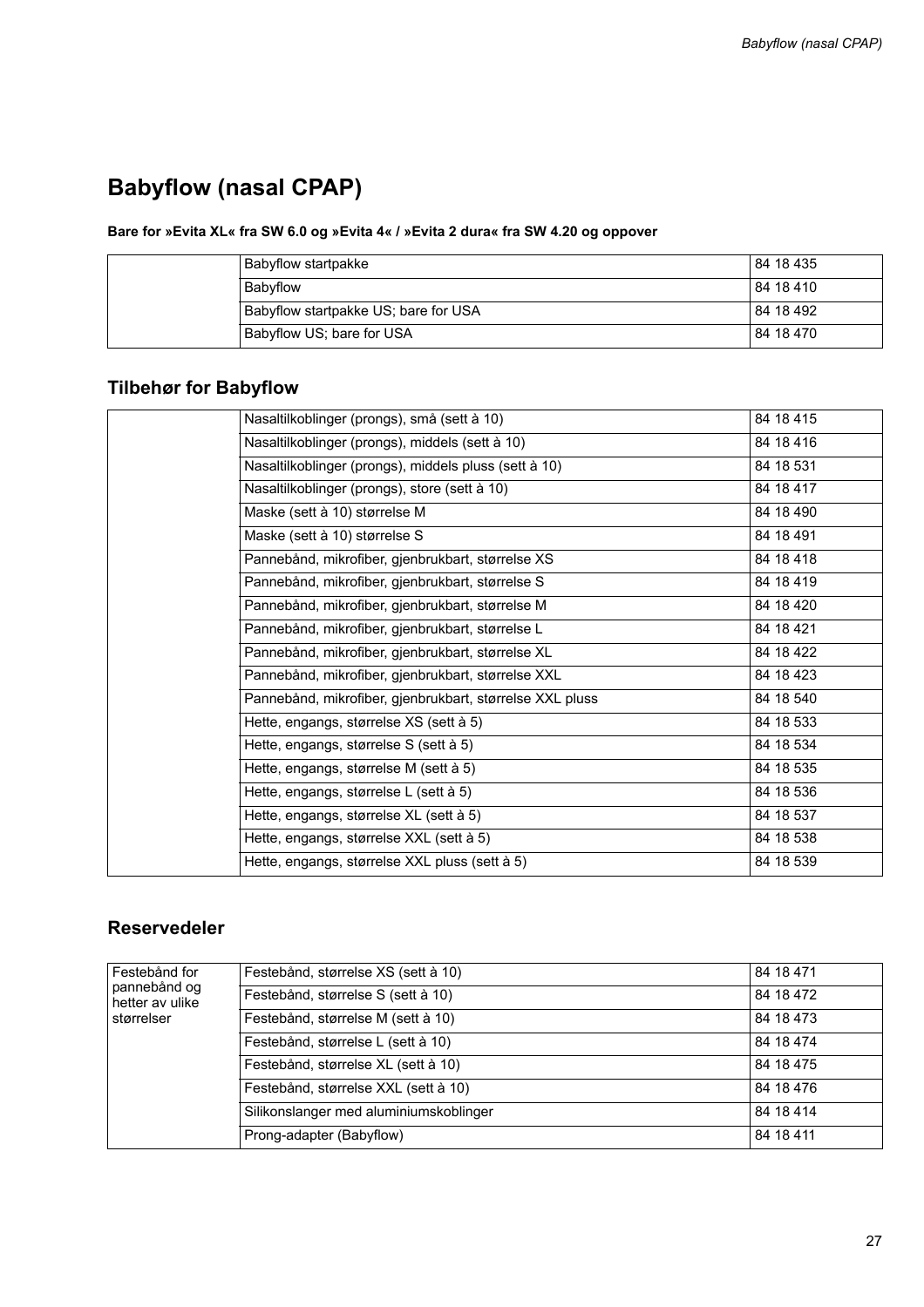# Babyflow (nasal CPAP)

**Bare for »Evita XL« fra SW 6.0 og »Evita 4« / »Evita 2 dura« fra SW 4.20 og oppover**

| | | |
|---|---|---|
| | Babyflow startpakke | 84 18 435 |
| | Babyflow | 84 18 410 |
| | Babyflow startpakke US; bare for USA | 84 18 492 |
| | Babyflow US; bare for USA | 84 18 470 |

## Tilbehør for Babyflow

| | | |
|---|---|---|
| | Nasaltilkoblinger (prongs), små (sett à 10) | 84 18 415 |
| | Nasaltilkoblinger (prongs), middels (sett à 10) | 84 18 416 |
| | Nasaltilkoblinger (prongs), middels pluss (sett à 10) | 84 18 531 |
| | Nasaltilkoblinger (prongs), store (sett à 10) | 84 18 417 |
| | Maske (sett à 10) størrelse M | 84 18 490 |
| | Maske (sett à 10) størrelse S | 84 18 491 |
| | Pannebånd, mikrofiber, gjenbrukbart, størrelse XS | 84 18 418 |
| | Pannebånd, mikrofiber, gjenbrukbart, størrelse S | 84 18 419 |
| | Pannebånd, mikrofiber, gjenbrukbart, størrelse M | 84 18 420 |
| | Pannebånd, mikrofiber, gjenbrukbart, størrelse L | 84 18 421 |
| | Pannebånd, mikrofiber, gjenbrukbart, størrelse XL | 84 18 422 |
| | Pannebånd, mikrofiber, gjenbrukbart, størrelse XXL | 84 18 423 |
| | Pannebånd, mikrofiber, gjenbrukbart, størrelse XXL pluss | 84 18 540 |
| | Hette, engangs, størrelse XS (sett à 5) | 84 18 533 |
| | Hette, engangs, størrelse S (sett à 5) | 84 18 534 |
| | Hette, engangs, størrelse M (sett à 5) | 84 18 535 |
| | Hette, engangs, størrelse L (sett à 5) | 84 18 536 |
| | Hette, engangs, størrelse XL (sett à 5) | 84 18 537 |
| | Hette, engangs, størrelse XXL (sett à 5) | 84 18 538 |
| | Hette, engangs, størrelse XXL pluss (sett à 5) | 84 18 539 |

## Reservedeler

| | | |
|---|---|---|
| Festebånd for pannebånd og hetter av ulike størrelser | Festebånd, størrelse XS (sett à 10) | 84 18 471 |
| | Festebånd, størrelse S (sett à 10) | 84 18 472 |
| | Festebånd, størrelse M (sett à 10) | 84 18 473 |
| | Festebånd, størrelse L (sett à 10) | 84 18 474 |
| | Festebånd, størrelse XL (sett à 10) | 84 18 475 |
| | Festebånd, størrelse XXL (sett à 10) | 84 18 476 |
| | Silikonslanger med aluminiumskoblinger | 84 18 414 |
| | Prong-adapter (Babyflow) | 84 18 411 |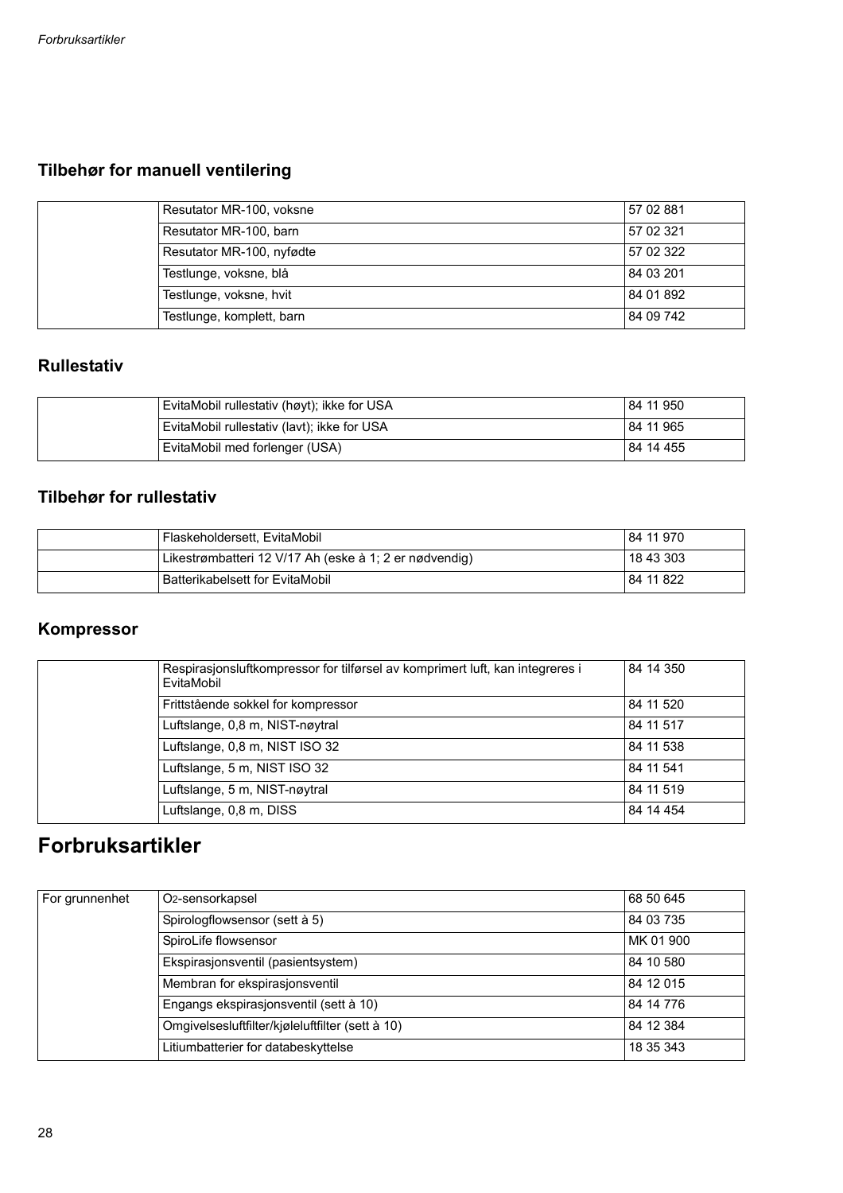### Tilbehør for manuell ventilering

| | | |
|---|---|---|
| | Resutator MR-100, voksne | 57 02 881 |
| | Resutator MR-100, barn | 57 02 321 |
| | Resutator MR-100, nyfødte | 57 02 322 |
| | Testlunge, voksne, blå | 84 03 201 |
| | Testlunge, voksne, hvit | 84 01 892 |
| | Testlunge, komplett, barn | 84 09 742 |

### Rullestativ

| | | |
|---|---|---|
| | EvitaMobil rullestativ (høyt); ikke for USA | 84 11 950 |
| | EvitaMobil rullestativ (lavt); ikke for USA | 84 11 965 |
| | EvitaMobil med forlenger (USA) | 84 14 455 |

### Tilbehør for rullestativ

| | | |
|---|---|---|
| | Flaskeholdersett, EvitaMobil | 84 11 970 |
| | Likestrømbatteri 12 V/17 Ah (eske à 1; 2 er nødvendig) | 18 43 303 |
| | Batterikabelsett for EvitaMobil | 84 11 822 |

### Kompressor

| | | |
|---|---|---|
| | Respirasjonsluftkompressor for tilførsel av komprimert luft, kan integreres i EvitaMobil | 84 14 350 |
| | Frittstående sokkel for kompressor | 84 11 520 |
| | Luftslange, 0,8 m, NIST-nøytral | 84 11 517 |
| | Luftslange, 0,8 m, NIST ISO 32 | 84 11 538 |
| | Luftslange, 5 m, NIST ISO 32 | 84 11 541 |
| | Luftslange, 5 m, NIST-nøytral | 84 11 519 |
| | Luftslange, 0,8 m, DISS | 84 14 454 |

## Forbruksartikler

| | | |
|---|---|---|
| For grunnenhet | $O_2$-sensorkapsel | 68 50 645 |
| | Spirologflowsensor (sett à 5) | 84 03 735 |
| | SpiroLife flowsensor | MK 01 900 |
| | Ekspirasjonsventil (pasientsystem) | 84 10 580 |
| | Membran for ekspirasjonsventil | 84 12 015 |
| | Engangs ekspirasjonsventil (sett à 10) | 84 14 776 |
| | Omgivelsesluftfilter/kjøleluftfilter (sett à 10) | 84 12 384 |
| | Litiumbatterier for databeskyttelse | 18 35 343 |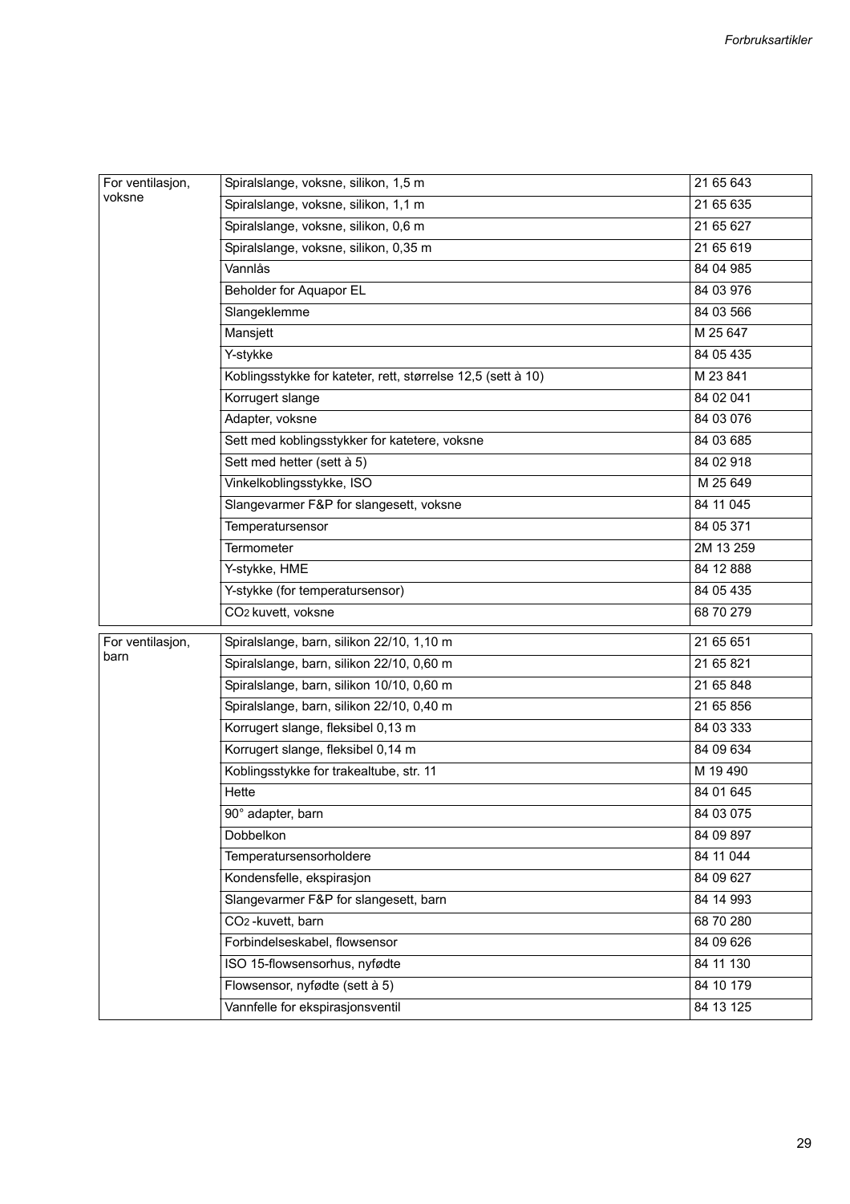| | | |
|---|---|---|
| For ventilasjon, voksne | Spiralslange, voksne, silikon, 1,5 m | 21 65 643 |
| | Spiralslange, voksne, silikon, 1,1 m | 21 65 635 |
| | Spiralslange, voksne, silikon, 0,6 m | 21 65 627 |
| | Spiralslange, voksne, silikon, 0,35 m | 21 65 619 |
| | Vannlås | 84 04 985 |
| | Beholder for Aquapor EL | 84 03 976 |
| | Slangeklemme | 84 03 566 |
| | Mansjett | M 25 647 |
| | Y-stykke | 84 05 435 |
| | Koblingsstykke for kateter, rett, størrelse 12,5 (sett à 10) | M 23 841 |
| | Korrugert slange | 84 02 041 |
| | Adapter, voksne | 84 03 076 |
| | Sett med koblingsstykker for katetere, voksne | 84 03 685 |
| | Sett med hetter (sett à 5) | 84 02 918 |
| | Vinkelkoblingsstykke, ISO | M 25 649 |
| | Slangevarmer F&P for slangesett, voksne | 84 11 045 |
| | Temperatursensor | 84 05 371 |
| | Termometer | 2M 13 259 |
| | Y-stykke, HME | 84 12 888 |
| | Y-stykke (for temperatursensor) | 84 05 435 |
| | $CO_2$ kuvett, voksne | 68 70 279 |

| | | |
|---|---|---|
| For ventilasjon, barn | Spiralslange, barn, silikon 22/10, 1,10 m | 21 65 651 |
| | Spiralslange, barn, silikon 22/10, 0,60 m | 21 65 821 |
| | Spiralslange, barn, silikon 10/10, 0,60 m | 21 65 848 |
| | Spiralslange, barn, silikon 22/10, 0,40 m | 21 65 856 |
| | Korrugert slange, fleksibel 0,13 m | 84 03 333 |
| | Korrugert slange, fleksibel 0,14 m | 84 09 634 |
| | Koblingsstykke for trakealtube, str. 11 | M 19 490 |
| | Hette | 84 01 645 |
| | 90° adapter, barn | 84 03 075 |
| | Dobbelkon | 84 09 897 |
| | Temperatursensorholdere | 84 11 044 |
| | Kondensfelle, ekspirasjon | 84 09 627 |
| | Slangevarmer F&P for slangesett, barn | 84 14 993 |
| | $CO_2$ -kuvett, barn | 68 70 280 |
| | Forbindelseskabel, flowsensor | 84 09 626 |
| | ISO 15-flowsensorhus, nyfødte | 84 11 130 |
| | Flowsensor, nyfødte (sett à 5) | 84 10 179 |
| | Vannfelle for ekspirasjonsventil | 84 13 125 |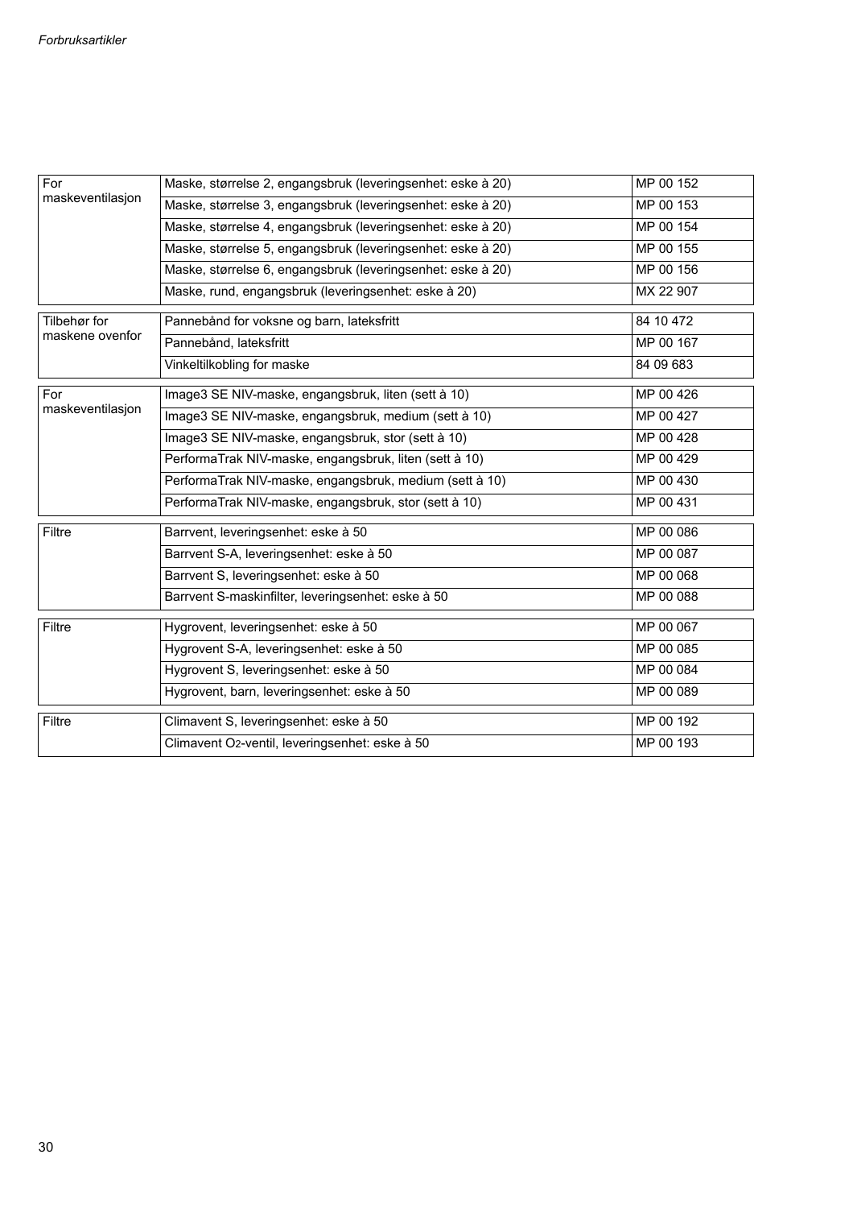| For maskeventilasjon | Maske, størrelse 2, engangsbruk (leveringsenhet: eske à 20) | MP 00 152 |
|---|---|---|
| | Maske, størrelse 3, engangsbruk (leveringsenhet: eske à 20) | MP 00 153 |
| | Maske, størrelse 4, engangsbruk (leveringsenhet: eske à 20) | MP 00 154 |
| | Maske, størrelse 5, engangsbruk (leveringsenhet: eske à 20) | MP 00 155 |
| | Maske, størrelse 6, engangsbruk (leveringsenhet: eske à 20) | MP 00 156 |
| | Maske, rund, engangsbruk (leveringsenhet: eske à 20) | MX 22 907 |

| Tilbehør for maskene ovenfor | Pannebånd for voksne og barn, lateksfritt | 84 10 472 |
|---|---|---|
| | Pannebånd, lateksfritt | MP 00 167 |
| | Vinkeltilkobling for maske | 84 09 683 |

| For maskeventilasjon | Image3 SE NIV-maske, engangsbruk, liten (sett à 10) | MP 00 426 |
|---|---|---|
| | Image3 SE NIV-maske, engangsbruk, medium (sett à 10) | MP 00 427 |
| | Image3 SE NIV-maske, engangsbruk, stor (sett à 10) | MP 00 428 |
| | PerformaTrak NIV-maske, engangsbruk, liten (sett à 10) | MP 00 429 |
| | PerformaTrak NIV-maske, engangsbruk, medium (sett à 10) | MP 00 430 |
| | PerformaTrak NIV-maske, engangsbruk, stor (sett à 10) | MP 00 431 |

| Filtre | Barrvent, leveringsenhet: eske à 50 | MP 00 086 |
|---|---|---|
| | Barrvent S-A, leveringsenhet: eske à 50 | MP 00 087 |
| | Barrvent S, leveringsenhet: eske à 50 | MP 00 068 |
| | Barrvent S-maskinfilter, leveringsenhet: eske à 50 | MP 00 088 |

| Filtre | Hygrovent, leveringsenhet: eske à 50 | MP 00 067 |
|---|---|---|
| | Hygrovent S-A, leveringsenhet: eske à 50 | MP 00 085 |
| | Hygrovent S, leveringsenhet: eske à 50 | MP 00 084 |
| | Hygrovent, barn, leveringsenhet: eske à 50 | MP 00 089 |

| Filtre | Climavent S, leveringsenhet: eske à 50 | MP 00 192 |
|---|---|---|
| | Climavent $O_2$-ventil, leveringsenhet: eske à 50 | MP 00 193 |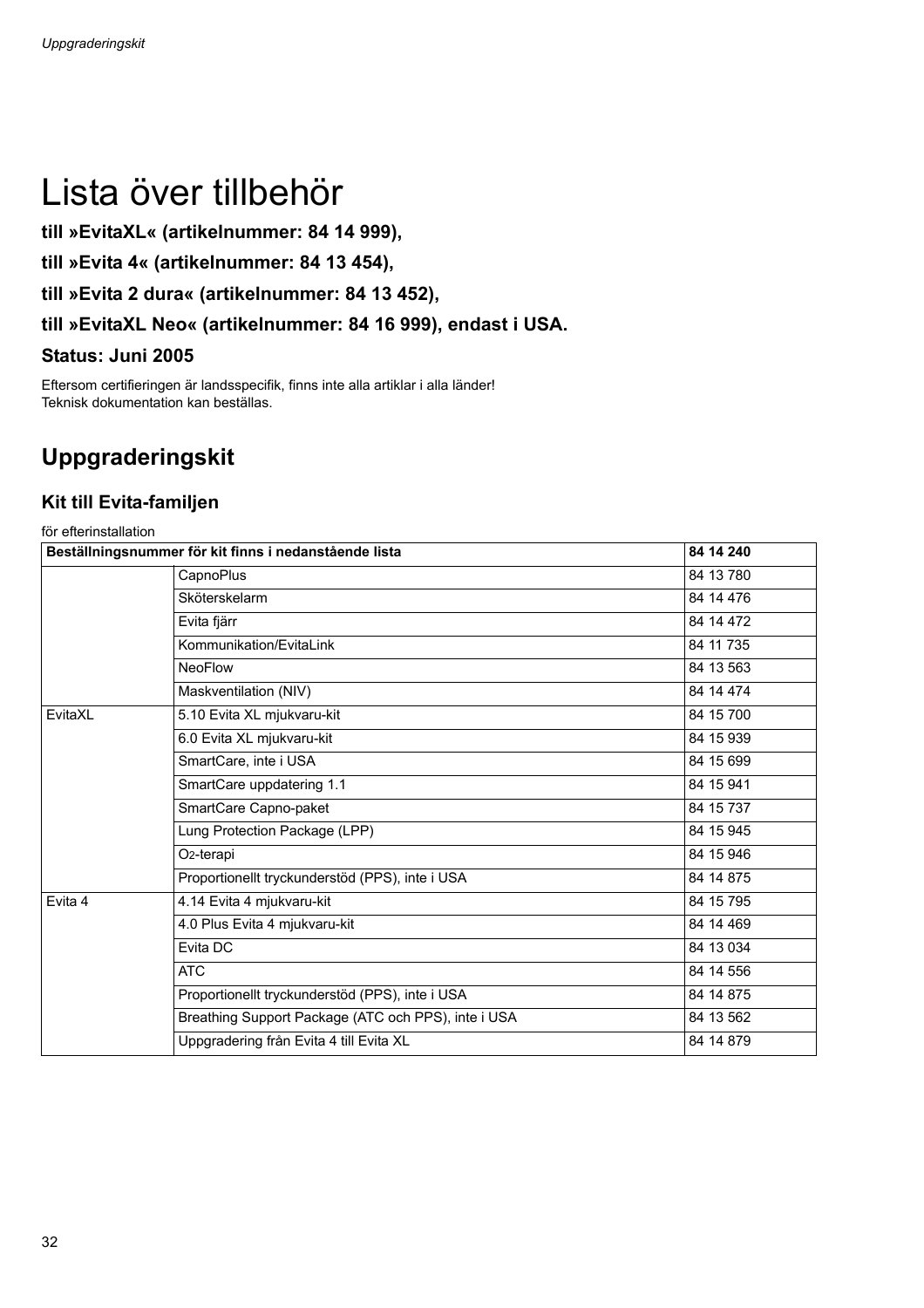# Lista över tillbehör

**till »EvitaXL« (artikelnummer: 84 14 999),**

**till »Evita 4« (artikelnummer: 84 13 454),**

**till »Evita 2 dura« (artikelnummer: 84 13 452),**

**till »EvitaXL Neo« (artikelnummer: 84 16 999), endast i USA.**

**Status: Juni 2005**

Eftersom certifieringen är landsspecifik, finns inte alla artiklar i alla länder!
Teknisk dokumentation kan beställas.

## Uppgraderingskit

### Kit till Evita-familjen

för efterinstallation

| Beställningsnummer för kit finns i nedanstående lista | | 84 14 240 |
|---|---|---|
| | CapnoPlus | 84 13 780 |
| | Sköterskelarm | 84 14 476 |
| | Evita fjärr | 84 14 472 |
| | Kommunikation/EvitaLink | 84 11 735 |
| | NeoFlow | 84 13 563 |
| | Maskventilation (NIV) | 84 14 474 |
| EvitaXL | 5.10 Evita XL mjukvaru-kit | 84 15 700 |
| | 6.0 Evita XL mjukvaru-kit | 84 15 939 |
| | SmartCare, inte i USA | 84 15 699 |
| | SmartCare uppdatering 1.1 | 84 15 941 |
| | SmartCare Capno-paket | 84 15 737 |
| | Lung Protection Package (LPP) | 84 15 945 |
| | $O_2$-terapi | 84 15 946 |
| | Proportionellt tryckunderstöd (PPS), inte i USA | 84 14 875 |
| Evita 4 | 4.14 Evita 4 mjukvaru-kit | 84 15 795 |
| | 4.0 Plus Evita 4 mjukvaru-kit | 84 14 469 |
| | Evita DC | 84 13 034 |
| | ATC | 84 14 556 |
| | Proportionellt tryckunderstöd (PPS), inte i USA | 84 14 875 |
| | Breathing Support Package (ATC och PPS), inte i USA | 84 13 562 |
| | Uppgradering från Evita 4 till Evita XL | 84 14 879 |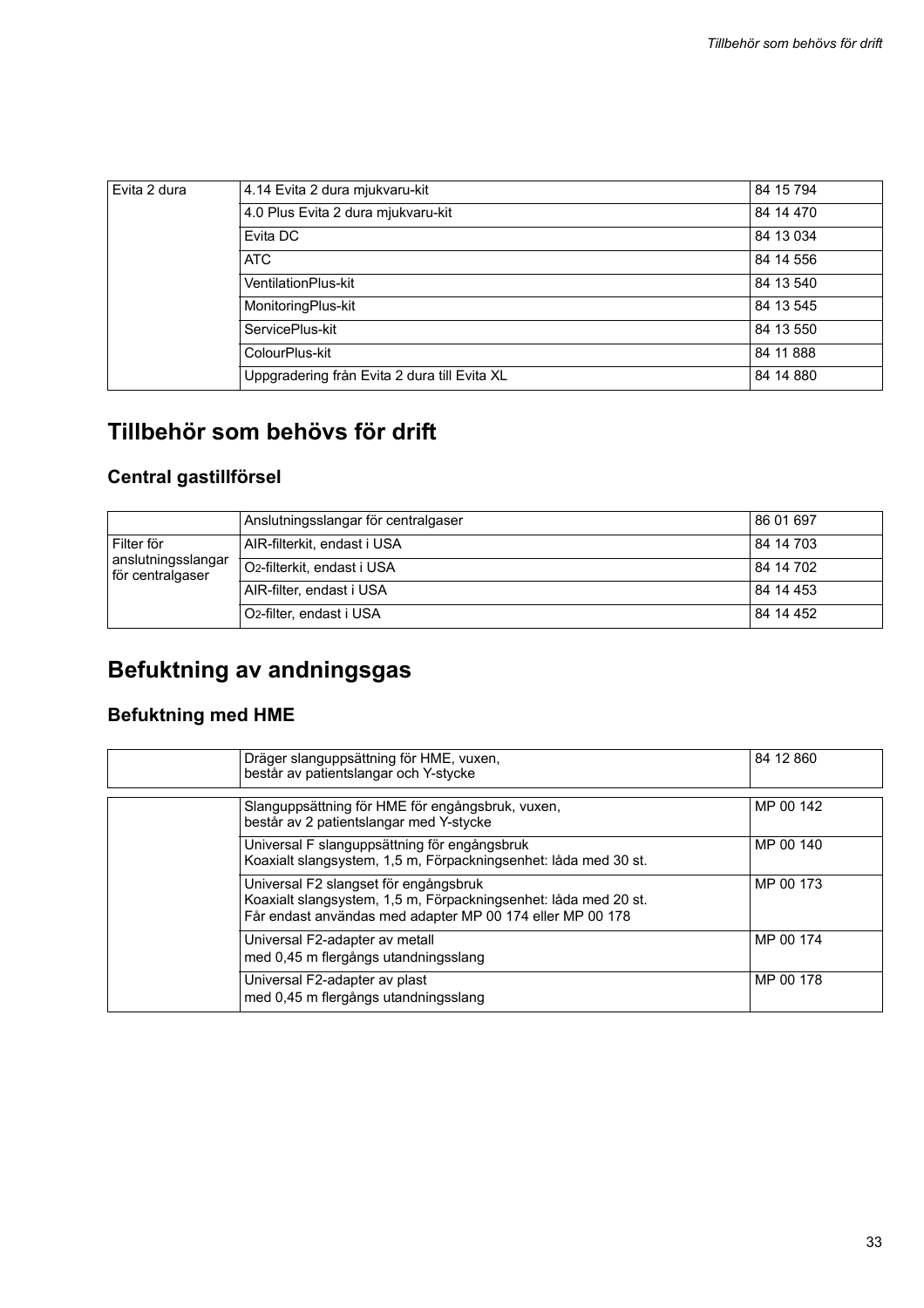| | | |
|---|---|---|
| Evita 2 dura | 4.14 Evita 2 dura mjukvaru-kit | 84 15 794 |
| | 4.0 Plus Evita 2 dura mjukvaru-kit | 84 14 470 |
| | Evita DC | 84 13 034 |
| | ATC | 84 14 556 |
| | VentilationPlus-kit | 84 13 540 |
| | MonitoringPlus-kit | 84 13 545 |
| | ServicePlus-kit | 84 13 550 |
| | ColourPlus-kit | 84 11 888 |
| | Uppgradering från Evita 2 dura till Evita XL | 84 14 880 |

# Tillbehör som behövs för drift

## Central gastillförsel

| | | |
|---|---|---|
| | Anslutningsslangar för centralgaser | 86 01 697 |
| Filter för anslutningsslangar för centralgaser | AIR-filterkit, endast i USA | 84 14 703 |
| | $O_2$-filterkit, endast i USA | 84 14 702 |
| | AIR-filter, endast i USA | 84 14 453 |
| | $O_2$-filter, endast i USA | 84 14 452 |

# Befuktning av andningsgas

## Befuktning med HME

| | | |
|---|---|---|
| | Dräger slanguppsättning för HME, vuxen, består av patientslangar och Y-stycke | 84 12 860 |

| | | |
|---|---|---|
| | Slanguppsättning för HME för engångsbruk, vuxen, består av 2 patientslangar med Y-stycke | MP 00 142 |
| | Universal F slanguppsättning för engångsbruk Koaxialt slangsystem, 1,5 m, Förpackningsenhet: låda med 30 st. | MP 00 140 |
| | Universal F2 slangset för engångsbruk Koaxialt slangsystem, 1,5 m, Förpackningsenhet: låda med 20 st. Får endast användas med adapter MP 00 174 eller MP 00 178 | MP 00 173 |
| | Universal F2-adapter av metall med 0,45 m flergångs utandningsslang | MP 00 174 |
| | Universal F2-adapter av plast med 0,45 m flergångs utandningsslang | MP 00 178 |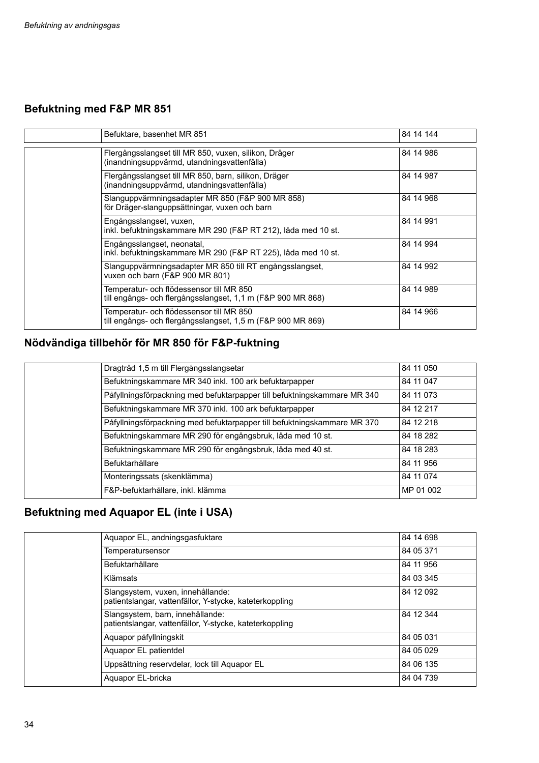## Befuktning med F&P MR 851

| | | |
|---|---|---|
| | Befuktare, basenhet MR 851 | 84 14 144 |

| | | |
|---|---|---|
| | Flergångsslangset till MR 850, vuxen, silikon, Dräger (inandningsuppvärmd, utandningsvattenfälla) | 84 14 986 |
| | Flergångsslangset till MR 850, barn, silikon, Dräger (inandningsuppvärmd, utandningsvattenfälla) | 84 14 987 |
| | Slanguppvärmningsadapter MR 850 (F&P 900 MR 858) för Dräger-slanguppsättningar, vuxen och barn | 84 14 968 |
| | Engångsslangset, vuxen, inkl. befuktningskammare MR 290 (F&P RT 212), låda med 10 st. | 84 14 991 |
| | Engångsslangset, neonatal, inkl. befuktningskammare MR 290 (F&P RT 225), låda med 10 st. | 84 14 994 |
| | Slanguppvärmningsadapter MR 850 till RT engångsslangset, vuxen och barn (F&P 900 MR 801) | 84 14 992 |
| | Temperatur- och flödessensor till MR 850 till engångs- och flergångsslangset, 1,1 m (F&P 900 MR 868) | 84 14 989 |
| | Temperatur- och flödessensor till MR 850 till engångs- och flergångsslangset, 1,5 m (F&P 900 MR 869) | 84 14 966 |

## Nödvändiga tillbehör för MR 850 för F&P-fuktning

| | | |
|---|---|---|
| | Dragtråd 1,5 m till Flergångsslangsetar | 84 11 050 |
| | Befuktningskammare MR 340 inkl. 100 ark befuktarpapper | 84 11 047 |
| | Påfyllningsförpackning med befuktarpapper till befuktningskammare MR 340 | 84 11 073 |
| | Befuktningskammare MR 370 inkl. 100 ark befuktarpapper | 84 12 217 |
| | Påfyllningsförpackning med befuktarpapper till befuktningskammare MR 370 | 84 12 218 |
| | Befuktningskammare MR 290 för engångsbruk, låda med 10 st. | 84 18 282 |
| | Befuktningskammare MR 290 för engångsbruk, låda med 40 st. | 84 18 283 |
| | Befuktarhållare | 84 11 956 |
| | Monteringssats (skenklämma) | 84 11 074 |
| | F&P-befuktarhållare, inkl. klämma | MP 01 002 |

## Befuktning med Aquapor EL (inte i USA)

| | | |
|---|---|---|
| | Aquapor EL, andningsgasfuktare | 84 14 698 |
| | Temperatursensor | 84 05 371 |
| | Befuktarhållare | 84 11 956 |
| | Klämsats | 84 03 345 |
| | Slangsystem, vuxen, innehållande: patientslangar, vattenfällor, Y-stycke, kateterkoppling | 84 12 092 |
| | Slangsystem, barn, innehållande: patientslangar, vattenfällor, Y-stycke, kateterkoppling | 84 12 344 |
| | Aquapor påfyllningskit | 84 05 031 |
| | Aquapor EL patientdel | 84 05 029 |
| | Uppsättning reservdelar, lock till Aquapor EL | 84 06 135 |
| | Aquapor EL-bricka | 84 04 739 |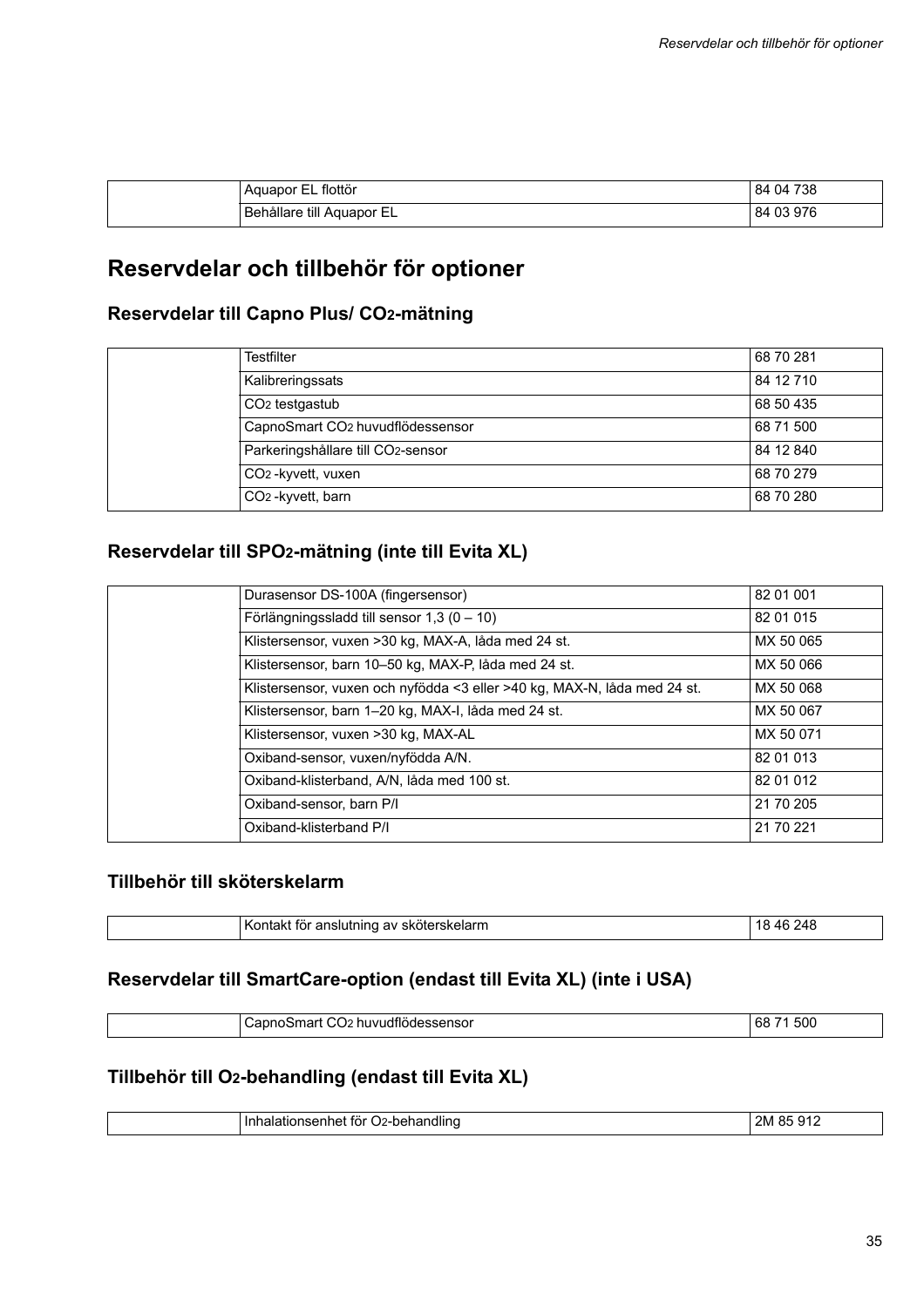| | | |
|---|---|---|
| | Aquapor EL flottör | 84 04 738 |
| | Behållare till Aquapor EL | 84 03 976 |

## Reservdelar och tillbehör för optioner

### Reservdelar till Capno Plus/ $CO_2$-mätning

| | | |
|---|---|---|
| | Testfilter | 68 70 281 |
| | Kalibreringssats | 84 12 710 |
| | $CO_2$ testgastub | 68 50 435 |
| | CapnoSmart $CO_2$ huvudflödessensor | 68 71 500 |
| | Parkeringshållare till $CO_2$-sensor | 84 12 840 |
| | $CO_2$ -kyvett, vuxen | 68 70 279 |
| | $CO_2$ -kyvett, barn | 68 70 280 |

### Reservdelar till $SPO_2$-mätning (inte till Evita XL)

| | | |
|---|---|---|
| | Durasensor DS-100A (fingersensor) | 82 01 001 |
| | Förlängningssladd till sensor 1,3 (0 – 10) | 82 01 015 |
| | Klistersensor, vuxen >30 kg, MAX-A, låda med 24 st. | MX 50 065 |
| | Klistersensor, barn 10–50 kg, MAX-P, låda med 24 st. | MX 50 066 |
| | Klistersensor, vuxen och nyfödda <3 eller >40 kg, MAX-N, låda med 24 st. | MX 50 068 |
| | Klistersensor, barn 1–20 kg, MAX-I, låda med 24 st. | MX 50 067 |
| | Klistersensor, vuxen >30 kg, MAX-AL | MX 50 071 |
| | Oxiband-sensor, vuxen/nyfödda A/N. | 82 01 013 |
| | Oxiband-klisterband, A/N, låda med 100 st. | 82 01 012 |
| | Oxiband-sensor, barn P/I | 21 70 205 |
| | Oxiband-klisterband P/I | 21 70 221 |

### Tillbehör till sköterskelarm

| | | |
|---|---|---|
| | Kontakt för anslutning av sköterskelarm | 18 46 248 |

### Reservdelar till SmartCare-option (endast till Evita XL) (inte i USA)

| | | |
|---|---|---|
| | CapnoSmart $CO_2$ huvudflödessensor | 68 71 500 |

### Tillbehör till $O_2$-behandling (endast till Evita XL)

| | | |
|---|---|---|
| | Inhalationsenhet för $O_2$-behandling | 2M 85 912 |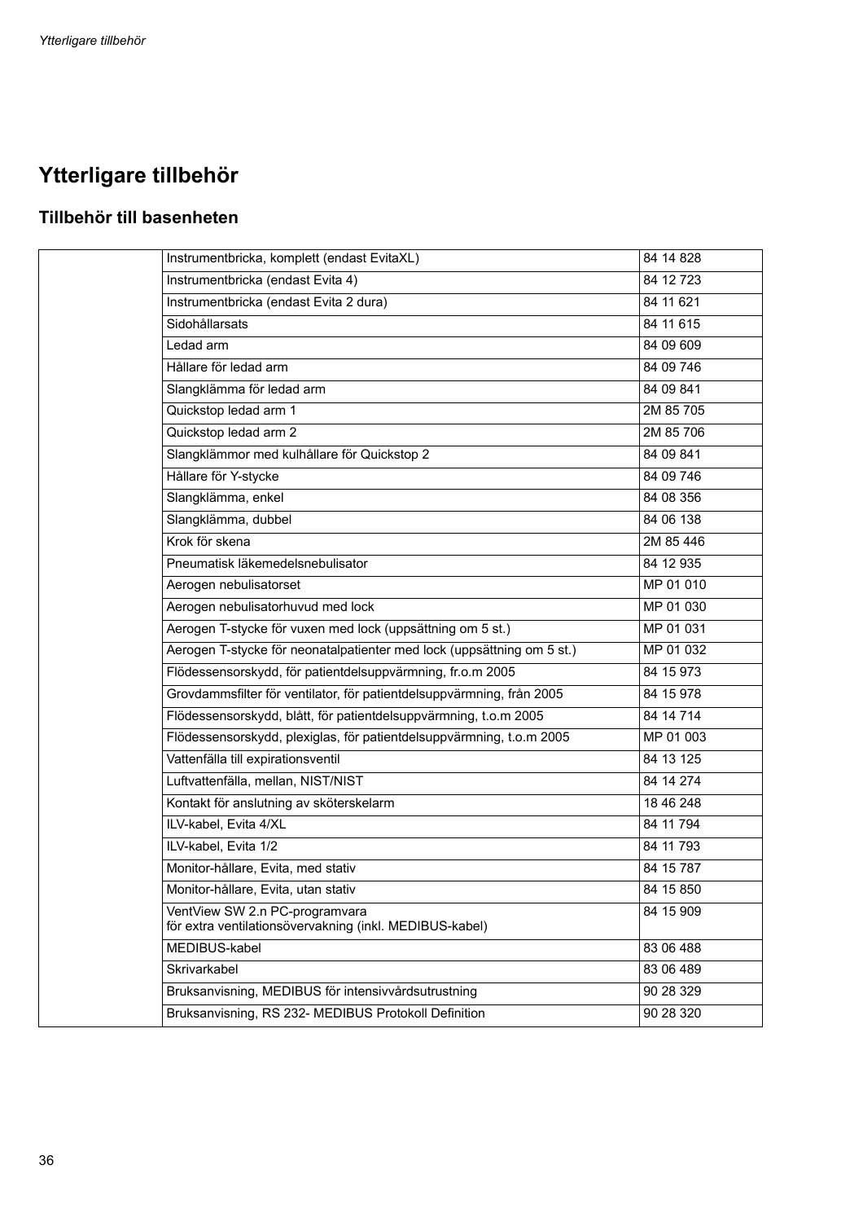# Ytterligare tillbehör

## Tillbehör till basenheten

| | | |
|---|---|---|
| | Instrumentbricka, komplett (endast EvitaXL) | 84 14 828 |
| | Instrumentbricka (endast Evita 4) | 84 12 723 |
| | Instrumentbricka (endast Evita 2 dura) | 84 11 621 |
| | Sidohållarsats | 84 11 615 |
| | Ledad arm | 84 09 609 |
| | Hållare för ledad arm | 84 09 746 |
| | Slangklämma för ledad arm | 84 09 841 |
| | Quickstop ledad arm 1 | 2M 85 705 |
| | Quickstop ledad arm 2 | 2M 85 706 |
| | Slangklämmor med kulhållare för Quickstop 2 | 84 09 841 |
| | Hållare för Y-stycke | 84 09 746 |
| | Slangklämma, enkel | 84 08 356 |
| | Slangklämma, dubbel | 84 06 138 |
| | Krok för skena | 2M 85 446 |
| | Pneumatisk läkemedelsnebulisator | 84 12 935 |
| | Aerogen nebulisatorset | MP 01 010 |
| | Aerogen nebulisatorhuvud med lock | MP 01 030 |
| | Aerogen T-stycke för vuxen med lock (uppsättning om 5 st.) | MP 01 031 |
| | Aerogen T-stycke för neonatalpatienter med lock (uppsättning om 5 st.) | MP 01 032 |
| | Flödessensorskydd, för patientdelsuppvärmning, fr.o.m 2005 | 84 15 973 |
| | Grovdammsfilter för ventilator, för patientdelsuppvärmning, från 2005 | 84 15 978 |
| | Flödessensorskydd, blått, för patientdelsuppvärmning, t.o.m 2005 | 84 14 714 |
| | Flödessensorskydd, plexiglas, för patientdelsuppvärmning, t.o.m 2005 | MP 01 003 |
| | Vattenfälla till expirationsventil | 84 13 125 |
| | Luftvattenfälla, mellan, NIST/NIST | 84 14 274 |
| | Kontakt för anslutning av sköterskelarm | 18 46 248 |
| | ILV-kabel, Evita 4/XL | 84 11 794 |
| | ILV-kabel, Evita 1/2 | 84 11 793 |
| | Monitor-hållare, Evita, med stativ | 84 15 787 |
| | Monitor-hållare, Evita, utan stativ | 84 15 850 |
| | VentView SW 2.n PC-programvara för extra ventilationsövervakning (inkl. MEDIBUS-kabel) | 84 15 909 |
| | MEDIBUS-kabel | 83 06 488 |
| | Skrivarkabel | 83 06 489 |
| | Bruksanvisning, MEDIBUS för intensivvårdsutrustning | 90 28 329 |
| | Bruksanvisning, RS 232- MEDIBUS Protokoll Definition | 90 28 320 |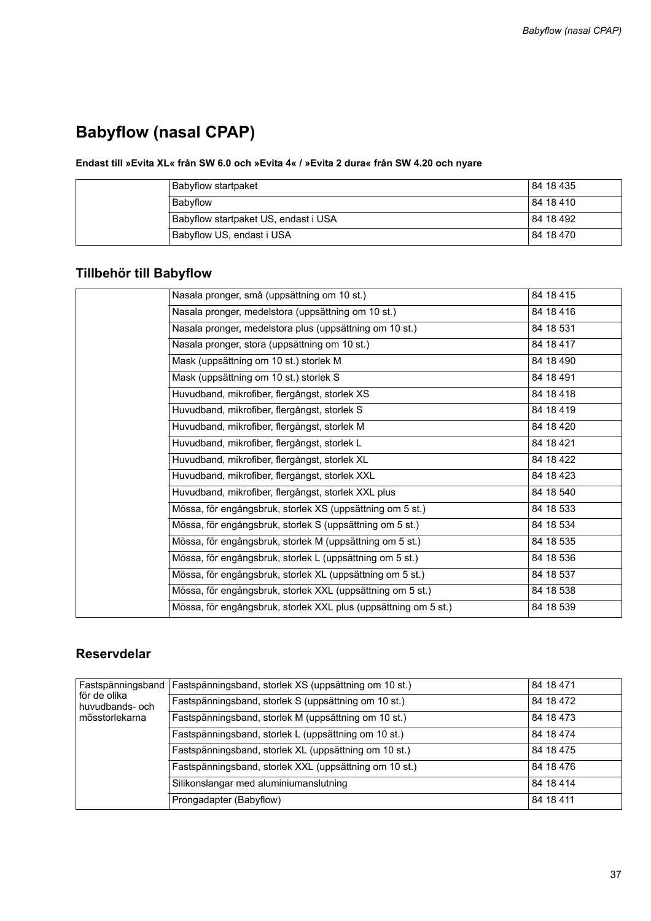# Babyflow (nasal CPAP)

**Endast till »Evita XL« från SW 6.0 och »Evita 4« / »Evita 2 dura« från SW 4.20 och nyare**

| | | |
|---|---|---|
| | Babyflow startpaket | 84 18 435 |
| | Babyflow | 84 18 410 |
| | Babyflow startpaket US, endast i USA | 84 18 492 |
| | Babyflow US, endast i USA | 84 18 470 |

## Tillbehör till Babyflow

| | | |
|---|---|---|
| | Nasala pronger, små (uppsättning om 10 st.) | 84 18 415 |
| | Nasala pronger, medelstora (uppsättning om 10 st.) | 84 18 416 |
| | Nasala pronger, medelstora plus (uppsättning om 10 st.) | 84 18 531 |
| | Nasala pronger, stora (uppsättning om 10 st.) | 84 18 417 |
| | Mask (uppsättning om 10 st.) storlek M | 84 18 490 |
| | Mask (uppsättning om 10 st.) storlek S | 84 18 491 |
| | Huvudband, mikrofiber, flergångst, storlek XS | 84 18 418 |
| | Huvudband, mikrofiber, flergångst, storlek S | 84 18 419 |
| | Huvudband, mikrofiber, flergångst, storlek M | 84 18 420 |
| | Huvudband, mikrofiber, flergångst, storlek L | 84 18 421 |
| | Huvudband, mikrofiber, flergångst, storlek XL | 84 18 422 |
| | Huvudband, mikrofiber, flergångst, storlek XXL | 84 18 423 |
| | Huvudband, mikrofiber, flergångst, storlek XXL plus | 84 18 540 |
| | Mössa, för engångsbruk, storlek XS (uppsättning om 5 st.) | 84 18 533 |
| | Mössa, för engångsbruk, storlek S (uppsättning om 5 st.) | 84 18 534 |
| | Mössa, för engångsbruk, storlek M (uppsättning om 5 st.) | 84 18 535 |
| | Mössa, för engångsbruk, storlek L (uppsättning om 5 st.) | 84 18 536 |
| | Mössa, för engångsbruk, storlek XL (uppsättning om 5 st.) | 84 18 537 |
| | Mössa, för engångsbruk, storlek XXL (uppsättning om 5 st.) | 84 18 538 |
| | Mössa, för engångsbruk, storlek XXL plus (uppsättning om 5 st.) | 84 18 539 |

## Reservdelar

| | | |
|---|---|---|
| Fastspänningsband för de olika huvudbands- och mösstorlekarna | Fastspänningsband, storlek XS (uppsättning om 10 st.) | 84 18 471 |
| | Fastspänningsband, storlek S (uppsättning om 10 st.) | 84 18 472 |
| | Fastspänningsband, storlek M (uppsättning om 10 st.) | 84 18 473 |
| | Fastspänningsband, storlek L (uppsättning om 10 st.) | 84 18 474 |
| | Fastspänningsband, storlek XL (uppsättning om 10 st.) | 84 18 475 |
| | Fastspänningsband, storlek XXL (uppsättning om 10 st.) | 84 18 476 |
| | Silikonslangar med aluminiumanslutning | 84 18 414 |
| | Prongadapter (Babyflow) | 84 18 411 |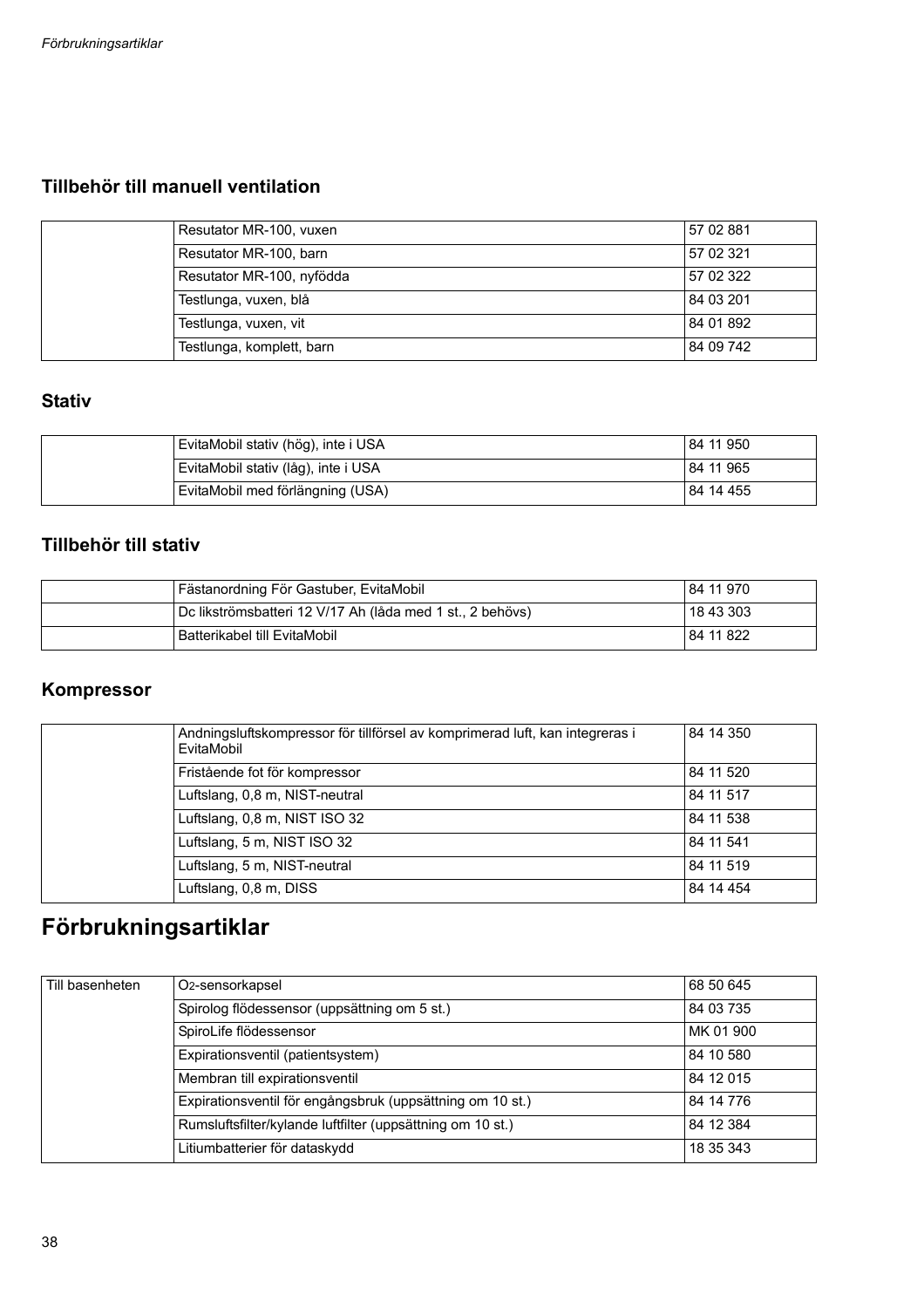### Tillbehör till manuell ventilation

| | | |
|---|---|---|
| | Resutator MR-100, vuxen | 57 02 881 |
| | Resutator MR-100, barn | 57 02 321 |
| | Resutator MR-100, nyfödda | 57 02 322 |
| | Testlunga, vuxen, blå | 84 03 201 |
| | Testlunga, vuxen, vit | 84 01 892 |
| | Testlunga, komplett, barn | 84 09 742 |

### Stativ

| | | |
|---|---|---|
| | EvitaMobil stativ (hög), inte i USA | 84 11 950 |
| | EvitaMobil stativ (låg), inte i USA | 84 11 965 |
| | EvitaMobil med förlängning (USA) | 84 14 455 |

### Tillbehör till stativ

| | | |
|---|---|---|
| | Fästanordning För Gastuber, EvitaMobil | 84 11 970 |
| | Dc likströmsbatteri 12 V/17 Ah (låda med 1 st., 2 behövs) | 18 43 303 |
| | Batterikabel till EvitaMobil | 84 11 822 |

### Kompressor

| | | |
|---|---|---|
| | Andningsluftskompressor för tillförsel av komprimerad luft, kan integreras i EvitaMobil | 84 14 350 |
| | Fristående fot för kompressor | 84 11 520 |
| | Luftslang, 0,8 m, NIST-neutral | 84 11 517 |
| | Luftslang, 0,8 m, NIST ISO 32 | 84 11 538 |
| | Luftslang, 5 m, NIST ISO 32 | 84 11 541 |
| | Luftslang, 5 m, NIST-neutral | 84 11 519 |
| | Luftslang, 0,8 m, DISS | 84 14 454 |

## Förbrukningsartiklar

| | | |
|---|---|---|
| Till basenheten | $O_2$-sensorkapsel | 68 50 645 |
| | Spirolog flödessensor (uppsättning om 5 st.) | 84 03 735 |
| | SpiroLife flödessensor | MK 01 900 |
| | Expirationsventil (patientsystem) | 84 10 580 |
| | Membran till expirationsventil | 84 12 015 |
| | Expirationsventil för engångsbruk (uppsättning om 10 st.) | 84 14 776 |
| | Rumsluftsfilter/kylande luftfilter (uppsättning om 10 st.) | 84 12 384 |
| | Litiumbatterier för dataskydd | 18 35 343 |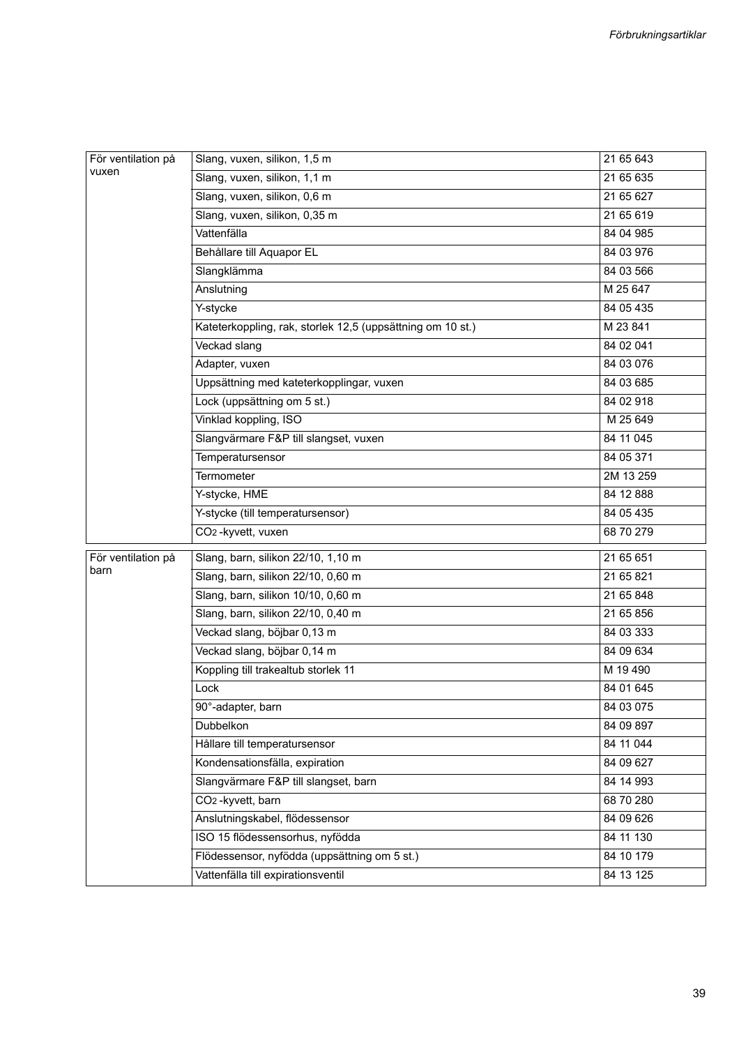| | | |
|---|---|---|
| För ventilation på vuxen | Slang, vuxen, silikon, 1,5 m | 21 65 643 |
| | Slang, vuxen, silikon, 1,1 m | 21 65 635 |
| | Slang, vuxen, silikon, 0,6 m | 21 65 627 |
| | Slang, vuxen, silikon, 0,35 m | 21 65 619 |
| | Vattenfälla | 84 04 985 |
| | Behållare till Aquapor EL | 84 03 976 |
| | Slangklämma | 84 03 566 |
| | Anslutning | M 25 647 |
| | Y-stycke | 84 05 435 |
| | Kateterkoppling, rak, storlek 12,5 (uppsättning om 10 st.) | M 23 841 |
| | Veckad slang | 84 02 041 |
| | Adapter, vuxen | 84 03 076 |
| | Uppsättning med kateterkopplingar, vuxen | 84 03 685 |
| | Lock (uppsättning om 5 st.) | 84 02 918 |
| | Vinklad koppling, ISO | M 25 649 |
| | Slangvärmare F&P till slangset, vuxen | 84 11 045 |
| | Temperatursensor | 84 05 371 |
| | Termometer | 2M 13 259 |
| | Y-stycke, HME | 84 12 888 |
| | Y-stycke (till temperatursensor) | 84 05 435 |
| | $CO_2$-kyvett, vuxen | 68 70 279 |

| | | |
|---|---|---|
| För ventilation på barn | Slang, barn, silikon 22/10, 1,10 m | 21 65 651 |
| | Slang, barn, silikon 22/10, 0,60 m | 21 65 821 |
| | Slang, barn, silikon 10/10, 0,60 m | 21 65 848 |
| | Slang, barn, silikon 22/10, 0,40 m | 21 65 856 |
| | Veckad slang, böjbar 0,13 m | 84 03 333 |
| | Veckad slang, böjbar 0,14 m | 84 09 634 |
| | Koppling till trakealtub storlek 11 | M 19 490 |
| | Lock | 84 01 645 |
| | 90°-adapter, barn | 84 03 075 |
| | Dubbelkon | 84 09 897 |
| | Hållare till temperatursensor | 84 11 044 |
| | Kondensationsfälla, expiration | 84 09 627 |
| | Slangvärmare F&P till slangset, barn | 84 14 993 |
| | $CO_2$-kyvett, barn | 68 70 280 |
| | Anslutningskabel, flödessensor | 84 09 626 |
| | ISO 15 flödessensorhus, nyfödda | 84 11 130 |
| | Flödessensor, nyfödda (uppsättning om 5 st.) | 84 10 179 |
| | Vattenfälla till expirationsventil | 84 13 125 |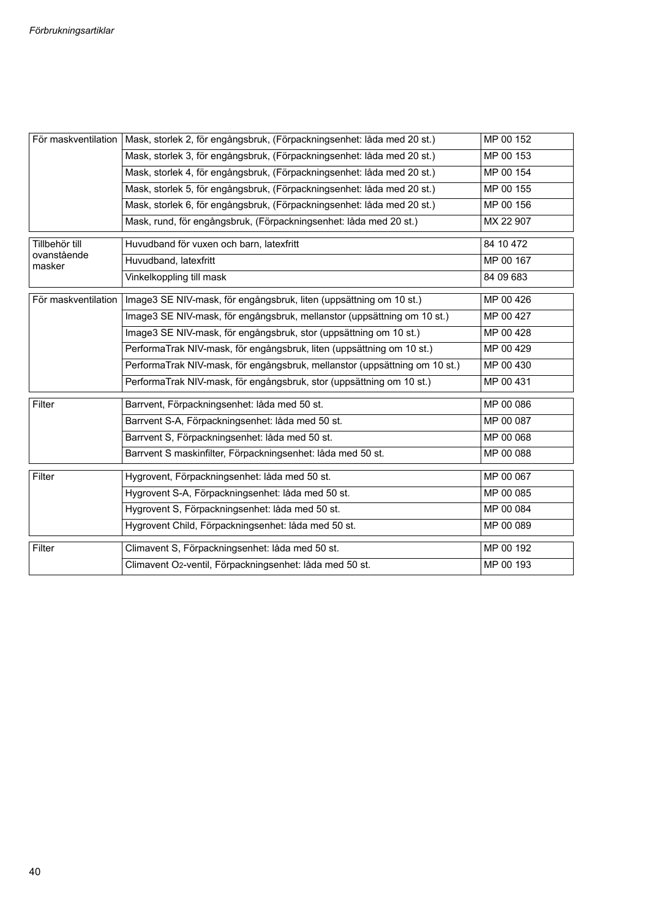| För maskventilation | Mask, storlek 2, för engångsbruk, (Förpackningsenhet: låda med 20 st.) | MP 00 152 |
|---|---|---|
| | Mask, storlek 3, för engångsbruk, (Förpackningsenhet: låda med 20 st.) | MP 00 153 |
| | Mask, storlek 4, för engångsbruk, (Förpackningsenhet: låda med 20 st.) | MP 00 154 |
| | Mask, storlek 5, för engångsbruk, (Förpackningsenhet: låda med 20 st.) | MP 00 155 |
| | Mask, storlek 6, för engångsbruk, (Förpackningsenhet: låda med 20 st.) | MP 00 156 |
| | Mask, rund, för engångsbruk, (Förpackningsenhet: låda med 20 st.) | MX 22 907 |

| Tillbehör till ovanstående masker | Huvudband för vuxen och barn, latexfritt | 84 10 472 |
|---|---|---|
| | Huvudband, latexfritt | MP 00 167 |
| | Vinkelkoppling till mask | 84 09 683 |

| För maskventilation | Image3 SE NIV-mask, för engångsbruk, liten (uppsättning om 10 st.) | MP 00 426 |
|---|---|---|
| | Image3 SE NIV-mask, för engångsbruk, mellanstor (uppsättning om 10 st.) | MP 00 427 |
| | Image3 SE NIV-mask, för engångsbruk, stor (uppsättning om 10 st.) | MP 00 428 |
| | PerformaTrak NIV-mask, för engångsbruk, liten (uppsättning om 10 st.) | MP 00 429 |
| | PerformaTrak NIV-mask, för engångsbruk, mellanstor (uppsättning om 10 st.) | MP 00 430 |
| | PerformaTrak NIV-mask, för engångsbruk, stor (uppsättning om 10 st.) | MP 00 431 |

| Filter | Barrvent, Förpackningsenhet: låda med 50 st. | MP 00 086 |
|---|---|---|
| | Barrvent S-A, Förpackningsenhet: låda med 50 st. | MP 00 087 |
| | Barrvent S, Förpackningsenhet: låda med 50 st. | MP 00 068 |
| | Barrvent S maskinfilter, Förpackningsenhet: låda med 50 st. | MP 00 088 |

| Filter | Hygrovent, Förpackningsenhet: låda med 50 st. | MP 00 067 |
|---|---|---|
| | Hygrovent S-A, Förpackningsenhet: låda med 50 st. | MP 00 085 |
| | Hygrovent S, Förpackningsenhet: låda med 50 st. | MP 00 084 |
| | Hygrovent Child, Förpackningsenhet: låda med 50 st. | MP 00 089 |

| Filter | Climavent S, Förpackningsenhet: låda med 50 st. | MP 00 192 |
|---|---|---|
| | Climavent $O_2$-ventil, Förpackningsenhet: låda med 50 st. | MP 00 193 |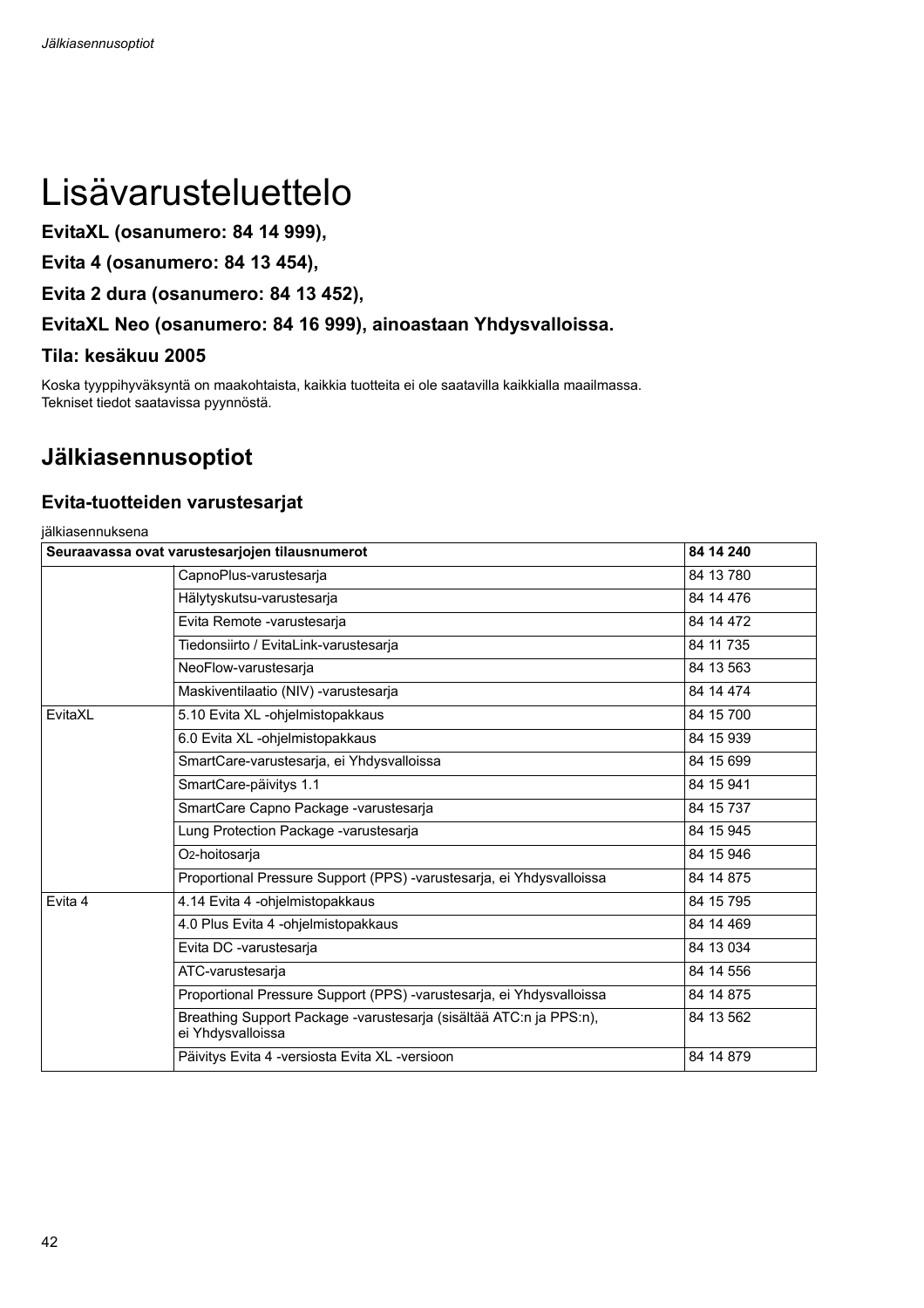# Lisävarusteluettelo

**EvitaXL (osanumero: 84 14 999),**

**Evita 4 (osanumero: 84 13 454),**

**Evita 2 dura (osanumero: 84 13 452),**

**EvitaXL Neo (osanumero: 84 16 999), ainoastaan Yhdysvalloissa.**

**Tila: kesäkuu 2005**

Koska tyyppihyväksyntä on maakohtaista, kaikkia tuotteita ei ole saatavilla kaikkialla maailmassa.
Tekniset tiedot saatavissa pyynnöstä.

## Jälkiasennusoptiot

### Evita-tuotteiden varustesarjat

jälkiasennuksena

| **Seuraavassa ovat varustesarjojen tilausnumerot** | | **84 14 240** |
|---|---|---|
| | CapnoPlus-varustesarja | 84 13 780 |
| | Hälytyskutsu-varustesarja | 84 14 476 |
| | Evita Remote -varustesarja | 84 14 472 |
| | Tiedonsiirto / EvitaLink-varustesarja | 84 11 735 |
| | NeoFlow-varustesarja | 84 13 563 |
| | Maskiventilaatio (NIV) -varustesarja | 84 14 474 |
| EvitaXL | 5.10 Evita XL -ohjelmistopakkaus | 84 15 700 |
| | 6.0 Evita XL -ohjelmistopakkaus | 84 15 939 |
| | SmartCare-varustesarja, ei Yhdysvalloissa | 84 15 699 |
| | SmartCare-päivitys 1.1 | 84 15 941 |
| | SmartCare Capno Package -varustesarja | 84 15 737 |
| | Lung Protection Package -varustesarja | 84 15 945 |
| | $O_2$-hoitosarja | 84 15 946 |
| | Proportional Pressure Support (PPS) -varustesarja, ei Yhdysvalloissa | 84 14 875 |
| Evita 4 | 4.14 Evita 4 -ohjelmistopakkaus | 84 15 795 |
| | 4.0 Plus Evita 4 -ohjelmistopakkaus | 84 14 469 |
| | Evita DC -varustesarja | 84 13 034 |
| | ATC-varustesarja | 84 14 556 |
| | Proportional Pressure Support (PPS) -varustesarja, ei Yhdysvalloissa | 84 14 875 |
| | Breathing Support Package -varustesarja (sisältää ATC:n ja PPS:n), ei Yhdysvalloissa | 84 13 562 |
| | Päivitys Evita 4 -versiosta Evita XL -versioon | 84 14 879 |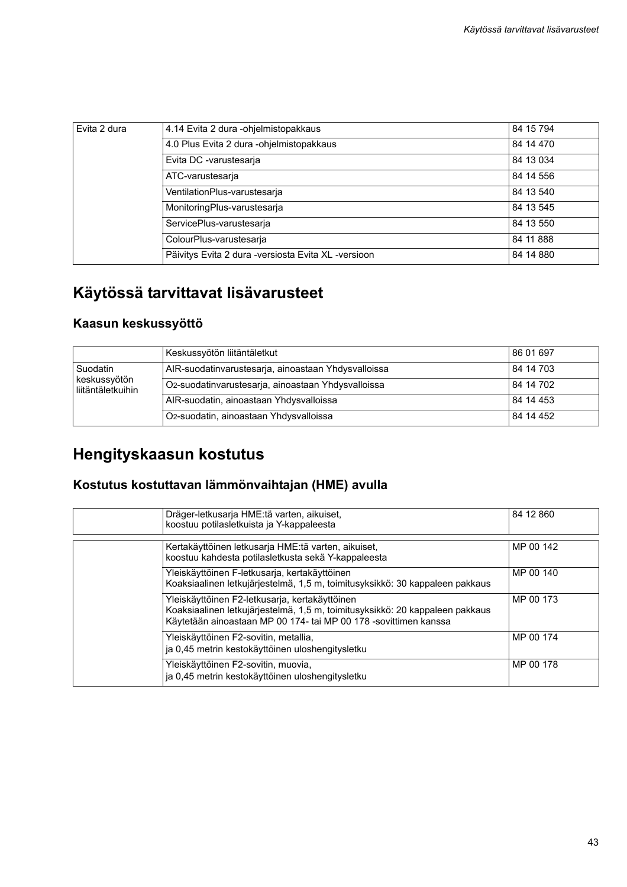| Evita 2 dura | 4.14 Evita 2 dura -ohjelmistopakkaus | 84 15 794 |
|---|---|---|
| | 4.0 Plus Evita 2 dura -ohjelmistopakkaus | 84 14 470 |
| | Evita DC -varustesarja | 84 13 034 |
| | ATC-varustesarja | 84 14 556 |
| | VentilationPlus-varustesarja | 84 13 540 |
| | MonitoringPlus-varustesarja | 84 13 545 |
| | ServicePlus-varustesarja | 84 13 550 |
| | ColourPlus-varustesarja | 84 11 888 |
| | Päivitys Evita 2 dura -versiosta Evita XL -versioon | 84 14 880 |

# Käytössä tarvittavat lisävarusteet

## Kaasun keskussyöttö

| | Keskussyötön liitäntäletkut | 86 01 697 |
|---|---|---|
| Suodatin keskussyötön liitäntäletkuihin | AIR-suodatinvarustesarja, ainoastaan Yhdysvalloissa | 84 14 703 |
| | $O_2$-suodatinvarustesarja, ainoastaan Yhdysvalloissa | 84 14 702 |
| | AIR-suodatin, ainoastaan Yhdysvalloissa | 84 14 453 |
| | $O_2$-suodatin, ainoastaan Yhdysvalloissa | 84 14 452 |

# Hengityskaasun kostutus

## Kostutus kostuttavan lämmönvaihtajan (HME) avulla

| | Dräger-letkusarja HME:tä varten, aikuiset, koostuu potilasletkuista ja Y-kappaleesta | 84 12 860 |
|---|---|---|

| | Kertakäyttöinen letkusarja HME:tä varten, aikuiset, koostuu kahdesta potilasletkusta sekä Y-kappaleesta | MP 00 142 |
|---|---|---|
| | Yleiskäyttöinen F-letkusarja, kertakäyttöinen Koaksiaalinen letkujärjestelmä, 1,5 m, toimitusyksikkö: 30 kappaleen pakkaus | MP 00 140 |
| | Yleiskäyttöinen F2-letkusarja, kertakäyttöinen Koaksiaalinen letkujärjestelmä, 1,5 m, toimitusyksikkö: 20 kappaleen pakkaus Käytetään ainoastaan MP 00 174- tai MP 00 178 -sovittimen kanssa | MP 00 173 |
| | Yleiskäyttöinen F2-sovitin, metallia, ja 0,45 metrin kestokäyttöinen uloshengitysletku | MP 00 174 |
| | Yleiskäyttöinen F2-sovitin, muovia, ja 0,45 metrin kestokäyttöinen uloshengitysletku | MP 00 178 |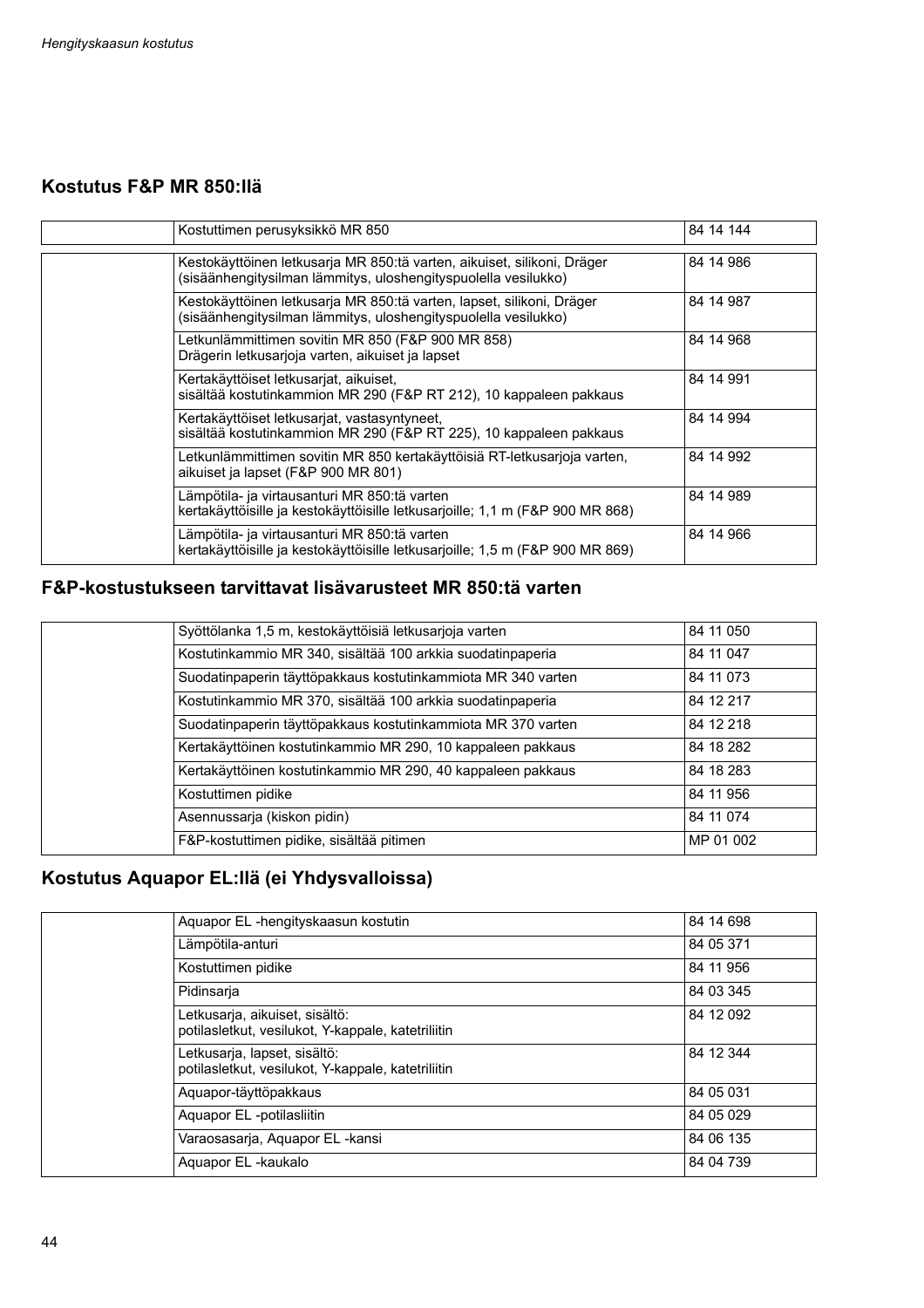## Kostutus F&P MR 850:llä

| | | |
|---|---|---|
| | Kostuttimen perusyksikkö MR 850 | 84 14 144 |
| | Kestokäyttöinen letkusarja MR 850:tä varten, aikuiset, silikoni, Dräger (sisäänhengitysilman lämmitys, uloshengityspuolella vesilukko) | 84 14 986 |
| | Kestokäyttöinen letkusarja MR 850:tä varten, lapset, silikoni, Dräger (sisäänhengitysilman lämmitys, uloshengityspuolella vesilukko) | 84 14 987 |
| | Letkunlämmittimen sovitin MR 850 (F&P 900 MR 858) Drägerin letkusarjoja varten, aikuiset ja lapset | 84 14 968 |
| | Kertakäyttöiset letkusarjat, aikuiset, sisältää kostutinkammion MR 290 (F&P RT 212), 10 kappaleen pakkaus | 84 14 991 |
| | Kertakäyttöiset letkusarjat, vastasyntyneet, sisältää kostutinkammion MR 290 (F&P RT 225), 10 kappaleen pakkaus | 84 14 994 |
| | Letkunlämmittimen sovitin MR 850 kertakäyttöisiä RT-letkusarjoja varten, aikuiset ja lapset (F&P 900 MR 801) | 84 14 992 |
| | Lämpötila- ja virtausanturi MR 850:tä varten kertakäyttöisille ja kestokäyttöisille letkusarjoille; 1,1 m (F&P 900 MR 868) | 84 14 989 |
| | Lämpötila- ja virtausanturi MR 850:tä varten kertakäyttöisille ja kestokäyttöisille letkusarjoille; 1,5 m (F&P 900 MR 869) | 84 14 966 |

## F&P-kostustukseen tarvittavat lisävarusteet MR 850:tä varten

| | | |
|---|---|---|
| | Syöttölanka 1,5 m, kestokäyttöisiä letkusarjoja varten | 84 11 050 |
| | Kostutinkammio MR 340, sisältää 100 arkkia suodatinpaperia | 84 11 047 |
| | Suodatinpaperin täyttöpakkaus kostutinkammiota MR 340 varten | 84 11 073 |
| | Kostutinkammio MR 370, sisältää 100 arkkia suodatinpaperia | 84 12 217 |
| | Suodatinpaperin täyttöpakkaus kostutinkammiota MR 370 varten | 84 12 218 |
| | Kertakäyttöinen kostutinkammio MR 290, 10 kappaleen pakkaus | 84 18 282 |
| | Kertakäyttöinen kostutinkammio MR 290, 40 kappaleen pakkaus | 84 18 283 |
| | Kostuttimen pidike | 84 11 956 |
| | Asennussarja (kiskon pidin) | 84 11 074 |
| | F&P-kostuttimen pidike, sisältää pitimen | MP 01 002 |

## Kostutus Aquapor EL:llä (ei Yhdysvalloissa)

| | | |
|---|---|---|
| | Aquapor EL -hengityskaasun kostutin | 84 14 698 |
| | Lämpötila-anturi | 84 05 371 |
| | Kostuttimen pidike | 84 11 956 |
| | Pidinsarja | 84 03 345 |
| | Letkusarja, aikuiset, sisältö: potilasletkut, vesilukot, Y-kappale, katetriliitin | 84 12 092 |
| | Letkusarja, lapset, sisältö: potilasletkut, vesilukot, Y-kappale, katetriliitin | 84 12 344 |
| | Aquapor-täyttöpakkaus | 84 05 031 |
| | Aquapor EL -potilasliitin | 84 05 029 |
| | Varaosasarja, Aquapor EL -kansi | 84 06 135 |
| | Aquapor EL -kaukalo | 84 04 739 |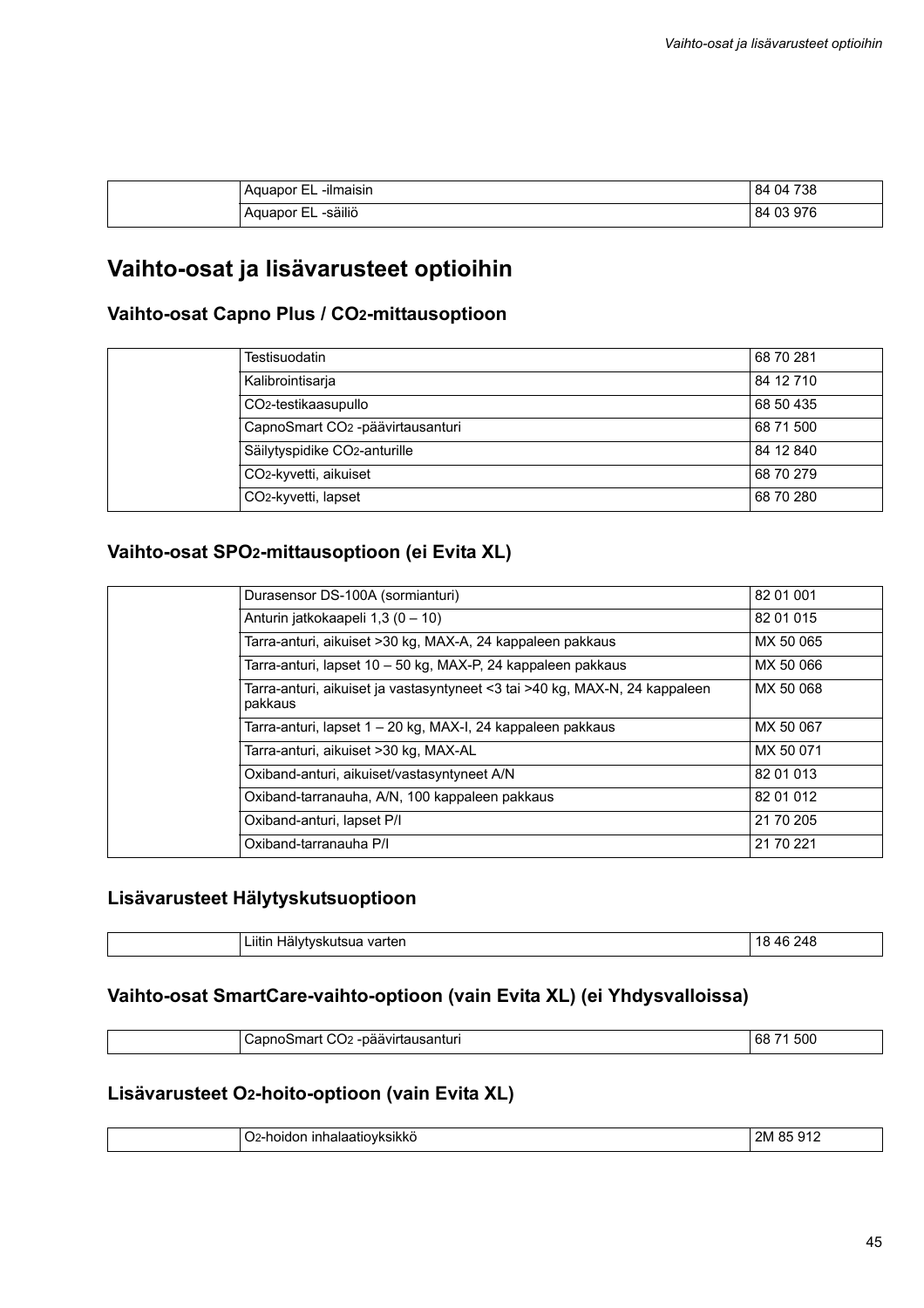| | | |
|---|---|---|
| | Aquapor EL -ilmaisin | 84 04 738 |
| | Aquapor EL -säiliö | 84 03 976 |

# Vaihto-osat ja lisävarusteet optioihin

## Vaihto-osat Capno Plus / $CO_2$-mittausoptioon

| | | |
|---|---|---|
| | Testisuodatin | 68 70 281 |
| | Kalibrointisarja | 84 12 710 |
| | $CO_2$-testikaasupullo | 68 50 435 |
| | CapnoSmart $CO_2$ -päävirtausanturi | 68 71 500 |
| | Säilytyspidike $CO_2$-anturille | 84 12 840 |
| | $CO_2$-kyvetti, aikuiset | 68 70 279 |
| | $CO_2$-kyvetti, lapset | 68 70 280 |

## Vaihto-osat $SPO_2$-mittausoptioon (ei Evita XL)

| | | |
|---|---|---|
| | Durasensor DS-100A (sormianturi) | 82 01 001 |
| | Anturin jatkokaapeli 1,3 (0 – 10) | 82 01 015 |
| | Tarra-anturi, aikuiset >30 kg, MAX-A, 24 kappaleen pakkaus | MX 50 065 |
| | Tarra-anturi, lapset 10 – 50 kg, MAX-P, 24 kappaleen pakkaus | MX 50 066 |
| | Tarra-anturi, aikuiset ja vastasyntyneet <3 tai >40 kg, MAX-N, 24 kappaleen pakkaus | MX 50 068 |
| | Tarra-anturi, lapset 1 – 20 kg, MAX-I, 24 kappaleen pakkaus | MX 50 067 |
| | Tarra-anturi, aikuiset >30 kg, MAX-AL | MX 50 071 |
| | Oxiband-anturi, aikuiset/vastasyntyneet A/N | 82 01 013 |
| | Oxiband-tarranauha, A/N, 100 kappaleen pakkaus | 82 01 012 |
| | Oxiband-anturi, lapset P/I | 21 70 205 |
| | Oxiband-tarranauha P/I | 21 70 221 |

## Lisävarusteet Hälytyskutsuoptioon

| | | |
|---|---|---|
| | Liitin Hälytyskutsua varten | 18 46 248 |

## Vaihto-osat SmartCare-vaihto-optioon (vain Evita XL) (ei Yhdysvalloissa)

| | | |
|---|---|---|
| | CapnoSmart $CO_2$ -päävirtausanturi | 68 71 500 |

## Lisävarusteet $O_2$-hoito-optioon (vain Evita XL)

| | | |
|---|---|---|
| | $O_2$-hoidon inhalaatioyksikkö | 2M 85 912 |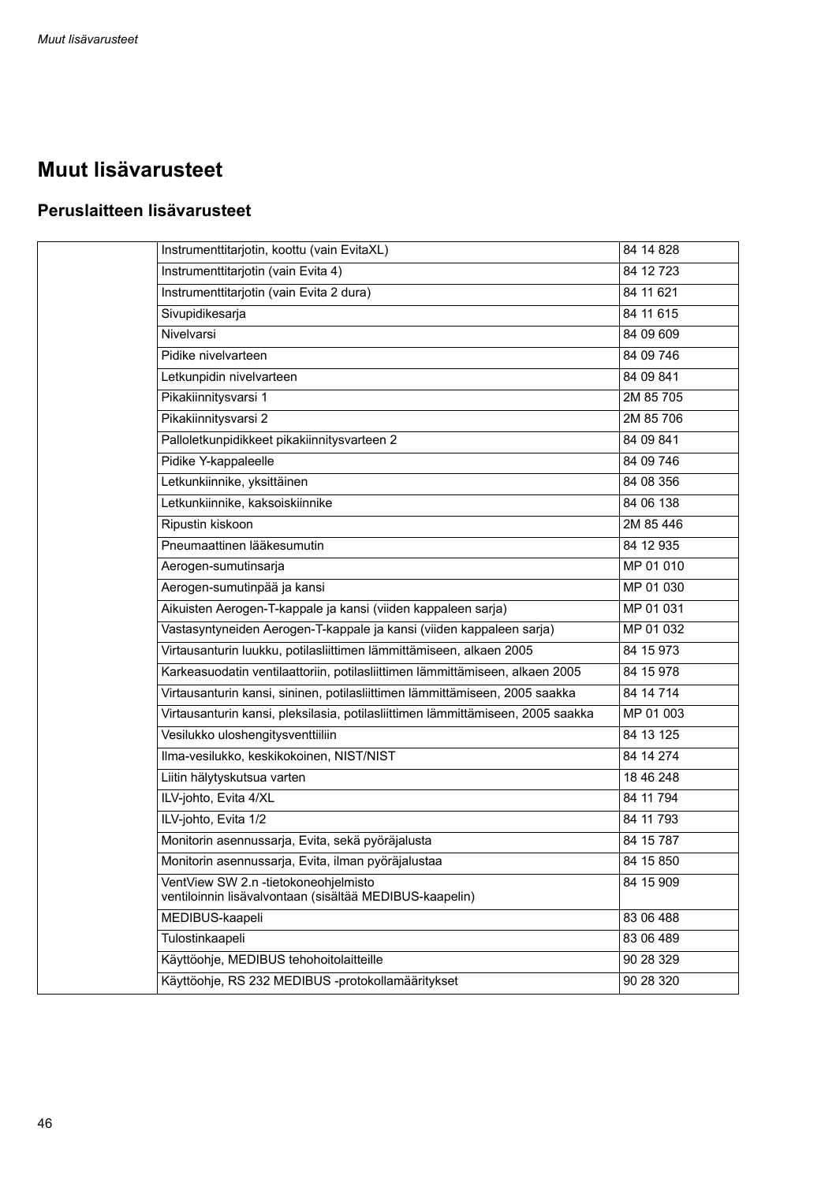# Muut lisävarusteet

## Peruslaitteen lisävarusteet

| | | |
|---|---|---|
| | Instrumenttitarjotin, koottu (vain EvitaXL) | 84 14 828 |
| | Instrumenttitarjotin (vain Evita 4) | 84 12 723 |
| | Instrumenttitarjotin (vain Evita 2 dura) | 84 11 621 |
| | Sivupidikesarja | 84 11 615 |
| | Nivelvarsi | 84 09 609 |
| | Pidike nivelvarteen | 84 09 746 |
| | Letkunpidin nivelvarteen | 84 09 841 |
| | Pikakiinnitysvarsi 1 | 2M 85 705 |
| | Pikakiinnitysvarsi 2 | 2M 85 706 |
| | Palloletkunpidikkeet pikakiinnitysvarteen 2 | 84 09 841 |
| | Pidike Y-kappaleelle | 84 09 746 |
| | Letkunkiinnike, yksittäinen | 84 08 356 |
| | Letkunkiinnike, kaksoiskiinnike | 84 06 138 |
| | Ripustin kiskoon | 2M 85 446 |
| | Pneumaattinen lääkesumutin | 84 12 935 |
| | Aerogen-sumutinsarja | MP 01 010 |
| | Aerogen-sumutinpää ja kansi | MP 01 030 |
| | Aikuisten Aerogen-T-kappale ja kansi (viiden kappaleen sarja) | MP 01 031 |
| | Vastasyntyneiden Aerogen-T-kappale ja kansi (viiden kappaleen sarja) | MP 01 032 |
| | Virtausanturin luukku, potilasliittimen lämmittämiseen, alkaen 2005 | 84 15 973 |
| | Karkeasuodatin ventilaattoriin, potilasliittimen lämmittämiseen, alkaen 2005 | 84 15 978 |
| | Virtausanturin kansi, sininen, potilasliittimen lämmittämiseen, 2005 saakka | 84 14 714 |
| | Virtausanturin kansi, pleksilasia, potilasliittimen lämmittämiseen, 2005 saakka | MP 01 003 |
| | Vesilukko uloshengitysventtiiliin | 84 13 125 |
| | Ilma-vesilukko, keskikokoinen, NIST/NIST | 84 14 274 |
| | Liitin hälytyskutsua varten | 18 46 248 |
| | ILV-johto, Evita 4/XL | 84 11 794 |
| | ILV-johto, Evita 1/2 | 84 11 793 |
| | Monitorin asennussarja, Evita, sekä pyöräjalusta | 84 15 787 |
| | Monitorin asennussarja, Evita, ilman pyöräjalustaa | 84 15 850 |
| | VentView SW 2.n -tietokoneohjelmisto ventiloinnin lisävalvontaan (sisältää MEDIBUS-kaapelin) | 84 15 909 |
| | MEDIBUS-kaapeli | 83 06 488 |
| | Tulostinkaapeli | 83 06 489 |
| | Käyttöohje, MEDIBUS tehohoitolaitteille | 90 28 329 |
| | Käyttöohje, RS 232 MEDIBUS -protokollamääritykset | 90 28 320 |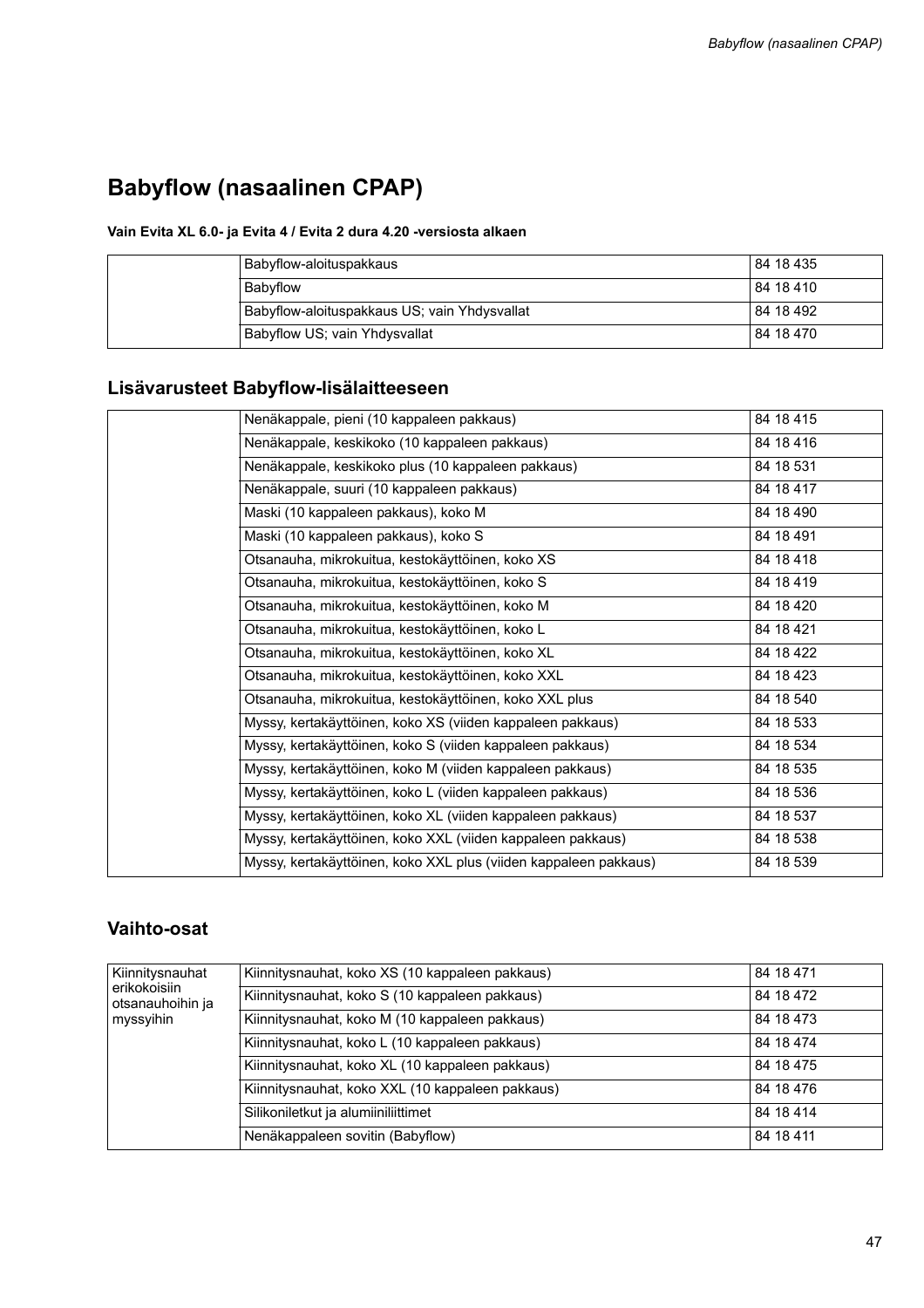# Babyflow (nasaalinen CPAP)

**Vain Evita XL 6.0- ja Evita 4 / Evita 2 dura 4.20 -versiosta alkaen**

| | | |
|---|---|---|
| | Babyflow-aloituspakkaus | 84 18 435 |
| | Babyflow | 84 18 410 |
| | Babyflow-aloituspakkaus US; vain Yhdysvallat | 84 18 492 |
| | Babyflow US; vain Yhdysvallat | 84 18 470 |

## Lisävarusteet Babyflow-lisälaitteeseen

| | | |
|---|---|---|
| | Nenäkappale, pieni (10 kappaleen pakkaus) | 84 18 415 |
| | Nenäkappale, keskikoko (10 kappaleen pakkaus) | 84 18 416 |
| | Nenäkappale, keskikoko plus (10 kappaleen pakkaus) | 84 18 531 |
| | Nenäkappale, suuri (10 kappaleen pakkaus) | 84 18 417 |
| | Maski (10 kappaleen pakkaus), koko M | 84 18 490 |
| | Maski (10 kappaleen pakkaus), koko S | 84 18 491 |
| | Otsanauha, mikrokuitua, kestokäyttöinen, koko XS | 84 18 418 |
| | Otsanauha, mikrokuitua, kestokäyttöinen, koko S | 84 18 419 |
| | Otsanauha, mikrokuitua, kestokäyttöinen, koko M | 84 18 420 |
| | Otsanauha, mikrokuitua, kestokäyttöinen, koko L | 84 18 421 |
| | Otsanauha, mikrokuitua, kestokäyttöinen, koko XL | 84 18 422 |
| | Otsanauha, mikrokuitua, kestokäyttöinen, koko XXL | 84 18 423 |
| | Otsanauha, mikrokuitua, kestokäyttöinen, koko XXL plus | 84 18 540 |
| | Myssy, kertakäyttöinen, koko XS (viiden kappaleen pakkaus) | 84 18 533 |
| | Myssy, kertakäyttöinen, koko S (viiden kappaleen pakkaus) | 84 18 534 |
| | Myssy, kertakäyttöinen, koko M (viiden kappaleen pakkaus) | 84 18 535 |
| | Myssy, kertakäyttöinen, koko L (viiden kappaleen pakkaus) | 84 18 536 |
| | Myssy, kertakäyttöinen, koko XL (viiden kappaleen pakkaus) | 84 18 537 |
| | Myssy, kertakäyttöinen, koko XXL (viiden kappaleen pakkaus) | 84 18 538 |
| | Myssy, kertakäyttöinen, koko XXL plus (viiden kappaleen pakkaus) | 84 18 539 |

## Vaihto-osat

| | | |
|---|---|---|
| Kiinnitysnauhat erikokoisiin otsanauhoihin ja myssyihin | Kiinnitysnauhat, koko XS (10 kappaleen pakkaus) | 84 18 471 |
| | Kiinnitysnauhat, koko S (10 kappaleen pakkaus) | 84 18 472 |
| | Kiinnitysnauhat, koko M (10 kappaleen pakkaus) | 84 18 473 |
| | Kiinnitysnauhat, koko L (10 kappaleen pakkaus) | 84 18 474 |
| | Kiinnitysnauhat, koko XL (10 kappaleen pakkaus) | 84 18 475 |
| | Kiinnitysnauhat, koko XXL (10 kappaleen pakkaus) | 84 18 476 |
| | Silikoniletkut ja alumiiniliittimet | 84 18 414 |
| | Nenäkappaleen sovitin (Babyflow) | 84 18 411 |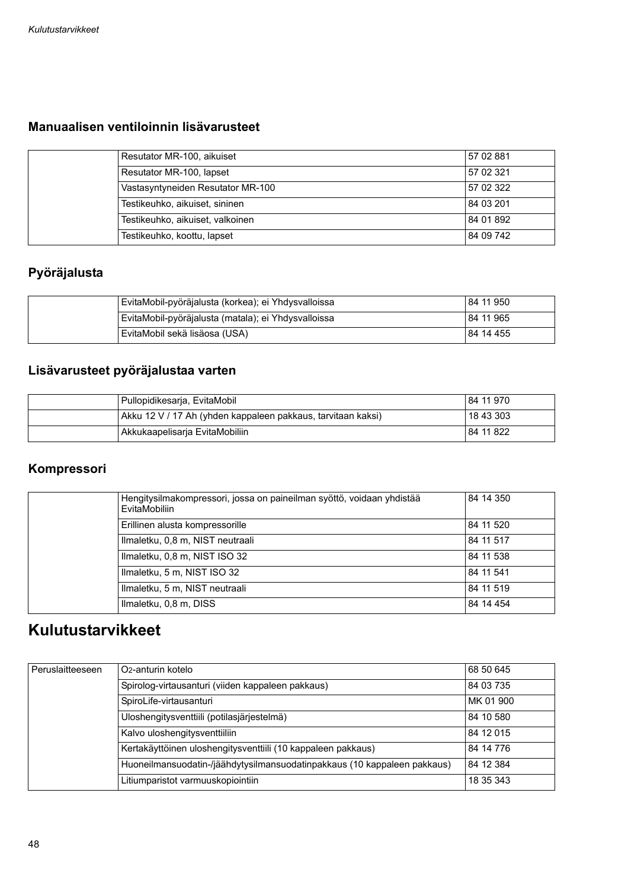## Manuaalisen ventiloinnin lisävarusteet

| | | |
|---|---|---|
| | Resutator MR-100, aikuiset | 57 02 881 |
| | Resutator MR-100, lapset | 57 02 321 |
| | Vastasyntyneiden Resutator MR-100 | 57 02 322 |
| | Testikeuhko, aikuiset, sininen | 84 03 201 |
| | Testikeuhko, aikuiset, valkoinen | 84 01 892 |
| | Testikeuhko, koottu, lapset | 84 09 742 |

## Pyöräjalusta

| | | |
|---|---|---|
| | EvitaMobil-pyöräjalusta (korkea); ei Yhdysvalloissa | 84 11 950 |
| | EvitaMobil-pyöräjalusta (matala); ei Yhdysvalloissa | 84 11 965 |
| | EvitaMobil sekä lisäosa (USA) | 84 14 455 |

## Lisävarusteet pyöräjalustaa varten

| | | |
|---|---|---|
| | Pullopidikesarja, EvitaMobil | 84 11 970 |
| | Akku 12 V / 17 Ah (yhden kappaleen pakkaus, tarvitaan kaksi) | 18 43 303 |
| | Akkukaapelisarja EvitaMobiliin | 84 11 822 |

## Kompressori

| | | |
|---|---|---|
| | Hengitysilmakompressori, jossa on paineilman syöttö, voidaan yhdistää EvitaMobiliin | 84 14 350 |
| | Erillinen alusta kompressorille | 84 11 520 |
| | Ilmaletku, 0,8 m, NIST neutraali | 84 11 517 |
| | Ilmaletku, 0,8 m, NIST ISO 32 | 84 11 538 |
| | Ilmaletku, 5 m, NIST ISO 32 | 84 11 541 |
| | Ilmaletku, 5 m, NIST neutraali | 84 11 519 |
| | Ilmaletku, 0,8 m, DISS | 84 14 454 |

# Kulutustarvikkeet

| | | |
|---|---|---|
| Peruslaitteeseen | $O_2$-anturin kotelo | 68 50 645 |
| | Spirolog-virtausanturi (viiden kappaleen pakkaus) | 84 03 735 |
| | SpiroLife-virtausanturi | MK 01 900 |
| | Uloshengitysventtiili (potilasjärjestelmä) | 84 10 580 |
| | Kalvo uloshengitysventtiiliin | 84 12 015 |
| | Kertakäyttöinen uloshengitysventtiili (10 kappaleen pakkaus) | 84 14 776 |
| | Huoneilmansuodatin-/jäähdytysilmansuodatinpakkaus (10 kappaleen pakkaus) | 84 12 384 |
| | Litiumparistot varmuuskopiointiin | 18 35 343 |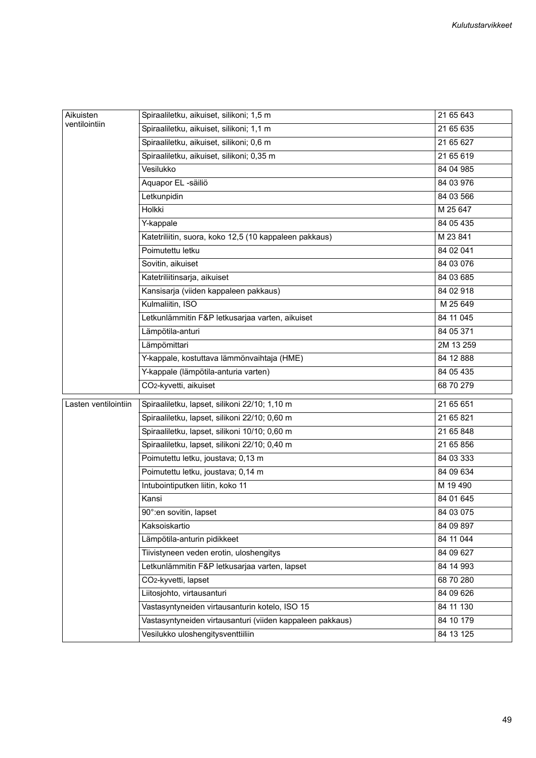| Aikuisten ventilointiin | Spiraaliletku, aikuiset, silikoni; 1,5 m | 21 65 643 |
|---|---|---|
| | Spiraaliletku, aikuiset, silikoni; 1,1 m | 21 65 635 |
| | Spiraaliletku, aikuiset, silikoni; 0,6 m | 21 65 627 |
| | Spiraaliletku, aikuiset, silikoni; 0,35 m | 21 65 619 |
| | Vesilukko | 84 04 985 |
| | Aquapor EL -säiliö | 84 03 976 |
| | Letkunpidin | 84 03 566 |
| | Holkki | M 25 647 |
| | Y-kappale | 84 05 435 |
| | Katetriliitin, suora, koko 12,5 (10 kappaleen pakkaus) | M 23 841 |
| | Poimutettu letku | 84 02 041 |
| | Sovitin, aikuiset | 84 03 076 |
| | Katetriliitinsarja, aikuiset | 84 03 685 |
| | Kansisarja (viiden kappaleen pakkaus) | 84 02 918 |
| | Kulmaliitin, ISO | M 25 649 |
| | Letkunlämmitin F&P letkusarjaa varten, aikuiset | 84 11 045 |
| | Lämpötila-anturi | 84 05 371 |
| | Lämpömittari | 2M 13 259 |
| | Y-kappale, kostuttava lämmönvaihtaja (HME) | 84 12 888 |
| | Y-kappale (lämpötila-anturia varten) | 84 05 435 |
| | $CO_2$-kyvetti, aikuiset | 68 70 279 |

| Lasten ventilointiin | Spiraaliletku, lapset, silikoni 22/10; 1,10 m | 21 65 651 |
|---|---|---|
| | Spiraaliletku, lapset, silikoni 22/10; 0,60 m | 21 65 821 |
| | Spiraaliletku, lapset, silikoni 10/10; 0,60 m | 21 65 848 |
| | Spiraaliletku, lapset, silikoni 22/10; 0,40 m | 21 65 856 |
| | Poimutettu letku, joustava; 0,13 m | 84 03 333 |
| | Poimutettu letku, joustava; 0,14 m | 84 09 634 |
| | Intubointiputken liitin, koko 11 | M 19 490 |
| | Kansi | 84 01 645 |
| | 90°:en sovitin, lapset | 84 03 075 |
| | Kaksoiskartio | 84 09 897 |
| | Lämpötila-anturin pidikkeet | 84 11 044 |
| | Tiivistyneen veden erotin, uloshengitys | 84 09 627 |
| | Letkunlämmitin F&P letkusarjaa varten, lapset | 84 14 993 |
| | $CO_2$-kyvetti, lapset | 68 70 280 |
| | Liitosjohto, virtausanturi | 84 09 626 |
| | Vastasyntyneiden virtausanturin kotelo, ISO 15 | 84 11 130 |
| | Vastasyntyneiden virtausanturi (viiden kappaleen pakkaus) | 84 10 179 |
| | Vesilukko uloshengitysventtiiliin | 84 13 125 |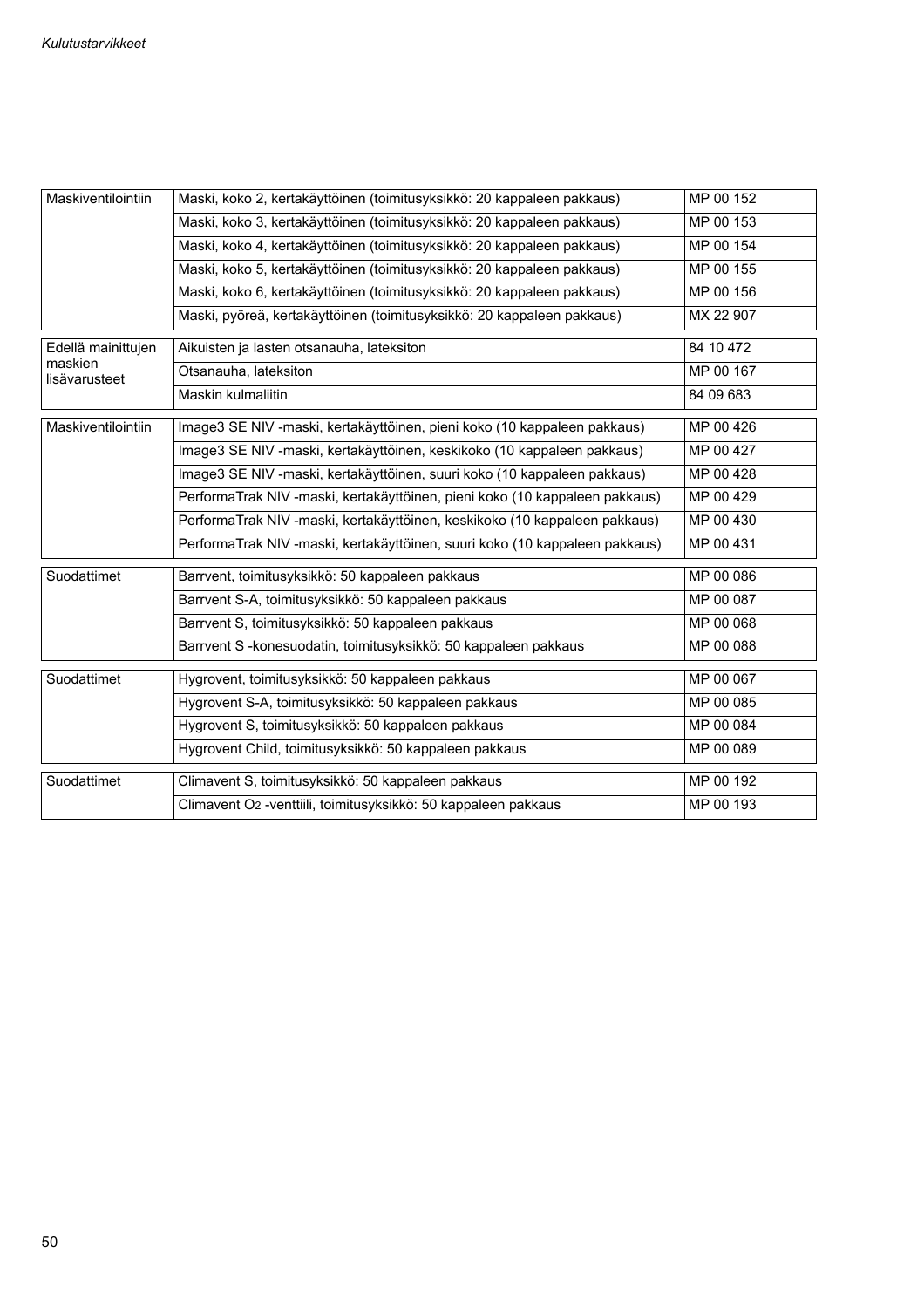| | | |
|---|---|---|
| Maskiventilointiin | Maski, koko 2, kertakäyttöinen (toimitusyksikkö: 20 kappaleen pakkaus) | MP 00 152 |
| | Maski, koko 3, kertakäyttöinen (toimitusyksikkö: 20 kappaleen pakkaus) | MP 00 153 |
| | Maski, koko 4, kertakäyttöinen (toimitusyksikkö: 20 kappaleen pakkaus) | MP 00 154 |
| | Maski, koko 5, kertakäyttöinen (toimitusyksikkö: 20 kappaleen pakkaus) | MP 00 155 |
| | Maski, koko 6, kertakäyttöinen (toimitusyksikkö: 20 kappaleen pakkaus) | MP 00 156 |
| | Maski, pyöreä, kertakäyttöinen (toimitusyksikkö: 20 kappaleen pakkaus) | MX 22 907 |

| | | |
|---|---|---|
| Edellä mainittujen maskien lisävarusteet | Aikuisten ja lasten otsanauha, lateksiton | 84 10 472 |
| | Otsanauha, lateksiton | MP 00 167 |
| | Maskin kulmaliitin | 84 09 683 |

| | | |
|---|---|---|
| Maskiventilointiin | Image3 SE NIV -maski, kertakäyttöinen, pieni koko (10 kappaleen pakkaus) | MP 00 426 |
| | Image3 SE NIV -maski, kertakäyttöinen, keskikoko (10 kappaleen pakkaus) | MP 00 427 |
| | Image3 SE NIV -maski, kertakäyttöinen, suuri koko (10 kappaleen pakkaus) | MP 00 428 |
| | PerformaTrak NIV -maski, kertakäyttöinen, pieni koko (10 kappaleen pakkaus) | MP 00 429 |
| | PerformaTrak NIV -maski, kertakäyttöinen, keskikoko (10 kappaleen pakkaus) | MP 00 430 |
| | PerformaTrak NIV -maski, kertakäyttöinen, suuri koko (10 kappaleen pakkaus) | MP 00 431 |

| | | |
|---|---|---|
| Suodattimet | Barrvent, toimitusyksikkö: 50 kappaleen pakkaus | MP 00 086 |
| | Barrvent S-A, toimitusyksikkö: 50 kappaleen pakkaus | MP 00 087 |
| | Barrvent S, toimitusyksikkö: 50 kappaleen pakkaus | MP 00 068 |
| | Barrvent S -konesuodatin, toimitusyksikkö: 50 kappaleen pakkaus | MP 00 088 |

| | | |
|---|---|---|
| Suodattimet | Hygrovent, toimitusyksikkö: 50 kappaleen pakkaus | MP 00 067 |
| | Hygrovent S-A, toimitusyksikkö: 50 kappaleen pakkaus | MP 00 085 |
| | Hygrovent S, toimitusyksikkö: 50 kappaleen pakkaus | MP 00 084 |
| | Hygrovent Child, toimitusyksikkö: 50 kappaleen pakkaus | MP 00 089 |

| | | |
|---|---|---|
| Suodattimet | Climavent S, toimitusyksikkö: 50 kappaleen pakkaus | MP 00 192 |
| | Climavent $O_2$ -venttiili, toimitusyksikkö: 50 kappaleen pakkaus | MP 00 193 |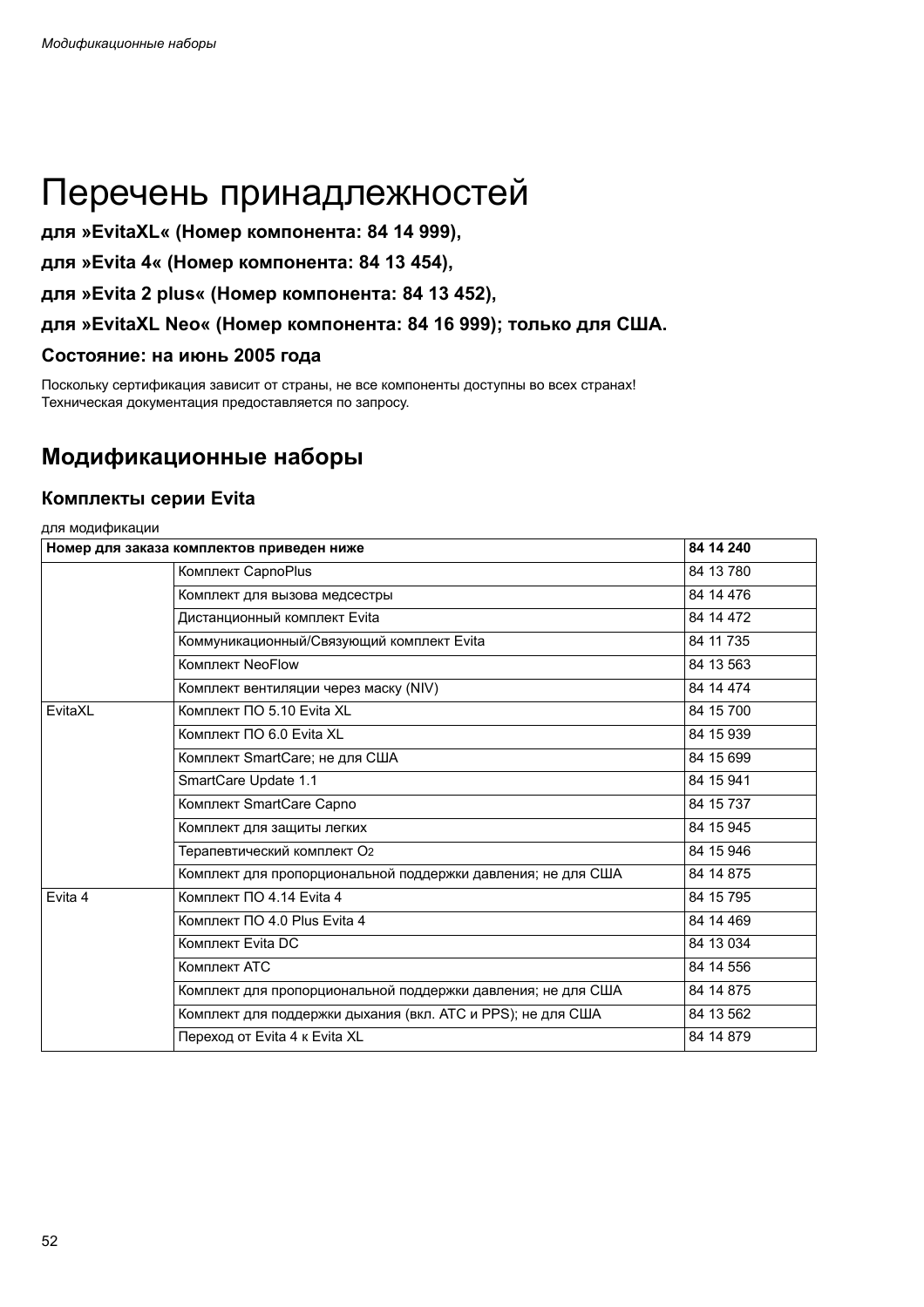# Перечень принадлежностей

**для »EvitaXL« (Номер компонента: 84 14 999),**

**для »Evita 4« (Номер компонента: 84 13 454),**

**для »Evita 2 plus« (Номер компонента: 84 13 452),**

**для »EvitaXL Neo« (Номер компонента: 84 16 999); только для США.**

**Состояние: на июнь 2005 года**

Поскольку сертификация зависит от страны, не все компоненты доступны во всех странах!
Техническая документация предоставляется по запросу.

## Модификационные наборы

### Комплекты серии Evita

для модификации

| **Номер для заказа комплектов приведен ниже** | | **84 14 240** |
|---|---|---|
| | Комплект CapnoPlus | 84 13 780 |
| | Комплект для вызова медсестры | 84 14 476 |
| | Дистанционный комплект Evita | 84 14 472 |
| | Коммуникационный/Связующий комплект Evita | 84 11 735 |
| | Комплект NeoFlow | 84 13 563 |
| | Комплект вентиляции через маску (NIV) | 84 14 474 |
| EvitaXL | Комплект ПО 5.10 Evita XL | 84 15 700 |
| | Комплект ПО 6.0 Evita XL | 84 15 939 |
| | Комплект SmartCare; не для США | 84 15 699 |
| | SmartCare Update 1.1 | 84 15 941 |
| | Комплект SmartCare Capno | 84 15 737 |
| | Комплект для защиты легких | 84 15 945 |
| | Терапевтический комплект $O_2$ | 84 15 946 |
| | Комплект для пропорциональной поддержки давления; не для США | 84 14 875 |
| Evita 4 | Комплект ПО 4.14 Evita 4 | 84 15 795 |
| | Комплект ПО 4.0 Plus Evita 4 | 84 14 469 |
| | Комплект Evita DC | 84 13 034 |
| | Комплект ATC | 84 14 556 |
| | Комплект для пропорциональной поддержки давления; не для США | 84 14 875 |
| | Комплект для поддержки дыхания (вкл. ATC и PPS); не для США | 84 13 562 |
| | Переход от Evita 4 к Evita XL | 84 14 879 |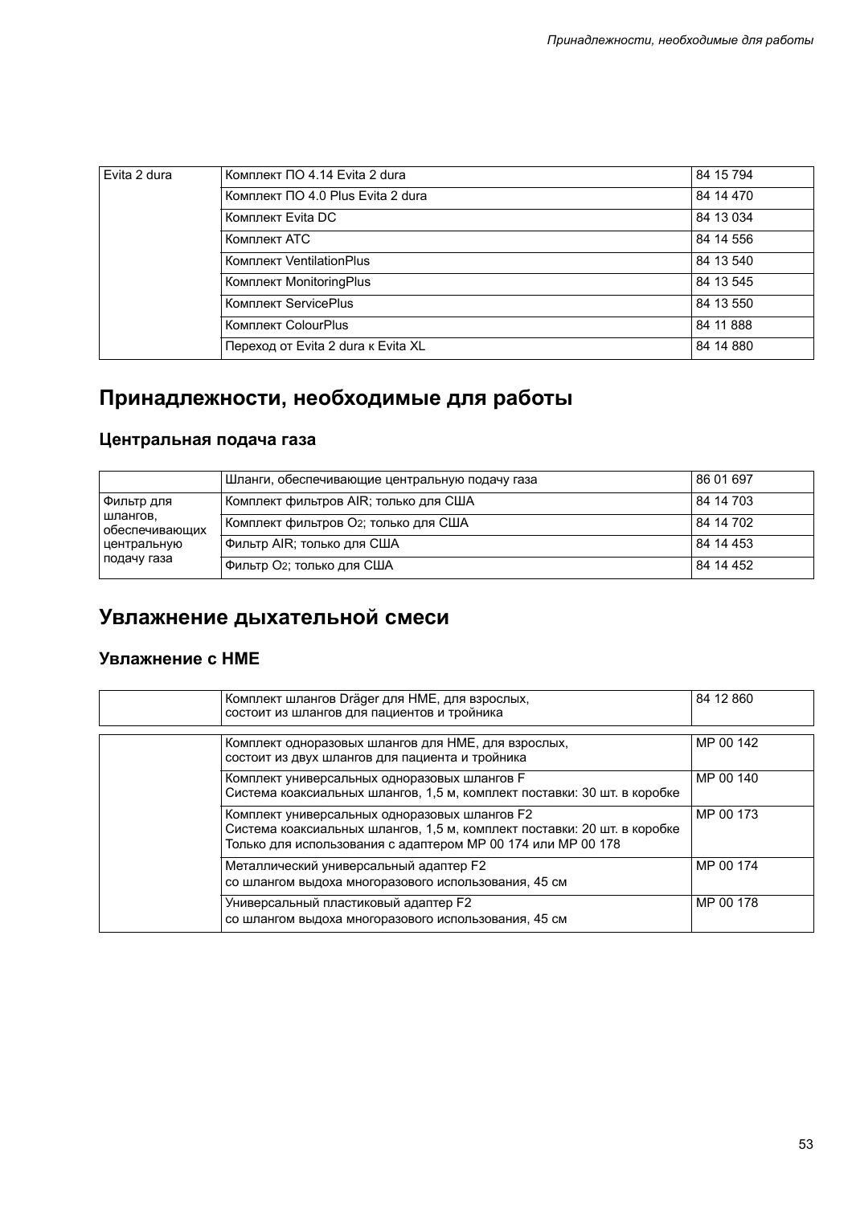| Evita 2 dura | Комплект ПО 4.14 Evita 2 dura | 84 15 794 |
|---|---|---|
| | Комплект ПО 4.0 Plus Evita 2 dura | 84 14 470 |
| | Комплект Evita DC | 84 13 034 |
| | Комплект ATC | 84 14 556 |
| | Комплект VentilationPlus | 84 13 540 |
| | Комплект MonitoringPlus | 84 13 545 |
| | Комплект ServicePlus | 84 13 550 |
| | Комплект ColourPlus | 84 11 888 |
| | Переход от Evita 2 dura к Evita XL | 84 14 880 |

# Принадлежности, необходимые для работы

## Центральная подача газа

| | Шланги, обеспечивающие центральную подачу газа | 86 01 697 |
|---|---|---|
| Фильтр для шлангов, обеспечивающих центральную подачу газа | Комплект фильтров AIR; только для США | 84 14 703 |
| | Комплект фильтров $O_2$; только для США | 84 14 702 |
| | Фильтр AIR; только для США | 84 14 453 |
| | Фильтр $O_2$; только для США | 84 14 452 |

# Увлажнение дыхательной смеси

## Увлажнение с HME

| | Комплект шлангов Dräger для HME, для взрослых, состоит из шлангов для пациентов и тройника | 84 12 860 |
|---|---|---|

| | Комплект одноразовых шлангов для HME, для взрослых, состоит из двух шлангов для пациента и тройника | MP 00 142 |
|---|---|---|
| | Комплект универсальных одноразовых шлангов F<br>Система коаксиальных шлангов, 1,5 м, комплект поставки: 30 шт. в коробке | MP 00 140 |
| | Комплект универсальных одноразовых шлангов F2<br>Система коаксиальных шлангов, 1,5 м, комплект поставки: 20 шт. в коробке<br>Только для использования с адаптером MP 00 174 или MP 00 178 | MP 00 173 |
| | Металлический универсальный адаптер F2<br>со шлангом выдоха многоразового использования, 45 см | MP 00 174 |
| | Универсальный пластиковый адаптер F2<br>со шлангом выдоха многоразового использования, 45 см | MP 00 178 |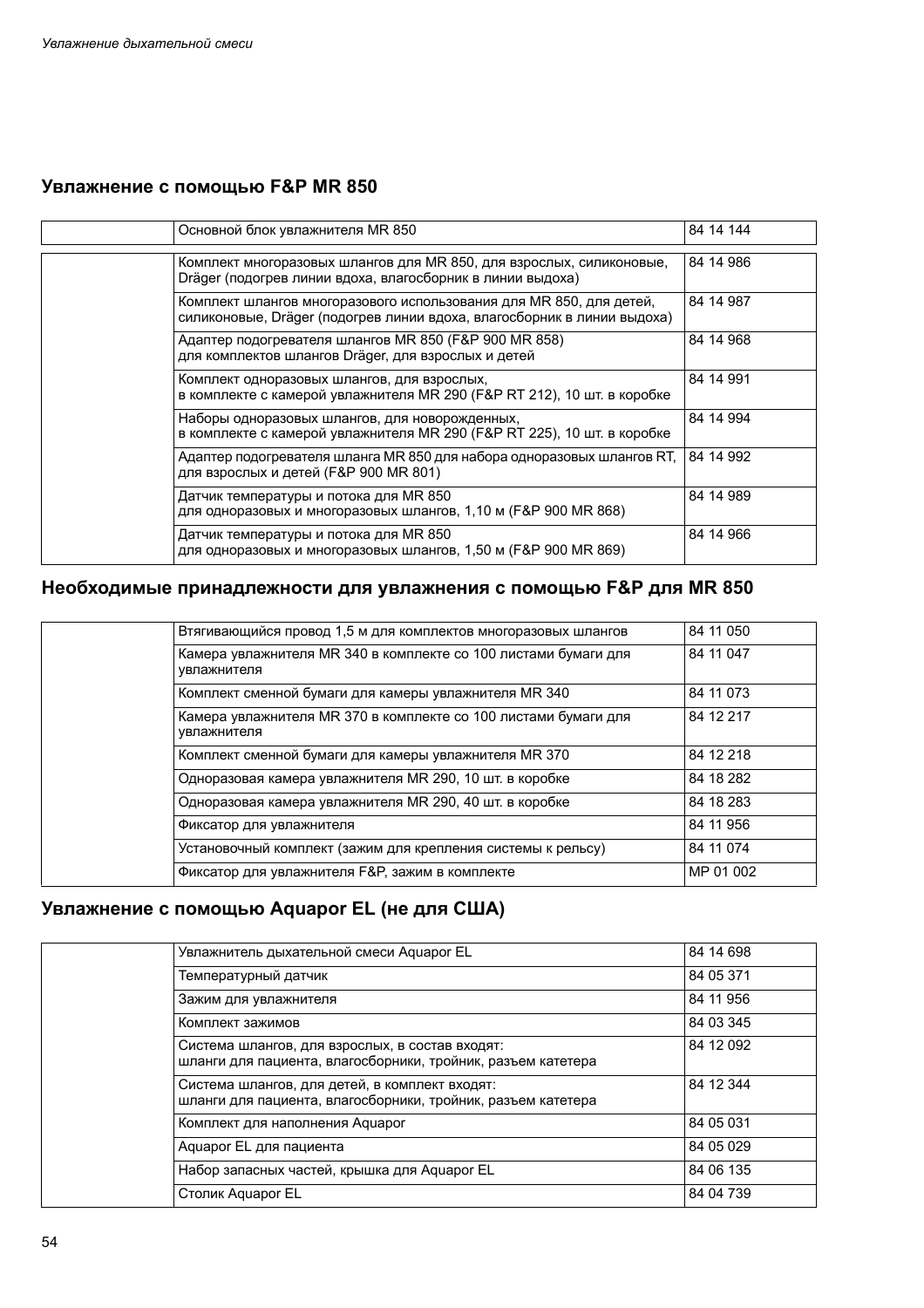## Увлажнение с помощью F&P MR 850

| | | |
|---|---|---|
| | Основной блок увлажнителя MR 850 | 84 14 144 |
| | Комплект многоразовых шлангов для MR 850, для взрослых, силиконовые, Dräger (подогрев линии вдоха, влагосборник в линии выдоха) | 84 14 986 |
| | Комплект шлангов многоразового использования для MR 850, для детей, силиконовые, Dräger (подогрев линии вдоха, влагосборник в линии выдоха) | 84 14 987 |
| | Адаптер подогревателя шлангов MR 850 (F&P 900 MR 858) для комплектов шлангов Dräger, для взрослых и детей | 84 14 968 |
| | Комплект одноразовых шлангов, для взрослых, в комплекте с камерой увлажнителя MR 290 (F&P RT 212), 10 шт. в коробке | 84 14 991 |
| | Наборы одноразовых шлангов, для новорожденных, в комплекте с камерой увлажнителя MR 290 (F&P RT 225), 10 шт. в коробке | 84 14 994 |
| | Адаптер подогревателя шланга MR 850 для набора одноразовых шлангов RT, для взрослых и детей (F&P 900 MR 801) | 84 14 992 |
| | Датчик температуры и потока для MR 850 для одноразовых и многоразовых шлангов, 1,10 м (F&P 900 MR 868) | 84 14 989 |
| | Датчик температуры и потока для MR 850 для одноразовых и многоразовых шлангов, 1,50 м (F&P 900 MR 869) | 84 14 966 |

## Необходимые принадлежности для увлажнения с помощью F&P для MR 850

| | | |
|---|---|---|
| | Втягивающийся провод 1,5 м для комплектов многоразовых шлангов | 84 11 050 |
| | Камера увлажнителя MR 340 в комплекте со 100 листами бумаги для увлажнителя | 84 11 047 |
| | Комплект сменной бумаги для камеры увлажнителя MR 340 | 84 11 073 |
| | Камера увлажнителя MR 370 в комплекте со 100 листами бумаги для увлажнителя | 84 12 217 |
| | Комплект сменной бумаги для камеры увлажнителя MR 370 | 84 12 218 |
| | Одноразовая камера увлажнителя MR 290, 10 шт. в коробке | 84 18 282 |
| | Одноразовая камера увлажнителя MR 290, 40 шт. в коробке | 84 18 283 |
| | Фиксатор для увлажнителя | 84 11 956 |
| | Установочный комплект (зажим для крепления системы к рельсу) | 84 11 074 |
| | Фиксатор для увлажнителя F&P, зажим в комплекте | MP 01 002 |

## Увлажнение с помощью Aquapor EL (не для США)

| | | |
|---|---|---|
| | Увлажнитель дыхательной смеси Aquapor EL | 84 14 698 |
| | Температурный датчик | 84 05 371 |
| | Зажим для увлажнителя | 84 11 956 |
| | Комплект зажимов | 84 03 345 |
| | Система шлангов, для взрослых, в состав входят: шланги для пациента, влагосборники, тройник, разъем катетера | 84 12 092 |
| | Система шлангов, для детей, в комплект входят: шланги для пациента, влагосборники, тройник, разъем катетера | 84 12 344 |
| | Комплект для наполнения Aquapor | 84 05 031 |
| | Aquapor EL для пациента | 84 05 029 |
| | Набор запасных частей, крышка для Aquapor EL | 84 06 135 |
| | Столик Aquapor EL | 84 04 739 |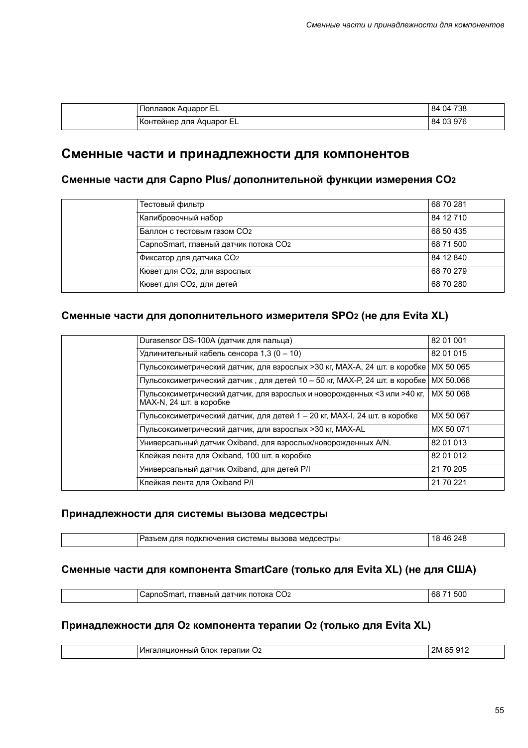| | Поплавок Aquapor EL | 84 04 738 |
|---|---|---|
| | Контейнер для Aquapor EL | 84 03 976 |

## Сменные части и принадлежности для компонентов

### Сменные части для Capno Plus/ дополнительной функции измерения $CO_2$

| | Тестовый фильтр | 68 70 281 |
|---|---|---|
| | Калибровочный набор | 84 12 710 |
| | Баллон с тестовым газом $CO_2$ | 68 50 435 |
| | CapnoSmart, главный датчик потока $CO_2$ | 68 71 500 |
| | Фиксатор для датчика $CO_2$ | 84 12 840 |
| | Кювет для $CO_2$, для взрослых | 68 70 279 |
| | Кювет для $CO_2$, для детей | 68 70 280 |

### Сменные части для дополнительного измерителя $SPO_2$ (не для Evita XL)

| | Durasensor DS-100A (датчик для пальца) | 82 01 001 |
|---|---|---|
| | Удлинительный кабель сенсора 1,3 (0 – 10) | 82 01 015 |
| | Пульсоксиметрический датчик, для взрослых >30 кг, MAX-A, 24 шт. в коробке | MX 50 065 |
| | Пульсоксиметрический датчик , для детей 10 – 50 кг, MAX-P, 24 шт. в коробке | MX 50.066 |
| | Пульсоксиметрический датчик, для взрослых и новорожденных <3 или >40 кг, MAX-N, 24 шт. в коробке | MX 50 068 |
| | Пульсоксиметрический датчик, для детей 1 – 20 кг, MAX-I, 24 шт. в коробке | MX 50 067 |
| | Пульсоксиметрический датчик, для взрослых >30 кг, MAX-AL | MX 50 071 |
| | Универсальный датчик Oxiband, для взрослых/новорожденных A/N. | 82 01 013 |
| | Клейкая лента для Oxiband, 100 шт. в коробке | 82 01 012 |
| | Универсальный датчик Oxiband, для детей P/I | 21 70 205 |
| | Клейкая лента для Oxiband P/I | 21 70 221 |

### Принадлежности для системы вызова медсестры

| | Разъем для подключения системы вызова медсестры | 18 46 248 |
|---|---|---|

### Сменные части для компонента SmartCare (только для Evita XL) (не для США)

| | CapnoSmart, главный датчик потока $CO_2$ | 68 71 500 |
|---|---|---|

### Принадлежности для $O_2$ компонента терапии $O_2$ (только для Evita XL)

| | Ингаляционный блок терапии $O_2$ | 2M 85 912 |
|---|---|---|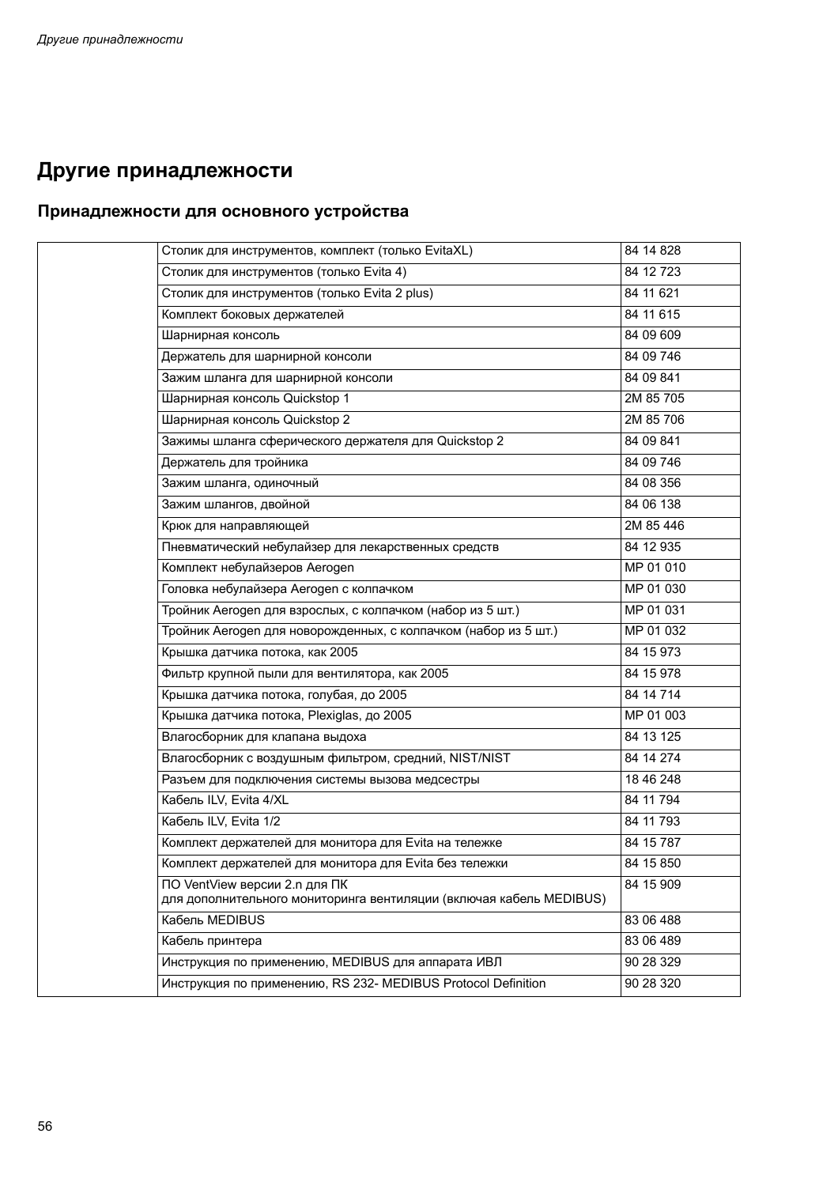# Другие принадлежности

## Принадлежности для основного устройства

| | | |
|---|---|---|
| | Столик для инструментов, комплект (только EvitaXL) | 84 14 828 |
| | Столик для инструментов (только Evita 4) | 84 12 723 |
| | Столик для инструментов (только Evita 2 plus) | 84 11 621 |
| | Комплект боковых держателей | 84 11 615 |
| | Шарнирная консоль | 84 09 609 |
| | Держатель для шарнирной консоли | 84 09 746 |
| | Зажим шланга для шарнирной консоли | 84 09 841 |
| | Шарнирная консоль Quickstop 1 | 2M 85 705 |
| | Шарнирная консоль Quickstop 2 | 2M 85 706 |
| | Зажимы шланга сферического держателя для Quickstop 2 | 84 09 841 |
| | Держатель для тройника | 84 09 746 |
| | Зажим шланга, одиночный | 84 08 356 |
| | Зажим шлангов, двойной | 84 06 138 |
| | Крюк для направляющей | 2M 85 446 |
| | Пневматический небулайзер для лекарственных средств | 84 12 935 |
| | Комплект небулайзеров Aerogen | MP 01 010 |
| | Головка небулайзера Aerogen с колпачком | MP 01 030 |
| | Тройник Aerogen для взрослых, с колпачком (набор из 5 шт.) | MP 01 031 |
| | Тройник Aerogen для новорожденных, с колпачком (набор из 5 шт.) | MP 01 032 |
| | Крышка датчика потока, как 2005 | 84 15 973 |
| | Фильтр крупной пыли для вентилятора, как 2005 | 84 15 978 |
| | Крышка датчика потока, голубая, до 2005 | 84 14 714 |
| | Крышка датчика потока, Plexiglas, до 2005 | MP 01 003 |
| | Влагосборник для клапана выдоха | 84 13 125 |
| | Влагосборник с воздушным фильтром, средний, NIST/NIST | 84 14 274 |
| | Разъем для подключения системы вызова медсестры | 18 46 248 |
| | Кабель ILV, Evita 4/XL | 84 11 794 |
| | Кабель ILV, Evita 1/2 | 84 11 793 |
| | Комплект держателей для монитора для Evita на тележке | 84 15 787 |
| | Комплект держателей для монитора для Evita без тележки | 84 15 850 |
| | ПО VentView версии 2.n для ПК для дополнительного мониторинга вентиляции (включая кабель MEDIBUS) | 84 15 909 |
| | Кабель MEDIBUS | 83 06 488 |
| | Кабель принтера | 83 06 489 |
| | Инструкция по применению, MEDIBUS для аппарата ИВЛ | 90 28 329 |
| | Инструкция по применению, RS 232- MEDIBUS Protocol Definition | 90 28 320 |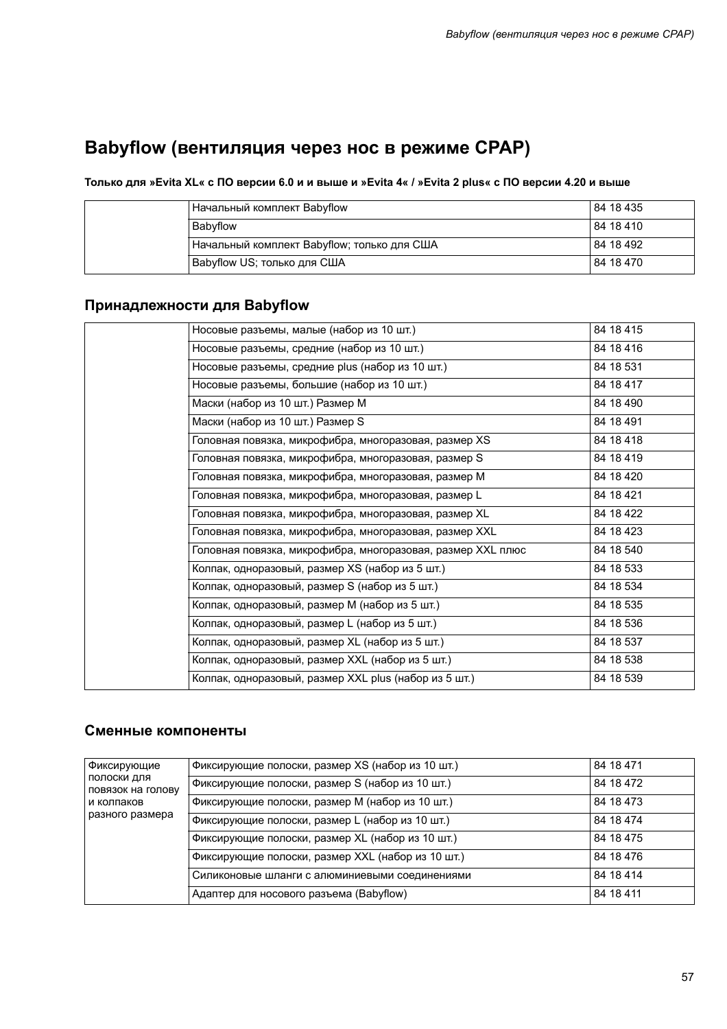# Babyflow (вентиляция через нос в режиме CPAP)

**Только для »Evita XL« с ПО версии 6.0 и и выше и »Evita 4« / »Evita 2 plus« с ПО версии 4.20 и выше**

| | | |
|---|---|---|
| | Начальный комплект Babyflow | 84 18 435 |
| | Babyflow | 84 18 410 |
| | Начальный комплект Babyflow; только для США | 84 18 492 |
| | Babyflow US; только для США | 84 18 470 |

## Принадлежности для Babyflow

| | | |
|---|---|---|
| | Носовые разъемы, малые (набор из 10 шт.) | 84 18 415 |
| | Носовые разъемы, средние (набор из 10 шт.) | 84 18 416 |
| | Носовые разъемы, средние plus (набор из 10 шт.) | 84 18 531 |
| | Носовые разъемы, большие (набор из 10 шт.) | 84 18 417 |
| | Маски (набор из 10 шт.) Размер M | 84 18 490 |
| | Маски (набор из 10 шт.) Размер S | 84 18 491 |
| | Головная повязка, микрофибра, многоразовая, размер XS | 84 18 418 |
| | Головная повязка, микрофибра, многоразовая, размер S | 84 18 419 |
| | Головная повязка, микрофибра, многоразовая, размер M | 84 18 420 |
| | Головная повязка, микрофибра, многоразовая, размер L | 84 18 421 |
| | Головная повязка, микрофибра, многоразовая, размер XL | 84 18 422 |
| | Головная повязка, микрофибра, многоразовая, размер XXL | 84 18 423 |
| | Головная повязка, микрофибра, многоразовая, размер XXL плюс | 84 18 540 |
| | Колпак, одноразовый, размер XS (набор из 5 шт.) | 84 18 533 |
| | Колпак, одноразовый, размер S (набор из 5 шт.) | 84 18 534 |
| | Колпак, одноразовый, размер M (набор из 5 шт.) | 84 18 535 |
| | Колпак, одноразовый, размер L (набор из 5 шт.) | 84 18 536 |
| | Колпак, одноразовый, размер XL (набор из 5 шт.) | 84 18 537 |
| | Колпак, одноразовый, размер XXL (набор из 5 шт.) | 84 18 538 |
| | Колпак, одноразовый, размер XXL plus (набор из 5 шт.) | 84 18 539 |

## Сменные компоненты

| | | |
|---|---|---|
| Фиксирующие полоски для повязок на голову и колпаков разного размера | Фиксирующие полоски, размер XS (набор из 10 шт.) | 84 18 471 |
| | Фиксирующие полоски, размер S (набор из 10 шт.) | 84 18 472 |
| | Фиксирующие полоски, размер M (набор из 10 шт.) | 84 18 473 |
| | Фиксирующие полоски, размер L (набор из 10 шт.) | 84 18 474 |
| | Фиксирующие полоски, размер XL (набор из 10 шт.) | 84 18 475 |
| | Фиксирующие полоски, размер XXL (набор из 10 шт.) | 84 18 476 |
| | Силиконовые шланги с алюминиевыми соединениями | 84 18 414 |
| | Адаптер для носового разъема (Babyflow) | 84 18 411 |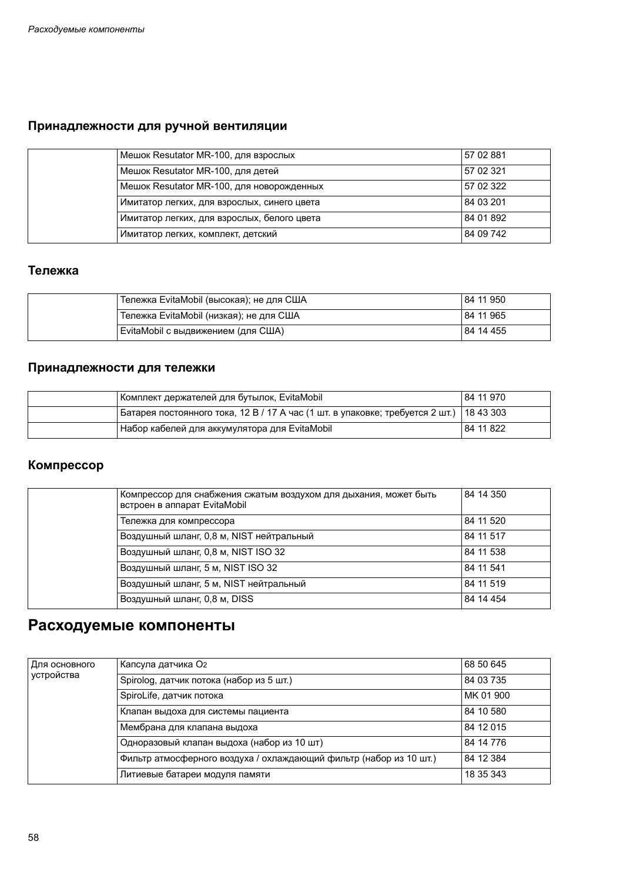### Принадлежности для ручной вентиляции

| | | |
|---|---|---|
| | Мешок Resutator MR-100, для взрослых | 57 02 881 |
| | Мешок Resutator MR-100, для детей | 57 02 321 |
| | Мешок Resutator MR-100, для новорожденных | 57 02 322 |
| | Имитатор легких, для взрослых, синего цвета | 84 03 201 |
| | Имитатор легких, для взрослых, белого цвета | 84 01 892 |
| | Имитатор легких, комплект, детский | 84 09 742 |

### Тележка

| | | |
|---|---|---|
| | Тележка EvitaMobil (высокая); не для США | 84 11 950 |
| | Тележка EvitaMobil (низкая); не для США | 84 11 965 |
| | EvitaMobil с выдвижением (для США) | 84 14 455 |

### Принадлежности для тележки

| | | |
|---|---|---|
| | Комплект держателей для бутылок, EvitaMobil | 84 11 970 |
| | Батарея постоянного тока, 12 В / 17 А час (1 шт. в упаковке; требуется 2 шт.) | 18 43 303 |
| | Набор кабелей для аккумулятора для EvitaMobil | 84 11 822 |

### Компрессор

| | | |
|---|---|---|
| | Компрессор для снабжения сжатым воздухом для дыхания, может быть встроен в аппарат EvitaMobil | 84 14 350 |
| | Тележка для компрессора | 84 11 520 |
| | Воздушный шланг, 0,8 м, NIST нейтральный | 84 11 517 |
| | Воздушный шланг, 0,8 м, NIST ISO 32 | 84 11 538 |
| | Воздушный шланг, 5 м, NIST ISO 32 | 84 11 541 |
| | Воздушный шланг, 5 м, NIST нейтральный | 84 11 519 |
| | Воздушный шланг, 0,8 м, DISS | 84 14 454 |

## Расходуемые компоненты

| | | |
|---|---|---|
| Для основного устройства | Капсула датчика $O_2$ | 68 50 645 |
| | Spirolog, датчик потока (набор из 5 шт.) | 84 03 735 |
| | SpiroLife, датчик потока | MK 01 900 |
| | Клапан выдоха для системы пациента | 84 10 580 |
| | Мембрана для клапана выдоха | 84 12 015 |
| | Одноразовый клапан выдоха (набор из 10 шт) | 84 14 776 |
| | Фильтр атмосферного воздуха / охлаждающий фильтр (набор из 10 шт.) | 84 12 384 |
| | Литиевые батареи модуля памяти | 18 35 343 |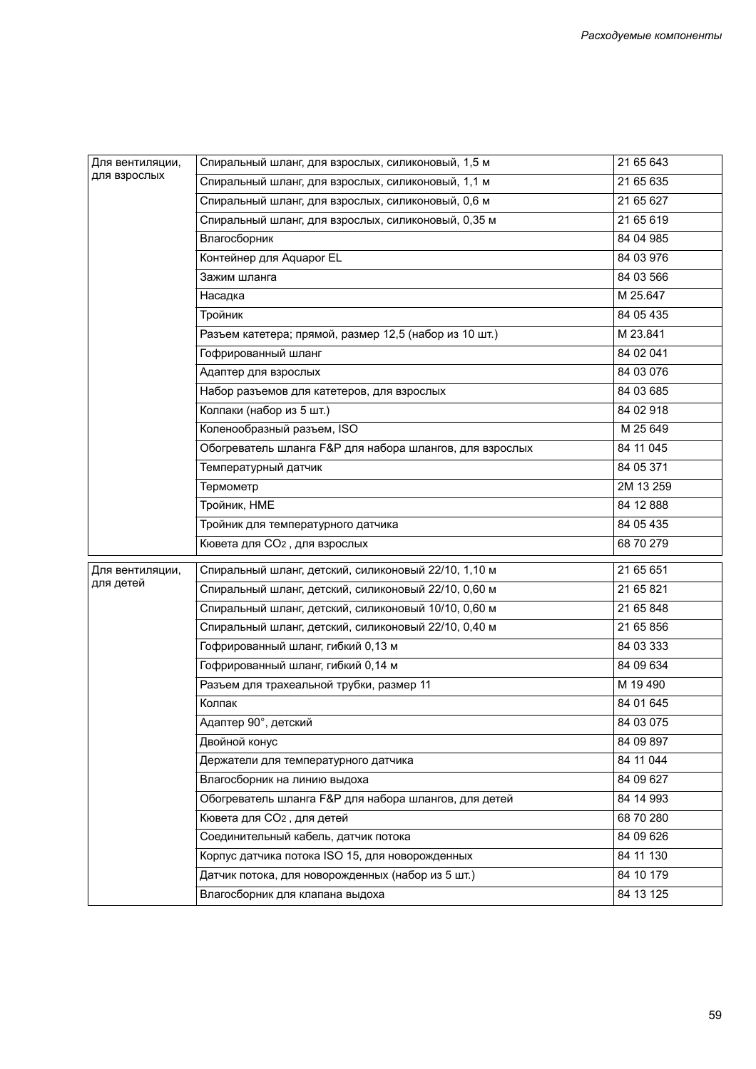| | | |
|---|---|---|
| Для вентиляции, для взрослых | Спиральный шланг, для взрослых, силиконовый, 1,5 м | 21 65 643 |
| | Спиральный шланг, для взрослых, силиконовый, 1,1 м | 21 65 635 |
| | Спиральный шланг, для взрослых, силиконовый, 0,6 м | 21 65 627 |
| | Спиральный шланг, для взрослых, силиконовый, 0,35 м | 21 65 619 |
| | Влагосборник | 84 04 985 |
| | Контейнер для Aquapor EL | 84 03 976 |
| | Зажим шланга | 84 03 566 |
| | Насадка | M 25.647 |
| | Тройник | 84 05 435 |
| | Разъем катетера; прямой, размер 12,5 (набор из 10 шт.) | M 23.841 |
| | Гофрированный шланг | 84 02 041 |
| | Адаптер для взрослых | 84 03 076 |
| | Набор разъемов для катетеров, для взрослых | 84 03 685 |
| | Колпаки (набор из 5 шт.) | 84 02 918 |
| | Коленообразный разъем, ISO | M 25 649 |
| | Обогреватель шланга F&P для набора шлангов, для взрослых | 84 11 045 |
| | Температурный датчик | 84 05 371 |
| | Термометр | 2M 13 259 |
| | Тройник, HME | 84 12 888 |
| | Тройник для температурного датчика | 84 05 435 |
| | Кювета для $CO_2$ , для взрослых | 68 70 279 |

| | | |
|---|---|---|
| Для вентиляции, для детей | Спиральный шланг, детский, силиконовый 22/10, 1,10 м | 21 65 651 |
| | Спиральный шланг, детский, силиконовый 22/10, 0,60 м | 21 65 821 |
| | Спиральный шланг, детский, силиконовый 10/10, 0,60 м | 21 65 848 |
| | Спиральный шланг, детский, силиконовый 22/10, 0,40 м | 21 65 856 |
| | Гофрированный шланг, гибкий 0,13 м | 84 03 333 |
| | Гофрированный шланг, гибкий 0,14 м | 84 09 634 |
| | Разъем для трахеальной трубки, размер 11 | M 19 490 |
| | Колпак | 84 01 645 |
| | Адаптер 90°, детский | 84 03 075 |
| | Двойной конус | 84 09 897 |
| | Держатели для температурного датчика | 84 11 044 |
| | Влагосборник на линию выдоха | 84 09 627 |
| | Обогреватель шланга F&P для набора шлангов, для детей | 84 14 993 |
| | Кювета для $CO_2$ , для детей | 68 70 280 |
| | Соединительный кабель, датчик потока | 84 09 626 |
| | Корпус датчика потока ISO 15, для новорожденных | 84 11 130 |
| | Датчик потока, для новорожденных (набор из 5 шт.) | 84 10 179 |
| | Влагосборник для клапана выдоха | 84 13 125 |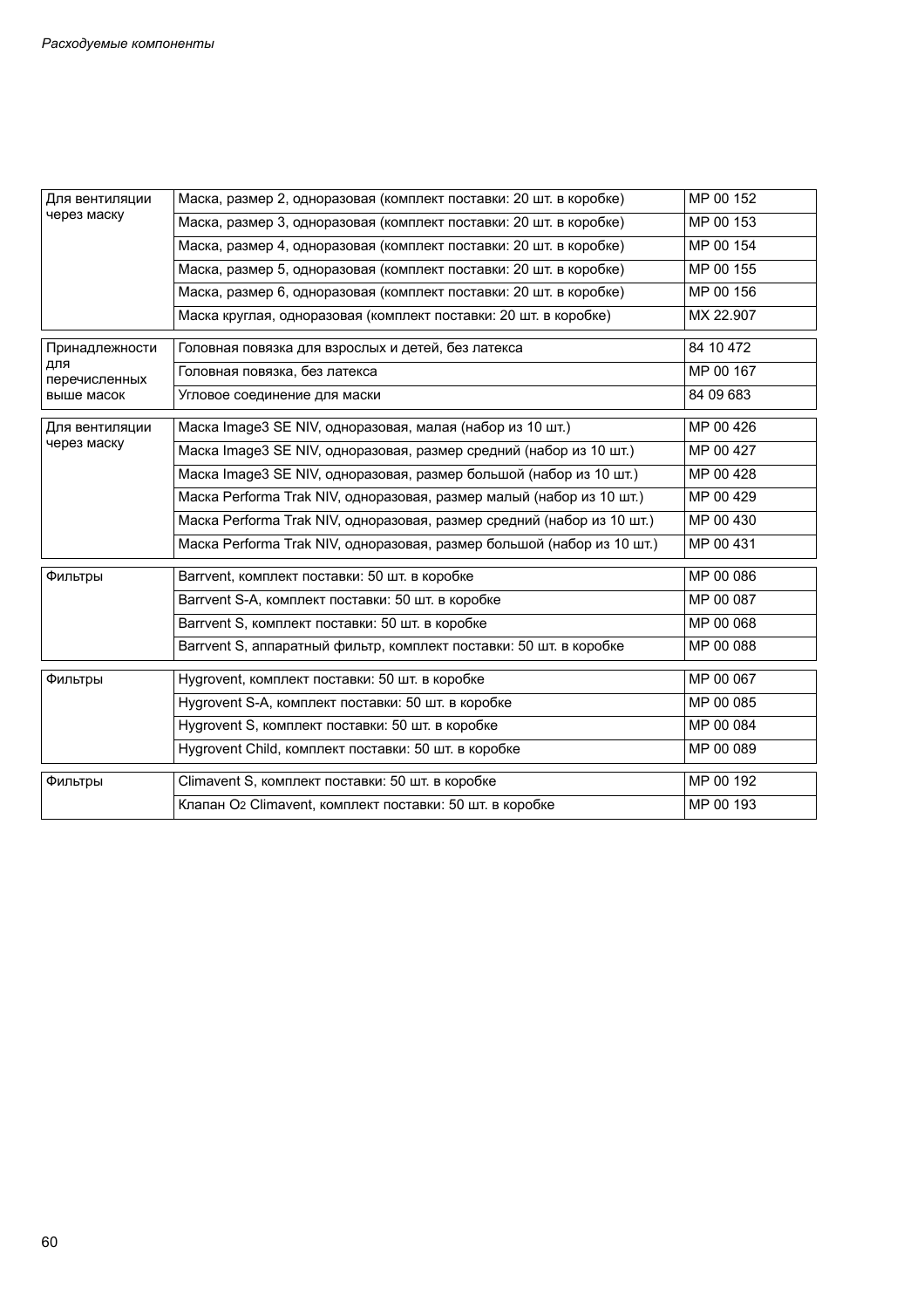| Для вентиляции через маску | Маска, размер 2, одноразовая (комплект поставки: 20 шт. в коробке) | MP 00 152 |
|---|---|---|
| | Маска, размер 3, одноразовая (комплект поставки: 20 шт. в коробке) | MP 00 153 |
| | Маска, размер 4, одноразовая (комплект поставки: 20 шт. в коробке) | MP 00 154 |
| | Маска, размер 5, одноразовая (комплект поставки: 20 шт. в коробке) | MP 00 155 |
| | Маска, размер 6, одноразовая (комплект поставки: 20 шт. в коробке) | MP 00 156 |
| | Маска круглая, одноразовая (комплект поставки: 20 шт. в коробке) | MX 22.907 |

| Принадлежности для перечисленных выше масок | Головная повязка для взрослых и детей, без латекса | 84 10 472 |
|---|---|---|
| | Головная повязка, без латекса | MP 00 167 |
| | Угловое соединение для маски | 84 09 683 |

| Для вентиляции через маску | Маска Image3 SE NIV, одноразовая, малая (набор из 10 шт.) | MP 00 426 |
|---|---|---|
| | Маска Image3 SE NIV, одноразовая, размер средний (набор из 10 шт.) | MP 00 427 |
| | Маска Image3 SE NIV, одноразовая, размер большой (набор из 10 шт.) | MP 00 428 |
| | Маска Performa Trak NIV, одноразовая, размер малый (набор из 10 шт.) | MP 00 429 |
| | Маска Performa Trak NIV, одноразовая, размер средний (набор из 10 шт.) | MP 00 430 |
| | Маска Performa Trak NIV, одноразовая, размер большой (набор из 10 шт.) | MP 00 431 |

| Фильтры | Barrvent, комплект поставки: 50 шт. в коробке | MP 00 086 |
|---|---|---|
| | Barrvent S-A, комплект поставки: 50 шт. в коробке | MP 00 087 |
| | Barrvent S, комплект поставки: 50 шт. в коробке | MP 00 068 |
| | Barrvent S, аппаратный фильтр, комплект поставки: 50 шт. в коробке | MP 00 088 |

| Фильтры | Hygrovent, комплект поставки: 50 шт. в коробке | MP 00 067 |
|---|---|---|
| | Hygrovent S-A, комплект поставки: 50 шт. в коробке | MP 00 085 |
| | Hygrovent S, комплект поставки: 50 шт. в коробке | MP 00 084 |
| | Hygrovent Child, комплект поставки: 50 шт. в коробке | MP 00 089 |

| Фильтры | Climavent S, комплект поставки: 50 шт. в коробке | MP 00 192 |
|---|---|---|
| | Клапан $O_2$ Climavent, комплект поставки: 50 шт. в коробке | MP 00 193 |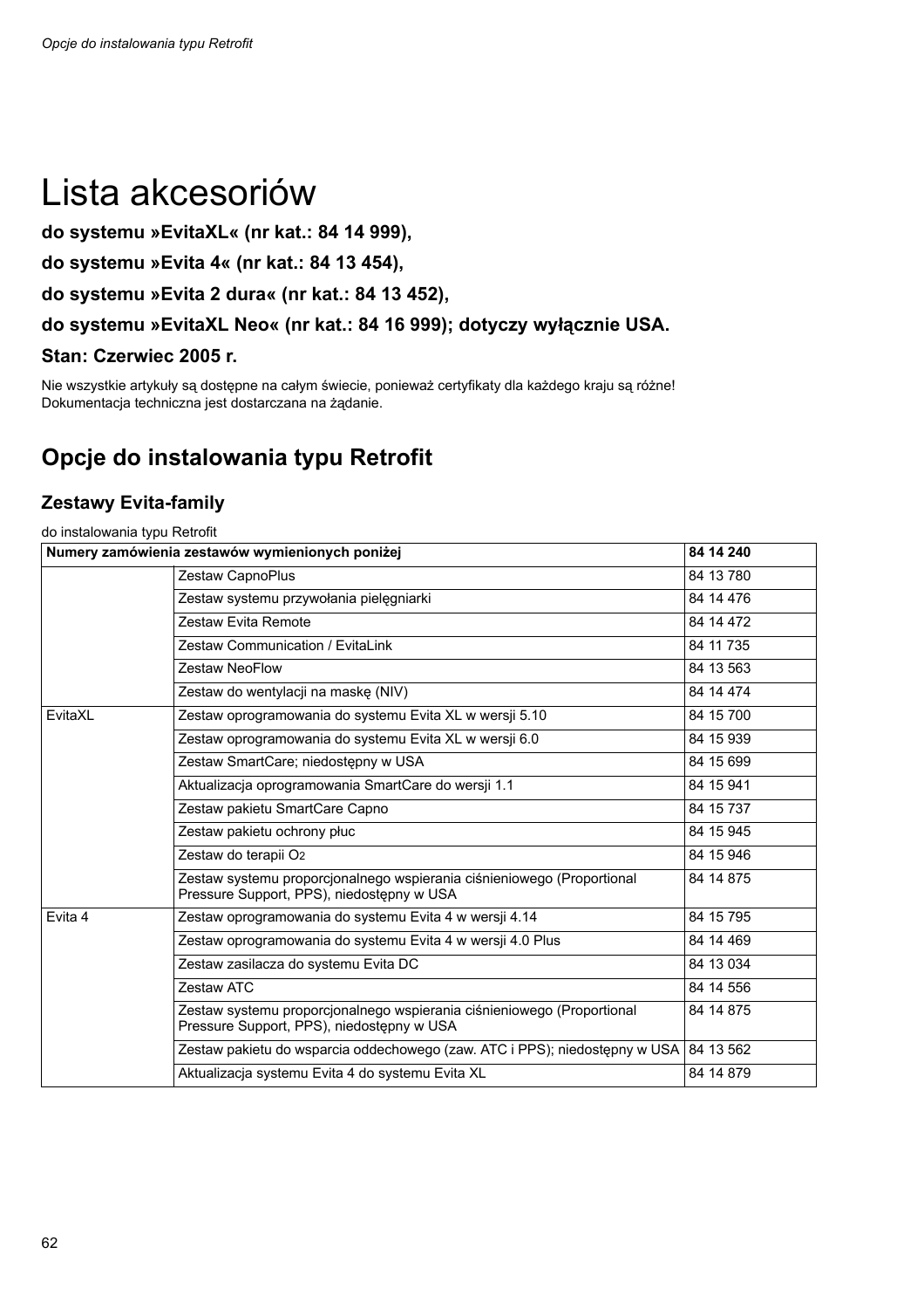# Lista akcesoriów

**do systemu »EvitaXL« (nr kat.: 84 14 999),**

**do systemu »Evita 4« (nr kat.: 84 13 454),**

**do systemu »Evita 2 dura« (nr kat.: 84 13 452),**

**do systemu »EvitaXL Neo« (nr kat.: 84 16 999); dotyczy wyłącznie USA.**

**Stan: Czerwiec 2005 r.**

Nie wszystkie artykuły są dostępne na całym świecie, ponieważ certyfikaty dla każdego kraju są różne!
Dokumentacja techniczna jest dostarczana na żądanie.

## Opcje do instalowania typu Retrofit

### Zestawy Evita-family

do instalowania typu Retrofit

| Numery zamówienia zestawów wymienionych poniżej | | 84 14 240 |
|---|---|---|
| | Zestaw CapnoPlus | 84 13 780 |
| | Zestaw systemu przywołania pielęgniarki | 84 14 476 |
| | Zestaw Evita Remote | 84 14 472 |
| | Zestaw Communication / EvitaLink | 84 11 735 |
| | Zestaw NeoFlow | 84 13 563 |
| | Zestaw do wentylacji na maskę (NIV) | 84 14 474 |
| EvitaXL | Zestaw oprogramowania do systemu Evita XL w wersji 5.10 | 84 15 700 |
| | Zestaw oprogramowania do systemu Evita XL w wersji 6.0 | 84 15 939 |
| | Zestaw SmartCare; niedostępny w USA | 84 15 699 |
| | Aktualizacja oprogramowania SmartCare do wersji 1.1 | 84 15 941 |
| | Zestaw pakietu SmartCare Capno | 84 15 737 |
| | Zestaw pakietu ochrony płuc | 84 15 945 |
| | Zestaw do terapii $O_2$ | 84 15 946 |
| | Zestaw systemu proporcjonalnego wspierania ciśnieniowego (Proportional Pressure Support, PPS), niedostępny w USA | 84 14 875 |
| Evita 4 | Zestaw oprogramowania do systemu Evita 4 w wersji 4.14 | 84 15 795 |
| | Zestaw oprogramowania do systemu Evita 4 w wersji 4.0 Plus | 84 14 469 |
| | Zestaw zasilacza do systemu Evita DC | 84 13 034 |
| | Zestaw ATC | 84 14 556 |
| | Zestaw systemu proporcjonalnego wspierania ciśnieniowego (Proportional Pressure Support, PPS), niedostępny w USA | 84 14 875 |
| | Zestaw pakietu do wsparcia oddechowego (zaw. ATC i PPS); niedostępny w USA | 84 13 562 |
| | Aktualizacja systemu Evita 4 do systemu Evita XL | 84 14 879 |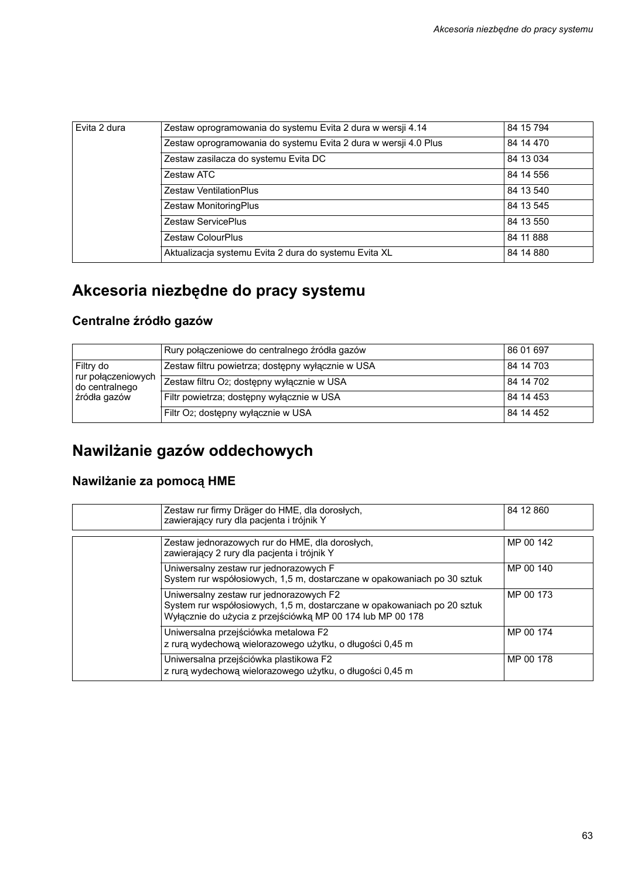| Evita 2 dura | Zestaw oprogramowania do systemu Evita 2 dura w wersji 4.14 | 84 15 794 |
|---|---|---|
| | Zestaw oprogramowania do systemu Evita 2 dura w wersji 4.0 Plus | 84 14 470 |
| | Zestaw zasilacza do systemu Evita DC | 84 13 034 |
| | Zestaw ATC | 84 14 556 |
| | Zestaw VentilationPlus | 84 13 540 |
| | Zestaw MonitoringPlus | 84 13 545 |
| | Zestaw ServicePlus | 84 13 550 |
| | Zestaw ColourPlus | 84 11 888 |
| | Aktualizacja systemu Evita 2 dura do systemu Evita XL | 84 14 880 |

# Akcesoria niezbędne do pracy systemu

## Centralne źródło gazów

| | Rury połączeniowe do centralnego źródła gazów | 86 01 697 |
|---|---|---|
| Filtry do rur połączeniowych do centralnego źródła gazów | Zestaw filtru powietrza; dostępny wyłącznie w USA | 84 14 703 |
| | Zestaw filtru $O_2$; dostępny wyłącznie w USA | 84 14 702 |
| | Filtr powietrza; dostępny wyłącznie w USA | 84 14 453 |
| | Filtr $O_2$; dostępny wyłącznie w USA | 84 14 452 |

# Nawilżanie gazów oddechowych

## Nawilżanie za pomocą HME

| | Zestaw rur firmy Dräger do HME, dla dorosłych, zawierający rury dla pacjenta i trójnik Y | 84 12 860 |
|---|---|---|

| | Zestaw jednorazowych rur do HME, dla dorosłych, zawierający 2 rury dla pacjenta i trójnik Y | MP 00 142 |
|---|---|---|
| | Uniwersalny zestaw rur jednorazowych F<br>System rur współosiowych, 1,5 m, dostarczane w opakowaniach po 30 sztuk | MP 00 140 |
| | Uniwersalny zestaw rur jednorazowych F2<br>System rur współosiowych, 1,5 m, dostarczane w opakowaniach po 20 sztuk<br>Wyłącznie do użycia z przejściówką MP 00 174 lub MP 00 178 | MP 00 173 |
| | Uniwersalna przejściówka metalowa F2<br>z rurą wydechową wielorazowego użytku, o długości 0,45 m | MP 00 174 |
| | Uniwersalna przejściówka plastikowa F2<br>z rurą wydechową wielorazowego użytku, o długości 0,45 m | MP 00 178 |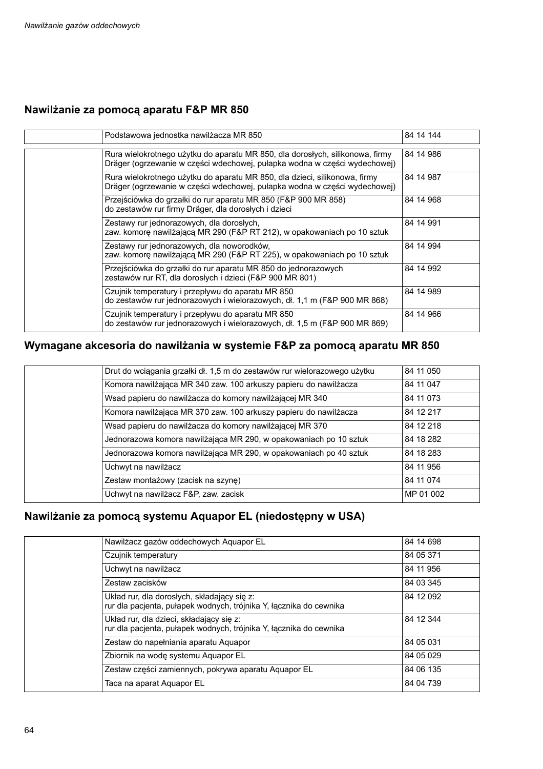## Nawilżanie za pomocą aparatu F&P MR 850

| | | |
|---|---|---|
| | Podstawowa jednostka nawilżacza MR 850 | 84 14 144 |

| | | |
|---|---|---|
| | Rura wielokrotnego użytku do aparatu MR 850, dla dorosłych, silikonowa, firmy Dräger (ogrzewanie w części wdechowej, pułapka wodna w części wydechowej) | 84 14 986 |
| | Rura wielokrotnego użytku do aparatu MR 850, dla dzieci, silikonowa, firmy Dräger (ogrzewanie w części wdechowej, pułapka wodna w części wydechowej) | 84 14 987 |
| | Przejściówka do grzałki do rur aparatu MR 850 (F&P 900 MR 858) do zestawów rur firmy Dräger, dla dorosłych i dzieci | 84 14 968 |
| | Zestawy rur jednorazowych, dla dorosłych, zaw. komorę nawilżającą MR 290 (F&P RT 212), w opakowaniach po 10 sztuk | 84 14 991 |
| | Zestawy rur jednorazowych, dla noworodków, zaw. komorę nawilżającą MR 290 (F&P RT 225), w opakowaniach po 10 sztuk | 84 14 994 |
| | Przejściówka do grzałki do rur aparatu MR 850 do jednorazowych zestawów rur RT, dla dorosłych i dzieci (F&P 900 MR 801) | 84 14 992 |
| | Czujnik temperatury i przepływu do aparatu MR 850 do zestawów rur jednorazowych i wielorazowych, dł. 1,1 m (F&P 900 MR 868) | 84 14 989 |
| | Czujnik temperatury i przepływu do aparatu MR 850 do zestawów rur jednorazowych i wielorazowych, dł. 1,5 m (F&P 900 MR 869) | 84 14 966 |

## Wymagane akcesoria do nawilżania w systemie F&P za pomocą aparatu MR 850

| | | |
|---|---|---|
| | Drut do wciągania grzałki dł. 1,5 m do zestawów rur wielorazowego użytku | 84 11 050 |
| | Komora nawilżająca MR 340 zaw. 100 arkuszy papieru do nawilżacza | 84 11 047 |
| | Wsad papieru do nawilżacza do komory nawilżającej MR 340 | 84 11 073 |
| | Komora nawilżająca MR 370 zaw. 100 arkuszy papieru do nawilżacza | 84 12 217 |
| | Wsad papieru do nawilżacza do komory nawilżającej MR 370 | 84 12 218 |
| | Jednorazowa komora nawilżająca MR 290, w opakowaniach po 10 sztuk | 84 18 282 |
| | Jednorazowa komora nawilżająca MR 290, w opakowaniach po 40 sztuk | 84 18 283 |
| | Uchwyt na nawilżacz | 84 11 956 |
| | Zestaw montażowy (zacisk na szynę) | 84 11 074 |
| | Uchwyt na nawilżacz F&P, zaw. zacisk | MP 01 002 |

## Nawilżanie za pomocą systemu Aquapor EL (niedostępny w USA)

| | | |
|---|---|---|
| | Nawilżacz gazów oddechowych Aquapor EL | 84 14 698 |
| | Czujnik temperatury | 84 05 371 |
| | Uchwyt na nawilżacz | 84 11 956 |
| | Zestaw zacisków | 84 03 345 |
| | Układ rur, dla dorosłych, składający się z: rur dla pacjenta, pułapek wodnych, trójnika Y, łącznika do cewnika | 84 12 092 |
| | Układ rur, dla dzieci, składający się z: rur dla pacjenta, pułapek wodnych, trójnika Y, łącznika do cewnika | 84 12 344 |
| | Zestaw do napełniania aparatu Aquapor | 84 05 031 |
| | Zbiornik na wodę systemu Aquapor EL | 84 05 029 |
| | Zestaw części zamiennych, pokrywa aparatu Aquapor EL | 84 06 135 |
| | Taca na aparat Aquapor EL | 84 04 739 |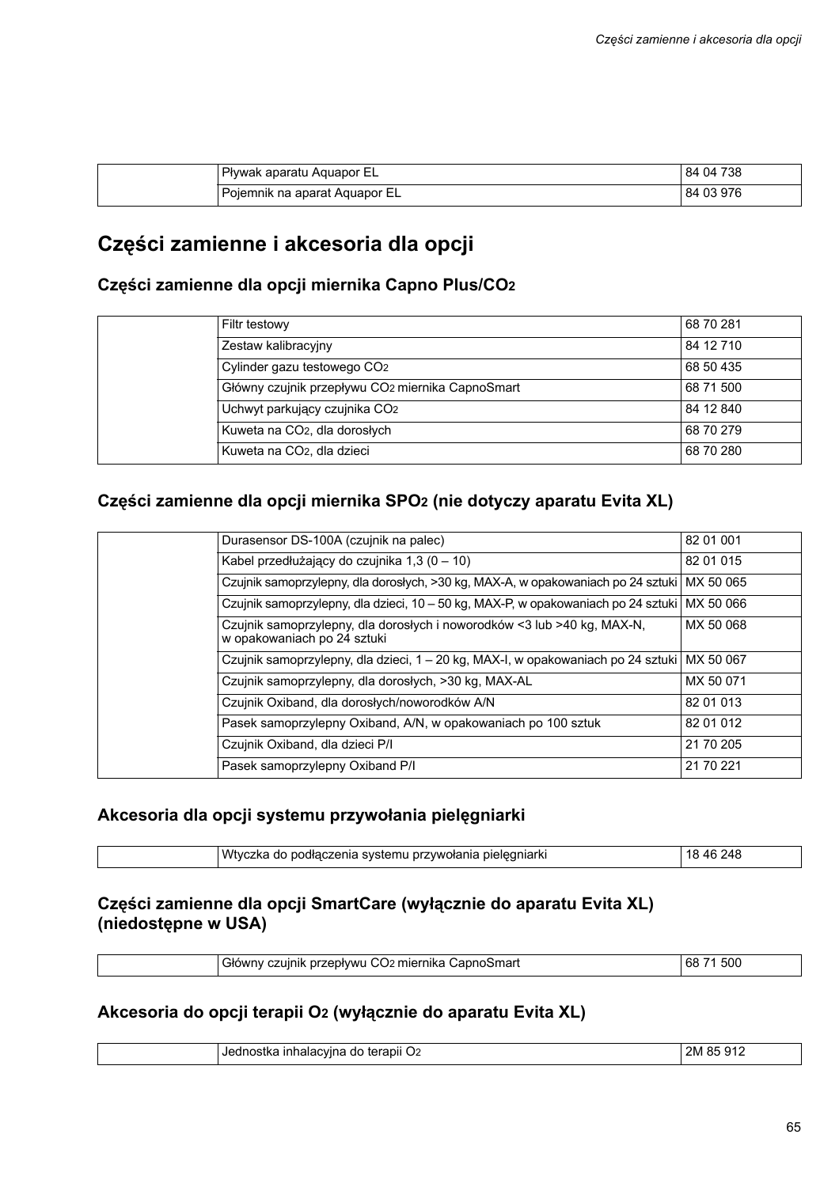| | | |
|---|---|---|
| | Pływak aparatu Aquapor EL | 84 04 738 |
| | Pojemnik na aparat Aquapor EL | 84 03 976 |

## Części zamienne i akcesoria dla opcji

### Części zamienne dla opcji miernika Capno Plus/$CO_2$

| | | |
|---|---|---|
| | Filtr testowy | 68 70 281 |
| | Zestaw kalibracyjny | 84 12 710 |
| | Cylinder gazu testowego $CO_2$ | 68 50 435 |
| | Główny czujnik przepływu $CO_2$ miernika CapnoSmart | 68 71 500 |
| | Uchwyt parkujący czujnika $CO_2$ | 84 12 840 |
| | Kuweta na $CO_2$, dla dorosłych | 68 70 279 |
| | Kuweta na $CO_2$, dla dzieci | 68 70 280 |

### Części zamienne dla opcji miernika $SPO_2$ (nie dotyczy aparatu Evita XL)

| | | |
|---|---|---|
| | Durasensor DS-100A (czujnik na palec) | 82 01 001 |
| | Kabel przedłużający do czujnika 1,3 (0 – 10) | 82 01 015 |
| | Czujnik samoprzylepny, dla dorosłych, >30 kg, MAX-A, w opakowaniach po 24 sztuki | MX 50 065 |
| | Czujnik samoprzylepny, dla dzieci, 10 – 50 kg, MAX-P, w opakowaniach po 24 sztuki | MX 50 066 |
| | Czujnik samoprzylepny, dla dorosłych i noworodków <3 lub >40 kg, MAX-N, w opakowaniach po 24 sztuki | MX 50 068 |
| | Czujnik samoprzylepny, dla dzieci, 1 – 20 kg, MAX-I, w opakowaniach po 24 sztuki | MX 50 067 |
| | Czujnik samoprzylepny, dla dorosłych, >30 kg, MAX-AL | MX 50 071 |
| | Czujnik Oxiband, dla dorosłych/noworodków A/N | 82 01 013 |
| | Pasek samoprzylepny Oxiband, A/N, w opakowaniach po 100 sztuk | 82 01 012 |
| | Czujnik Oxiband, dla dzieci P/I | 21 70 205 |
| | Pasek samoprzylepny Oxiband P/I | 21 70 221 |

### Akcesoria dla opcji systemu przywołania pielęgniarki

| | | |
|---|---|---|
| | Wtyczka do podłączenia systemu przywołania pielęgniarki | 18 46 248 |

### Części zamienne dla opcji SmartCare (wyłącznie do aparatu Evita XL) (niedostępne w USA)

| | | |
|---|---|---|
| | Główny czujnik przepływu $CO_2$ miernika CapnoSmart | 68 71 500 |

### Akcesoria do opcji terapii $O_2$ (wyłącznie do aparatu Evita XL)

| | | |
|---|---|---|
| | Jednostka inhalacyjna do terapii $O_2$ | 2M 85 912 |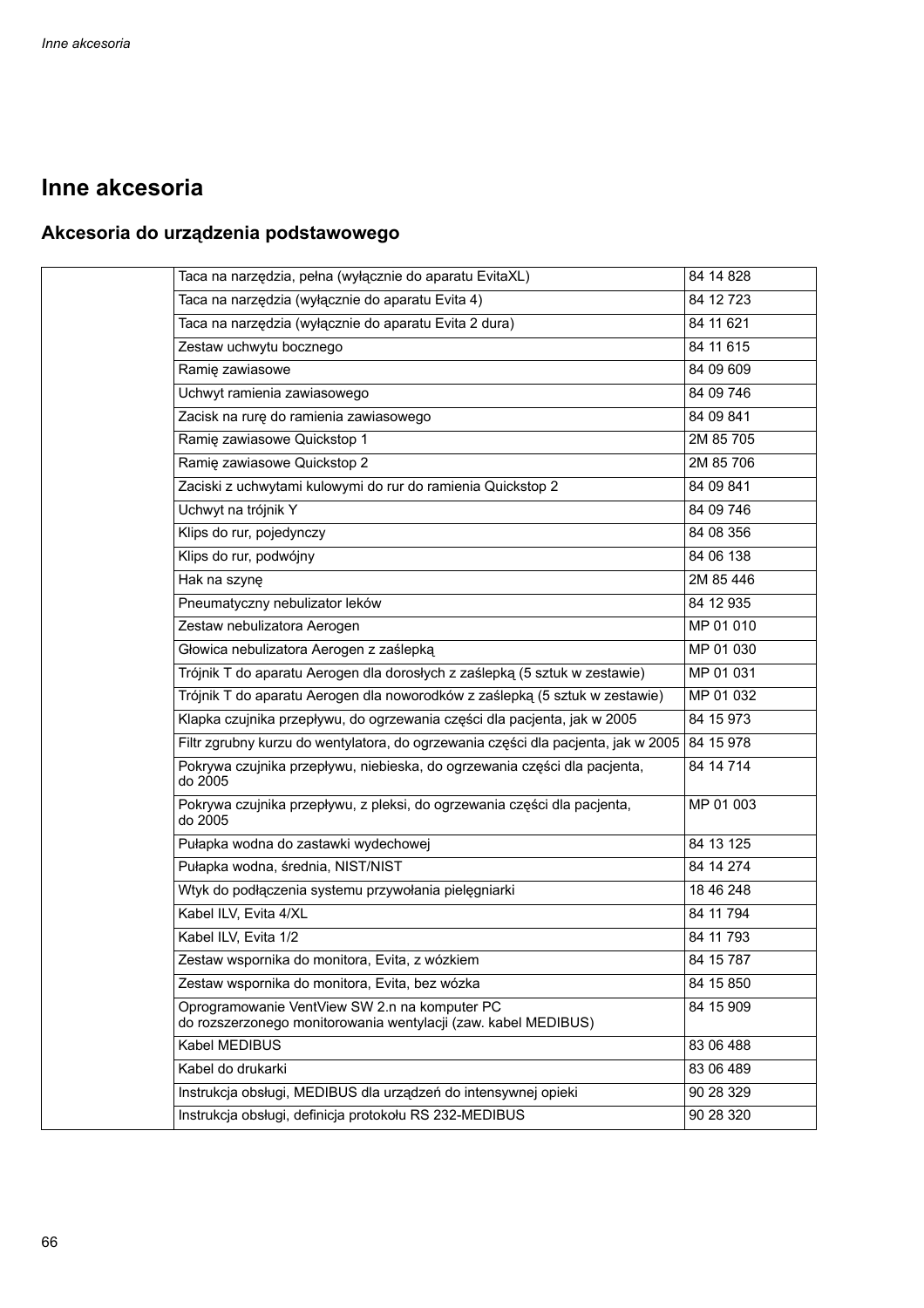# Inne akcesoria

## Akcesoria do urządzenia podstawowego

| | | |
|---|---|---|
| | Taca na narzędzia, pełna (wyłącznie do aparatu EvitaXL) | 84 14 828 |
| | Taca na narzędzia (wyłącznie do aparatu Evita 4) | 84 12 723 |
| | Taca na narzędzia (wyłącznie do aparatu Evita 2 dura) | 84 11 621 |
| | Zestaw uchwytu bocznego | 84 11 615 |
| | Ramię zawiasowe | 84 09 609 |
| | Uchwyt ramienia zawiasowego | 84 09 746 |
| | Zacisk na rurę do ramienia zawiasowego | 84 09 841 |
| | Ramię zawiasowe Quickstop 1 | 2M 85 705 |
| | Ramię zawiasowe Quickstop 2 | 2M 85 706 |
| | Zaciski z uchwytami kulowymi do rur do ramienia Quickstop 2 | 84 09 841 |
| | Uchwyt na trójnik Y | 84 09 746 |
| | Klips do rur, pojedynczy | 84 08 356 |
| | Klips do rur, podwójny | 84 06 138 |
| | Hak na szynę | 2M 85 446 |
| | Pneumatyczny nebulizator leków | 84 12 935 |
| | Zestaw nebulizatora Aerogen | MP 01 010 |
| | Głowica nebulizatora Aerogen z zaślepką | MP 01 030 |
| | Trójnik T do aparatu Aerogen dla dorosłych z zaślepką (5 sztuk w zestawie) | MP 01 031 |
| | Trójnik T do aparatu Aerogen dla noworodków z zaślepką (5 sztuk w zestawie) | MP 01 032 |
| | Klapka czujnika przepływu, do ogrzewania części dla pacjenta, jak w 2005 | 84 15 973 |
| | Filtr zgrubny kurzu do wentylatora, do ogrzewania części dla pacjenta, jak w 2005 | 84 15 978 |
| | Pokrywa czujnika przepływu, niebieska, do ogrzewania części dla pacjenta, do 2005 | 84 14 714 |
| | Pokrywa czujnika przepływu, z pleksi, do ogrzewania części dla pacjenta, do 2005 | MP 01 003 |
| | Pułapka wodna do zastawki wydechowej | 84 13 125 |
| | Pułapka wodna, średnia, NIST/NIST | 84 14 274 |
| | Wtyk do podłączenia systemu przywołania pielęgniarki | 18 46 248 |
| | Kabel ILV, Evita 4/XL | 84 11 794 |
| | Kabel ILV, Evita 1/2 | 84 11 793 |
| | Zestaw wspornika do monitora, Evita, z wózkiem | 84 15 787 |
| | Zestaw wspornika do monitora, Evita, bez wózka | 84 15 850 |
| | Oprogramowanie VentView SW 2.n na komputer PC do rozszerzonego monitorowania wentylacji (zaw. kabel MEDIBUS) | 84 15 909 |
| | Kabel MEDIBUS | 83 06 488 |
| | Kabel do drukarki | 83 06 489 |
| | Instrukcja obsługi, MEDIBUS dla urządzeń do intensywnej opieki | 90 28 329 |
| | Instrukcja obsługi, definicja protokołu RS 232-MEDIBUS | 90 28 320 |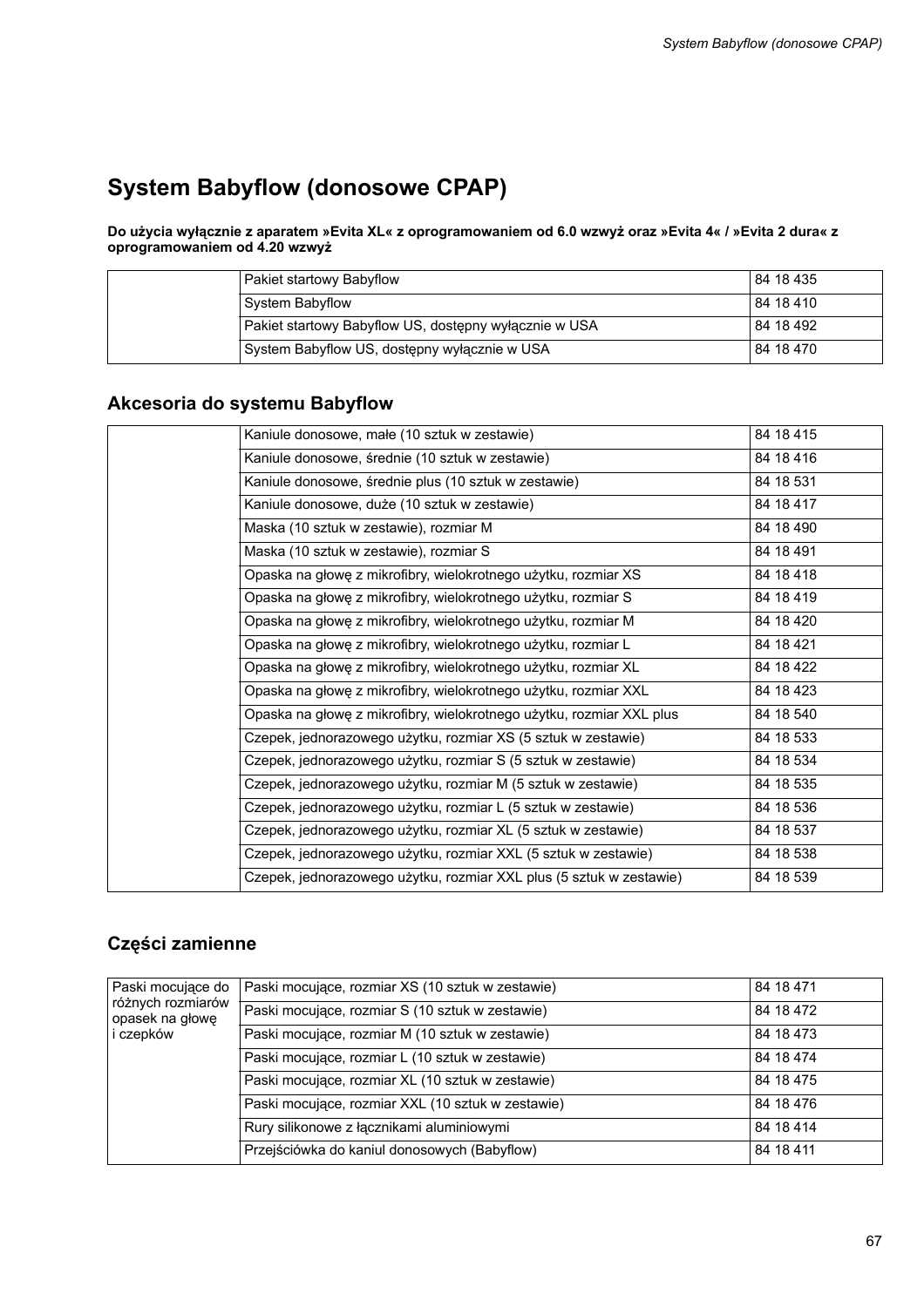# System Babyflow (donosowe CPAP)

**Do użycia wyłącznie z aparatem »Evita XL« z oprogramowaniem od 6.0 wzwyż oraz »Evita 4« / »Evita 2 dura« z oprogramowaniem od 4.20 wzwyż**

| | | |
|---|---|---|
| | Pakiet startowy Babyflow | 84 18 435 |
| | System Babyflow | 84 18 410 |
| | Pakiet startowy Babyflow US, dostępny wyłącznie w USA | 84 18 492 |
| | System Babyflow US, dostępny wyłącznie w USA | 84 18 470 |

## Akcesoria do systemu Babyflow

| | | |
|---|---|---|
| | Kaniule donosowe, małe (10 sztuk w zestawie) | 84 18 415 |
| | Kaniule donosowe, średnie (10 sztuk w zestawie) | 84 18 416 |
| | Kaniule donosowe, średnie plus (10 sztuk w zestawie) | 84 18 531 |
| | Kaniule donosowe, duże (10 sztuk w zestawie) | 84 18 417 |
| | Maska (10 sztuk w zestawie), rozmiar M | 84 18 490 |
| | Maska (10 sztuk w zestawie), rozmiar S | 84 18 491 |
| | Opaska na głowę z mikrofibry, wielokrotnego użytku, rozmiar XS | 84 18 418 |
| | Opaska na głowę z mikrofibry, wielokrotnego użytku, rozmiar S | 84 18 419 |
| | Opaska na głowę z mikrofibry, wielokrotnego użytku, rozmiar M | 84 18 420 |
| | Opaska na głowę z mikrofibry, wielokrotnego użytku, rozmiar L | 84 18 421 |
| | Opaska na głowę z mikrofibry, wielokrotnego użytku, rozmiar XL | 84 18 422 |
| | Opaska na głowę z mikrofibry, wielokrotnego użytku, rozmiar XXL | 84 18 423 |
| | Opaska na głowę z mikrofibry, wielokrotnego użytku, rozmiar XXL plus | 84 18 540 |
| | Czepek, jednorazowego użytku, rozmiar XS (5 sztuk w zestawie) | 84 18 533 |
| | Czepek, jednorazowego użytku, rozmiar S (5 sztuk w zestawie) | 84 18 534 |
| | Czepek, jednorazowego użytku, rozmiar M (5 sztuk w zestawie) | 84 18 535 |
| | Czepek, jednorazowego użytku, rozmiar L (5 sztuk w zestawie) | 84 18 536 |
| | Czepek, jednorazowego użytku, rozmiar XL (5 sztuk w zestawie) | 84 18 537 |
| | Czepek, jednorazowego użytku, rozmiar XXL (5 sztuk w zestawie) | 84 18 538 |
| | Czepek, jednorazowego użytku, rozmiar XXL plus (5 sztuk w zestawie) | 84 18 539 |

## Części zamienne

| | | |
|---|---|---|
| Paski mocujące do różnych rozmiarów opasek na głowę i czepków | Paski mocujące, rozmiar XS (10 sztuk w zestawie) | 84 18 471 |
| | Paski mocujące, rozmiar S (10 sztuk w zestawie) | 84 18 472 |
| | Paski mocujące, rozmiar M (10 sztuk w zestawie) | 84 18 473 |
| | Paski mocujące, rozmiar L (10 sztuk w zestawie) | 84 18 474 |
| | Paski mocujące, rozmiar XL (10 sztuk w zestawie) | 84 18 475 |
| | Paski mocujące, rozmiar XXL (10 sztuk w zestawie) | 84 18 476 |
| | Rury silikonowe z łącznikami aluminiowymi | 84 18 414 |
| | Przejściówka do kaniul donosowych (Babyflow) | 84 18 411 |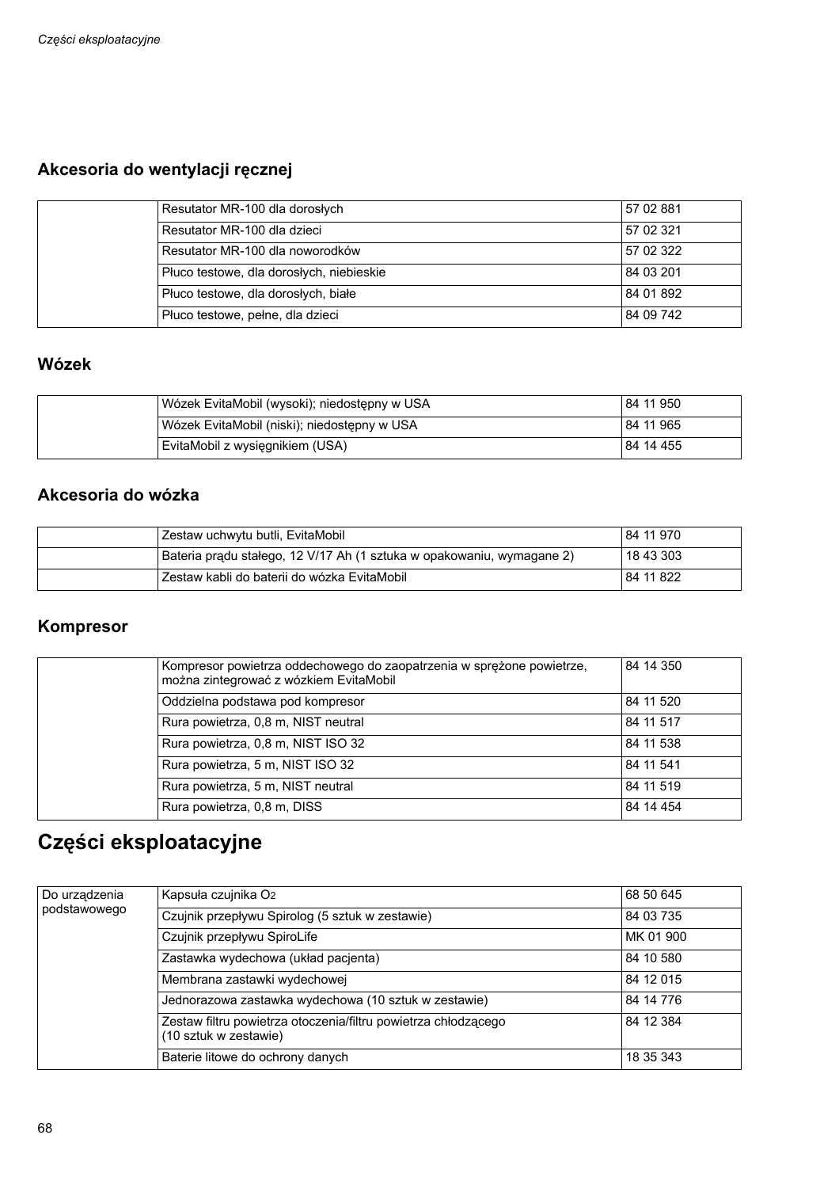### Akcesoria do wentylacji ręcznej

| | | |
|---|---|---|
| | Resutator MR-100 dla dorosłych | 57 02 881 |
| | Resutator MR-100 dla dzieci | 57 02 321 |
| | Resutator MR-100 dla noworodków | 57 02 322 |
| | Płuco testowe, dla dorosłych, niebieskie | 84 03 201 |
| | Płuco testowe, dla dorosłych, białe | 84 01 892 |
| | Płuco testowe, pełne, dla dzieci | 84 09 742 |

### Wózek

| | | |
|---|---|---|
| | Wózek EvitaMobil (wysoki); niedostępny w USA | 84 11 950 |
| | Wózek EvitaMobil (niski); niedostępny w USA | 84 11 965 |
| | EvitaMobil z wysięgnikiem (USA) | 84 14 455 |

### Akcesoria do wózka

| | | |
|---|---|---|
| | Zestaw uchwytu butli, EvitaMobil | 84 11 970 |
| | Bateria prądu stałego, 12 V/17 Ah (1 sztuka w opakowaniu, wymagane 2) | 18 43 303 |
| | Zestaw kabli do baterii do wózka EvitaMobil | 84 11 822 |

### Kompresor

| | | |
|---|---|---|
| | Kompresor powietrza oddechowego do zaopatrzenia w sprężone powietrze, można zintegrować z wózkiem EvitaMobil | 84 14 350 |
| | Oddzielna podstawa pod kompresor | 84 11 520 |
| | Rura powietrza, 0,8 m, NIST neutral | 84 11 517 |
| | Rura powietrza, 0,8 m, NIST ISO 32 | 84 11 538 |
| | Rura powietrza, 5 m, NIST ISO 32 | 84 11 541 |
| | Rura powietrza, 5 m, NIST neutral | 84 11 519 |
| | Rura powietrza, 0,8 m, DISS | 84 14 454 |

## Części eksploatacyjne

| | | |
|---|---|---|
| Do urządzenia podstawowego | Kapsuła czujnika $O_2$ | 68 50 645 |
| | Czujnik przepływu Spirolog (5 sztuk w zestawie) | 84 03 735 |
| | Czujnik przepływu SpiroLife | MK 01 900 |
| | Zastawka wydechowa (układ pacjenta) | 84 10 580 |
| | Membrana zastawki wydechowej | 84 12 015 |
| | Jednorazowa zastawka wydechowa (10 sztuk w zestawie) | 84 14 776 |
| | Zestaw filtru powietrza otoczenia/filtru powietrza chłodzącego (10 sztuk w zestawie) | 84 12 384 |
| | Baterie litowe do ochrony danych | 18 35 343 |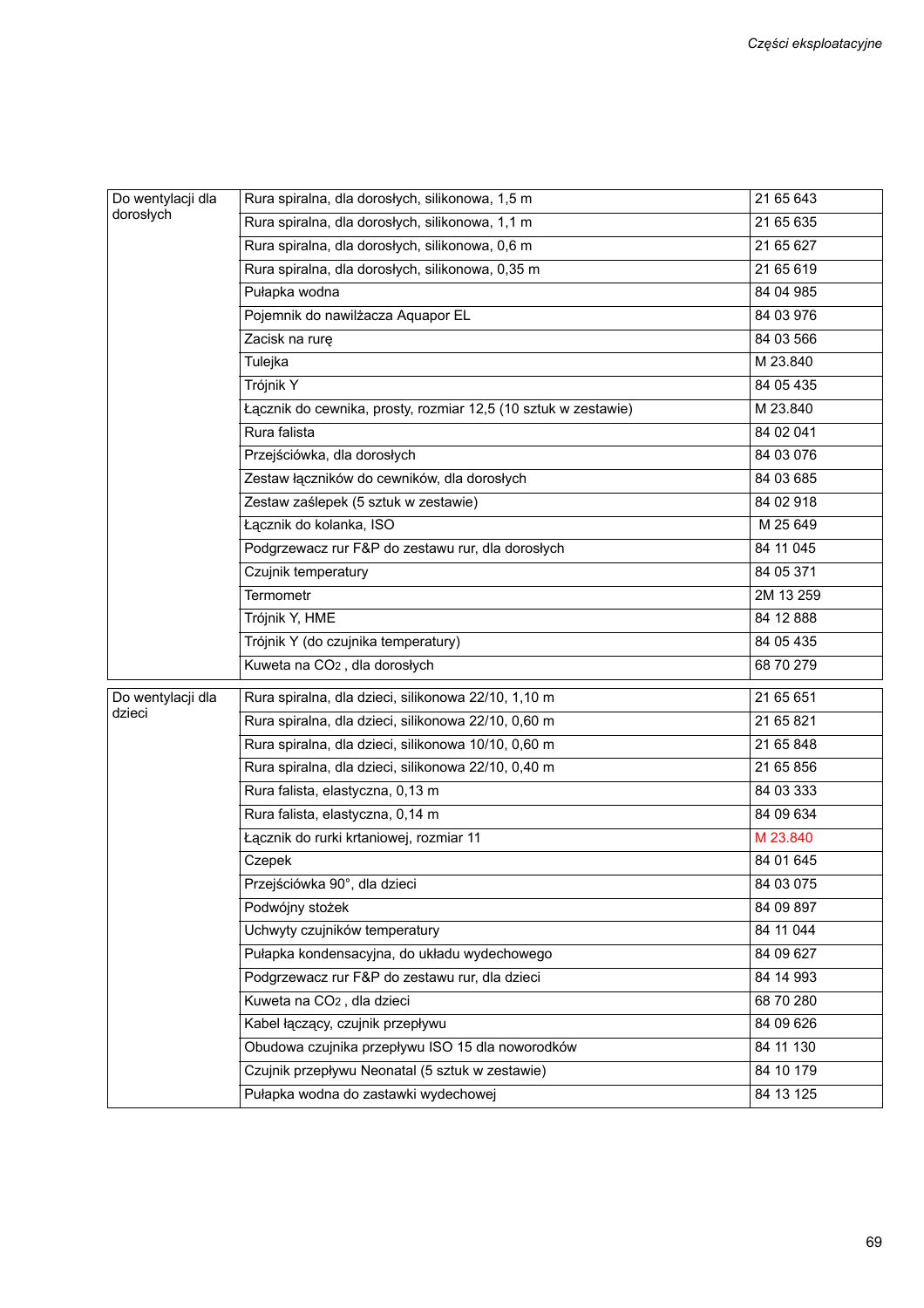| | | |
|---|---|---|
| Do wentylacji dla dorosłych | Rura spiralna, dla dorosłych, silikonowa, 1,5 m | 21 65 643 |
| | Rura spiralna, dla dorosłych, silikonowa, 1,1 m | 21 65 635 |
| | Rura spiralna, dla dorosłych, silikonowa, 0,6 m | 21 65 627 |
| | Rura spiralna, dla dorosłych, silikonowa, 0,35 m | 21 65 619 |
| | Pułapka wodna | 84 04 985 |
| | Pojemnik do nawilżacza Aquapor EL | 84 03 976 |
| | Zacisk na rurę | 84 03 566 |
| | Tulejka | M 23.840 |
| | Trójnik Y | 84 05 435 |
| | Łącznik do cewnika, prosty, rozmiar 12,5 (10 sztuk w zestawie) | M 23.840 |
| | Rura falista | 84 02 041 |
| | Przejściówka, dla dorosłych | 84 03 076 |
| | Zestaw łączników do cewników, dla dorosłych | 84 03 685 |
| | Zestaw zaślepek (5 sztuk w zestawie) | 84 02 918 |
| | Łącznik do kolanka, ISO | M 25 649 |
| | Podgrzewacz rur F&P do zestawu rur, dla dorosłych | 84 11 045 |
| | Czujnik temperatury | 84 05 371 |
| | Termometr | 2M 13 259 |
| | Trójnik Y, HME | 84 12 888 |
| | Trójnik Y (do czujnika temperatury) | 84 05 435 |
| | Kuweta na $CO_2$ , dla dorosłych | 68 70 279 |

| | | |
|---|---|---|
| Do wentylacji dla dzieci | Rura spiralna, dla dzieci, silikonowa 22/10, 1,10 m | 21 65 651 |
| | Rura spiralna, dla dzieci, silikonowa 22/10, 0,60 m | 21 65 821 |
| | Rura spiralna, dla dzieci, silikonowa 10/10, 0,60 m | 21 65 848 |
| | Rura spiralna, dla dzieci, silikonowa 22/10, 0,40 m | 21 65 856 |
| | Rura falista, elastyczna, 0,13 m | 84 03 333 |
| | Rura falista, elastyczna, 0,14 m | 84 09 634 |
| | Łącznik do rurki krtaniowej, rozmiar 11 | M 23.840 |
| | Czepek | 84 01 645 |
| | Przejściówka 90°, dla dzieci | 84 03 075 |
| | Podwójny stożek | 84 09 897 |
| | Uchwyty czujników temperatury | 84 11 044 |
| | Pułapka kondensacyjna, do układu wydechowego | 84 09 627 |
| | Podgrzewacz rur F&P do zestawu rur, dla dzieci | 84 14 993 |
| | Kuweta na $CO_2$ , dla dzieci | 68 70 280 |
| | Kabel łączący, czujnik przepływu | 84 09 626 |
| | Obudowa czujnika przepływu ISO 15 dla noworodków | 84 11 130 |
| | Czujnik przepływu Neonatal (5 sztuk w zestawie) | 84 10 179 |
| | Pułapka wodna do zastawki wydechowej | 84 13 125 |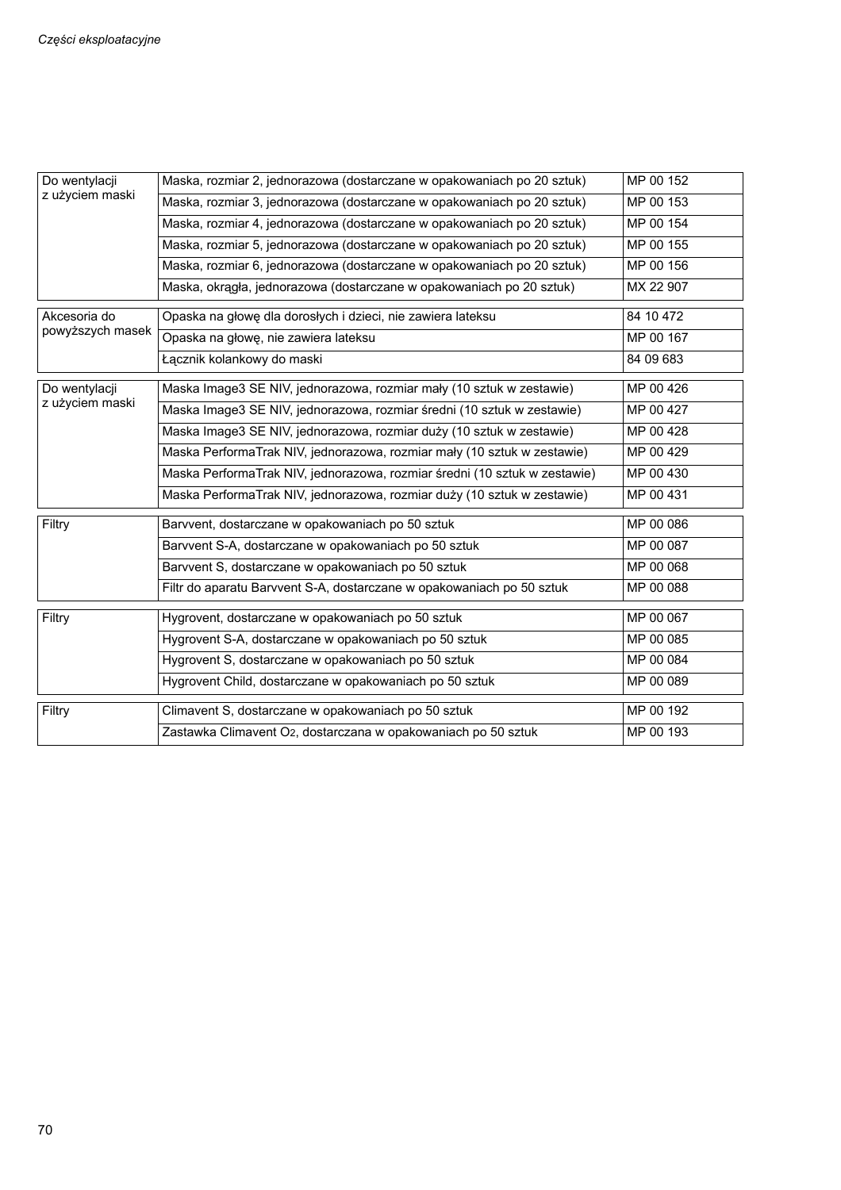| Do wentylacji z użyciem maski | Maska, rozmiar 2, jednorazowa (dostarczane w opakowaniach po 20 sztuk) | MP 00 152 |
|---|---|---|
| | Maska, rozmiar 3, jednorazowa (dostarczane w opakowaniach po 20 sztuk) | MP 00 153 |
| | Maska, rozmiar 4, jednorazowa (dostarczane w opakowaniach po 20 sztuk) | MP 00 154 |
| | Maska, rozmiar 5, jednorazowa (dostarczane w opakowaniach po 20 sztuk) | MP 00 155 |
| | Maska, rozmiar 6, jednorazowa (dostarczane w opakowaniach po 20 sztuk) | MP 00 156 |
| | Maska, okrągła, jednorazowa (dostarczane w opakowaniach po 20 sztuk) | MX 22 907 |

| Akcesoria do powyższych masek | Opaska na głowę dla dorosłych i dzieci, nie zawiera lateksu | 84 10 472 |
|---|---|---|
| | Opaska na głowę, nie zawiera lateksu | MP 00 167 |
| | Łącznik kolankowy do maski | 84 09 683 |

| Do wentylacji z użyciem maski | Maska Image3 SE NIV, jednorazowa, rozmiar mały (10 sztuk w zestawie) | MP 00 426 |
|---|---|---|
| | Maska Image3 SE NIV, jednorazowa, rozmiar średni (10 sztuk w zestawie) | MP 00 427 |
| | Maska Image3 SE NIV, jednorazowa, rozmiar duży (10 sztuk w zestawie) | MP 00 428 |
| | Maska PerformaTrak NIV, jednorazowa, rozmiar mały (10 sztuk w zestawie) | MP 00 429 |
| | Maska PerformaTrak NIV, jednorazowa, rozmiar średni (10 sztuk w zestawie) | MP 00 430 |
| | Maska PerformaTrak NIV, jednorazowa, rozmiar duży (10 sztuk w zestawie) | MP 00 431 |

| Filtry | Barvvent, dostarczane w opakowaniach po 50 sztuk | MP 00 086 |
|---|---|---|
| | Barvvent S-A, dostarczane w opakowaniach po 50 sztuk | MP 00 087 |
| | Barvvent S, dostarczane w opakowaniach po 50 sztuk | MP 00 068 |
| | Filtr do aparatu Barvvent S-A, dostarczane w opakowaniach po 50 sztuk | MP 00 088 |

| Filtry | Hygrovent, dostarczane w opakowaniach po 50 sztuk | MP 00 067 |
|---|---|---|
| | Hygrovent S-A, dostarczane w opakowaniach po 50 sztuk | MP 00 085 |
| | Hygrovent S, dostarczane w opakowaniach po 50 sztuk | MP 00 084 |
| | Hygrovent Child, dostarczane w opakowaniach po 50 sztuk | MP 00 089 |

| Filtry | Climavent S, dostarczane w opakowaniach po 50 sztuk | MP 00 192 |
|---|---|---|
| | Zastawka Climavent $O_2$, dostarczana w opakowaniach po 50 sztuk | MP 00 193 |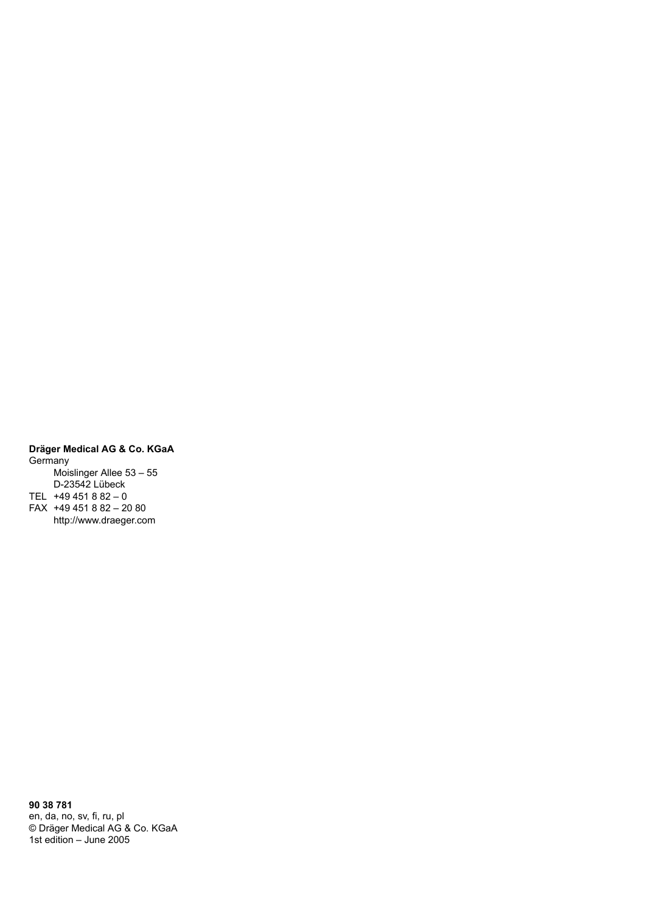**Dräger Medical AG & Co. KGaA**
Germany
Moislinger Allee 53 – 55
D-23542 Lübeck
TEL +49 451 8 82 – 0
FAX +49 451 8 82 – 20 80
http://www.draeger.com

**90 38 781**
en, da, no, sv, fi, ru, pl
© Dräger Medical AG & Co. KGaA
1st edition – June 2005